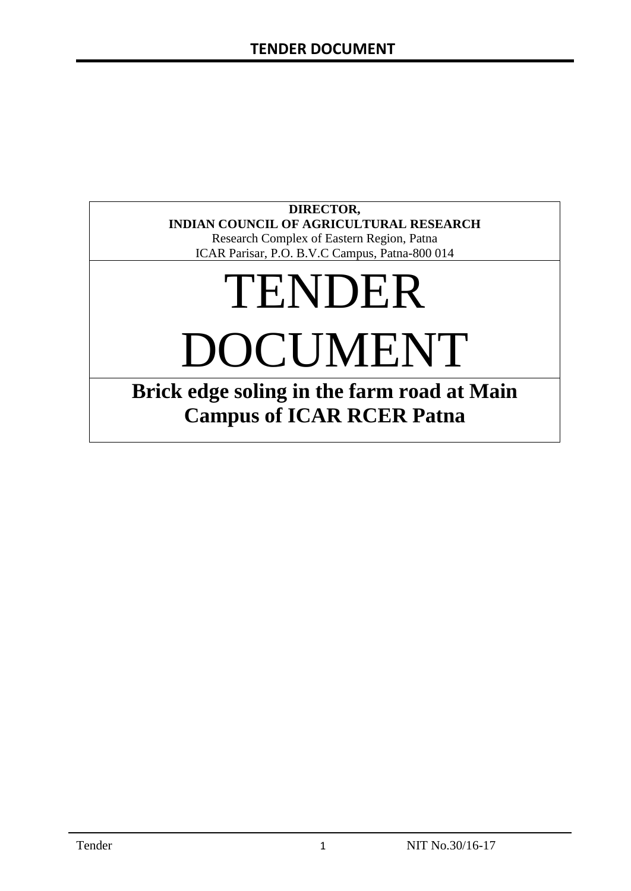**DIRECTOR,**
**INDIAN COUNCIL OF AGRICULTURAL RESEARCH**
Research Complex of Eastern Region, Patna
ICAR Parisar, P.O. B.V.C Campus, Patna-800 014

# TENDER DOCUMENT

## Brick edge soling in the farm road at Main Campus of ICAR RCER Patna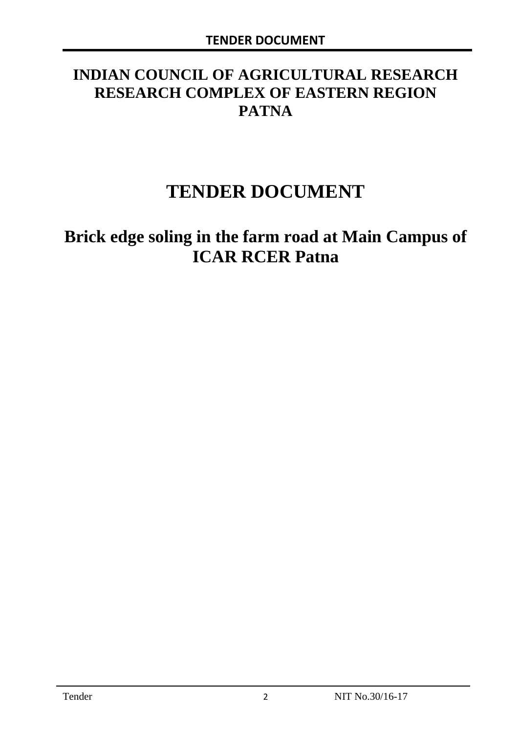# INDIAN COUNCIL OF AGRICULTURAL RESEARCH RESEARCH COMPLEX OF EASTERN REGION PATNA

# TENDER DOCUMENT

## Brick edge soling in the farm road at Main Campus of ICAR RCER Patna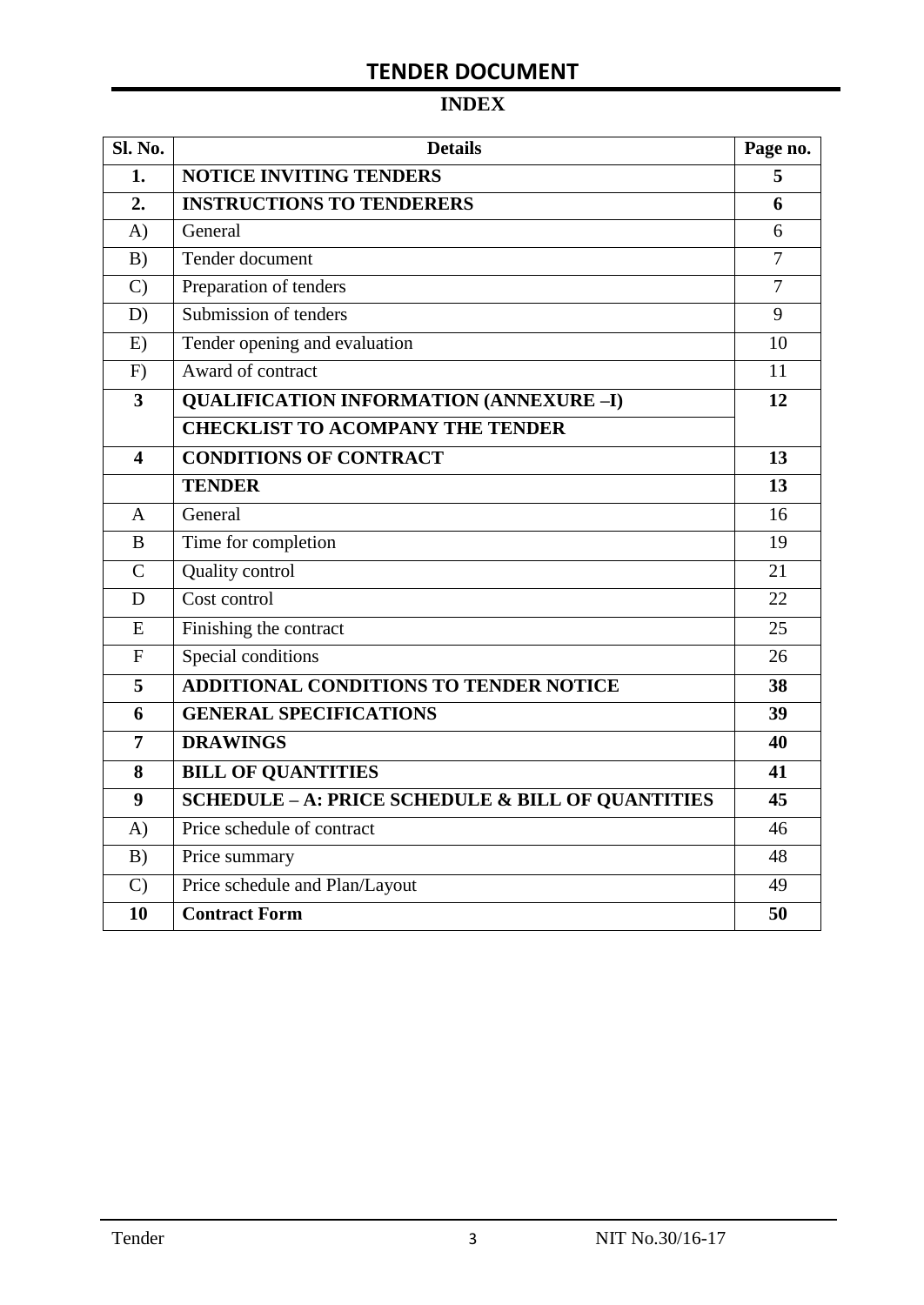# TENDER DOCUMENT

## INDEX

| Sl. No. | Details | Page no. |
|---|---|---|
| **1.** | **NOTICE INVITING TENDERS** | **5** |
| **2.** | **INSTRUCTIONS TO TENDERERS** | **6** |
| A) | General | 6 |
| B) | Tender document | 7 |
| C) | Preparation of tenders | 7 |
| D) | Submission of tenders | 9 |
| E) | Tender opening and evaluation | 10 |
| F) | Award of contract | 11 |
| **3** | **QUALIFICATION INFORMATION (ANNEXURE –I)** | **12** |
| | **CHECKLIST TO ACOMPANY THE TENDER** | |
| **4** | **CONDITIONS OF CONTRACT** | **13** |
| | **TENDER** | **13** |
| A | General | 16 |
| B | Time for completion | 19 |
| C | Quality control | 21 |
| D | Cost control | 22 |
| E | Finishing the contract | 25 |
| F | Special conditions | 26 |
| **5** | **ADDITIONAL CONDITIONS TO TENDER NOTICE** | **38** |
| **6** | **GENERAL SPECIFICATIONS** | **39** |
| **7** | **DRAWINGS** | **40** |
| **8** | **BILL OF QUANTITIES** | **41** |
| **9** | **SCHEDULE – A: PRICE SCHEDULE & BILL OF QUANTITIES** | **45** |
| A) | Price schedule of contract | 46 |
| B) | Price summary | 48 |
| C) | Price schedule and Plan/Layout | 49 |
| **10** | **Contract Form** | **50** |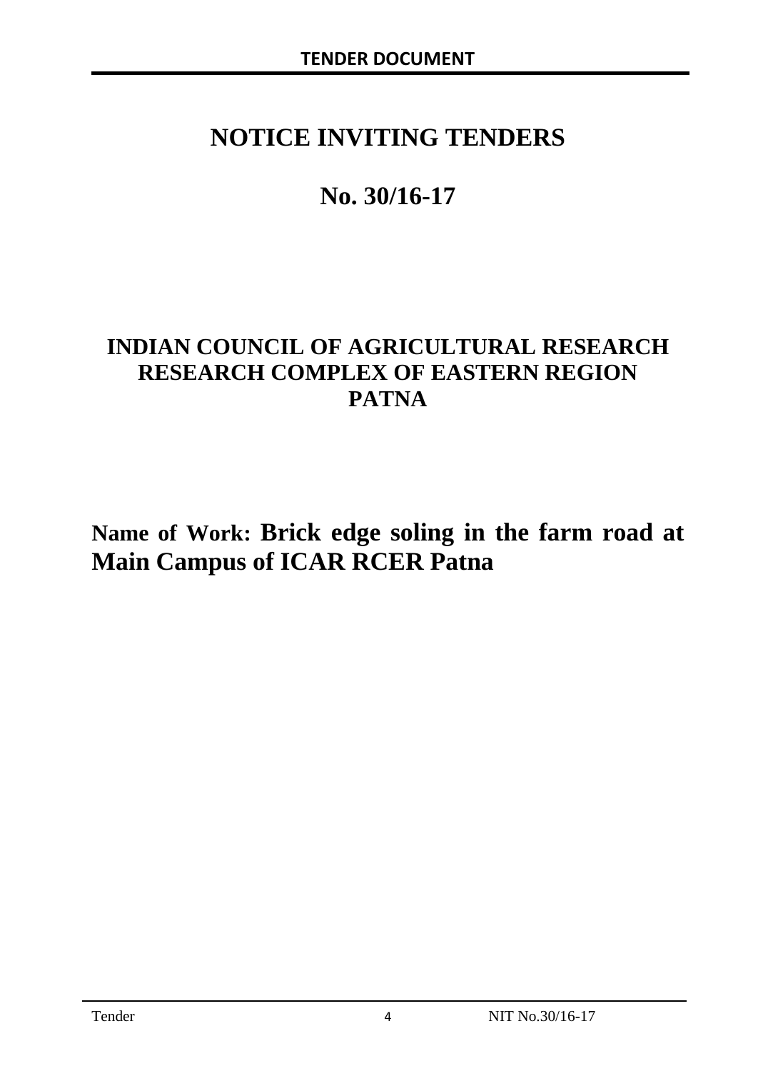# NOTICE INVITING TENDERS

# No. 30/16-17

## INDIAN COUNCIL OF AGRICULTURAL RESEARCH RESEARCH COMPLEX OF EASTERN REGION PATNA

**Name of Work: Brick edge soling in the farm road at Main Campus of ICAR RCER Patna**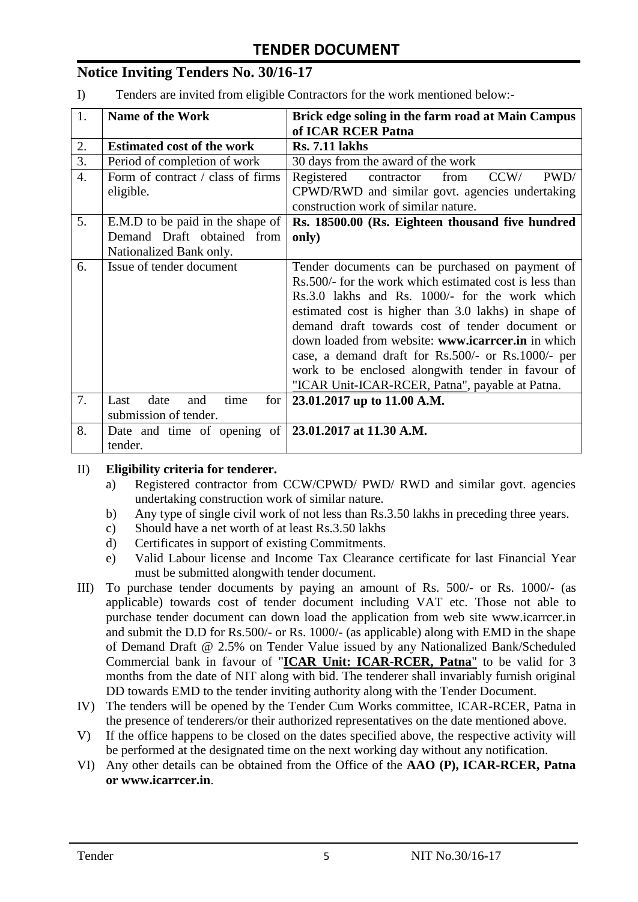# TENDER DOCUMENT

## Notice Inviting Tenders No. 30/16-17

I) Tenders are invited from eligible Contractors for the work mentioned below:-

| 1. | **Name of the Work** | **Brick edge soling in the farm road at Main Campus of ICAR RCER Patna** |
|---|---|---|
| 2. | **Estimated cost of the work** | **Rs. 7.11 lakhs** |
| 3. | Period of completion of work | 30 days from the award of the work |
| 4. | Form of contract / class of firms eligible. | Registered contractor from CCW/ PWD/ CPWD/RWD and similar govt. agencies undertaking construction work of similar nature. |
| 5. | E.M.D to be paid in the shape of Demand Draft obtained from Nationalized Bank only. | **Rs. 18500.00 (Rs. Eighteen thousand five hundred only)** |
| 6. | Issue of tender document | Tender documents can be purchased on payment of Rs.500/- for the work which estimated cost is less than Rs.3.0 lakhs and Rs. 1000/- for the work which estimated cost is higher than 3.0 lakhs) in shape of demand draft towards cost of tender document or down loaded from website: **www.icarrcer.in** in which case, a demand draft for Rs.500/- or Rs.1000/- per work to be enclosed alongwith tender in favour of "ICAR Unit-ICAR-RCER, Patna", payable at Patna. |
| 7. | Last date and time for submission of tender. | **23.01.2017 up to 11.00 A.M.** |
| 8. | Date and time of opening of tender. | **23.01.2017 at 11.30 A.M.** |

II) **Eligibility criteria for tenderer.**

a) Registered contractor from CCW/CPWD/ PWD/ RWD and similar govt. agencies undertaking construction work of similar nature.

b) Any type of single civil work of not less than Rs.3.50 lakhs in preceding three years.

c) Should have a net worth of at least Rs.3.50 lakhs

d) Certificates in support of existing Commitments.

e) Valid Labour license and Income Tax Clearance certificate for last Financial Year must be submitted alongwith tender document.

III) To purchase tender documents by paying an amount of Rs. 500/- or Rs. 1000/- (as applicable) towards cost of tender document including VAT etc. Those not able to purchase tender document can down load the application from web site www.icarrcer.in and submit the D.D for Rs.500/- or Rs. 1000/- (as applicable) along with EMD in the shape of Demand Draft @ 2.5% on Tender Value issued by any Nationalized Bank/Scheduled Commercial bank in favour of "**ICAR Unit: ICAR-RCER, Patna**" to be valid for 3 months from the date of NIT along with bid. The tenderer shall invariably furnish original DD towards EMD to the tender inviting authority along with the Tender Document.

IV) The tenders will be opened by the Tender Cum Works committee, ICAR-RCER, Patna in the presence of tenderers/or their authorized representatives on the date mentioned above.

V) If the office happens to be closed on the dates specified above, the respective activity will be performed at the designated time on the next working day without any notification.

VI) Any other details can be obtained from the Office of the **AAO (P), ICAR-RCER, Patna or www.icarrcer.in**.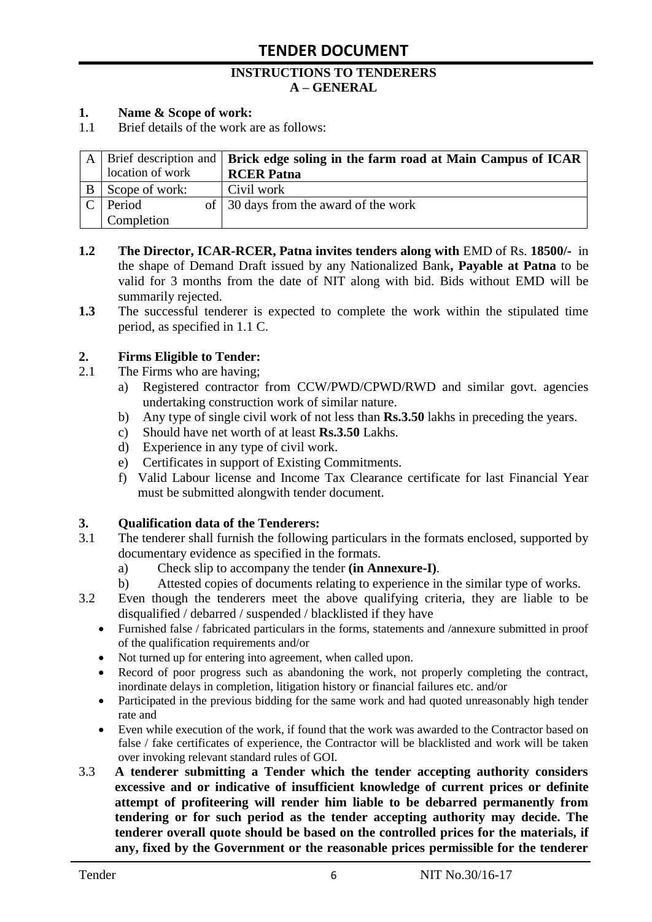# TENDER DOCUMENT

**INSTRUCTIONS TO TENDERERS**
**A – GENERAL**

**1. Name & Scope of work:**

1.1 Brief details of the work are as follows:

| | | |
|---|---|---|
| A | Brief description and location of work | **Brick edge soling in the farm road at Main Campus of ICAR RCER Patna** |
| B | Scope of work: | Civil work |
| C | Period of Completion | 30 days from the award of the work |

**1.2 The Director, ICAR-RCER, Patna invites tenders along with** EMD of Rs. **18500/-** in the shape of Demand Draft issued by any Nationalized Bank**, Payable at Patna** to be valid for 3 months from the date of NIT along with bid. Bids without EMD will be summarily rejected.

**1.3** The successful tenderer is expected to complete the work within the stipulated time period, as specified in 1.1 C.

**2. Firms Eligible to Tender:**

2.1 The Firms who are having;

a) Registered contractor from CCW/PWD/CPWD/RWD and similar govt. agencies undertaking construction work of similar nature.
b) Any type of single civil work of not less than **Rs.3.50** lakhs in preceding the years.
c) Should have net worth of at least **Rs.3.50** Lakhs.
d) Experience in any type of civil work.
e) Certificates in support of Existing Commitments.
f) Valid Labour license and Income Tax Clearance certificate for last Financial Year must be submitted alongwith tender document.

**3. Qualification data of the Tenderers:**

3.1 The tenderer shall furnish the following particulars in the formats enclosed, supported by documentary evidence as specified in the formats.

a) Check slip to accompany the tender **(in Annexure-I)**.
b) Attested copies of documents relating to experience in the similar type of works.

3.2 Even though the tenderers meet the above qualifying criteria, they are liable to be disqualified / debarred / suspended / blacklisted if they have

- Furnished false / fabricated particulars in the forms, statements and /annexure submitted in proof of the qualification requirements and/or
- Not turned up for entering into agreement, when called upon.
- Record of poor progress such as abandoning the work, not properly completing the contract, inordinate delays in completion, litigation history or financial failures etc. and/or
- Participated in the previous bidding for the same work and had quoted unreasonably high tender rate and
- Even while execution of the work, if found that the work was awarded to the Contractor based on false / fake certificates of experience, the Contractor will be blacklisted and work will be taken over invoking relevant standard rules of GOI.

3.3 **A tenderer submitting a Tender which the tender accepting authority considers excessive and or indicative of insufficient knowledge of current prices or definite attempt of profiteering will render him liable to be debarred permanently from tendering or for such period as the tender accepting authority may decide. The tenderer overall quote should be based on the controlled prices for the materials, if any, fixed by the Government or the reasonable prices permissible for the tenderer**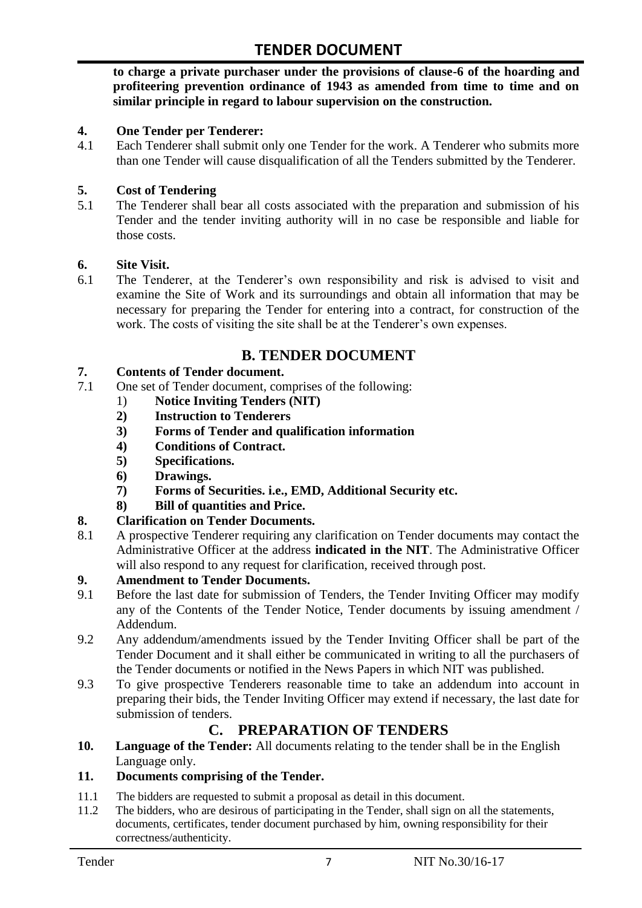**to charge a private purchaser under the provisions of clause-6 of the hoarding and profiteering prevention ordinance of 1943 as amended from time to time and on similar principle in regard to labour supervision on the construction.**

**4. One Tender per Tenderer:**

4.1 Each Tenderer shall submit only one Tender for the work. A Tenderer who submits more than one Tender will cause disqualification of all the Tenders submitted by the Tenderer.

**5. Cost of Tendering**

5.1 The Tenderer shall bear all costs associated with the preparation and submission of his Tender and the tender inviting authority will in no case be responsible and liable for those costs.

**6. Site Visit.**

6.1 The Tenderer, at the Tenderer's own responsibility and risk is advised to visit and examine the Site of Work and its surroundings and obtain all information that may be necessary for preparing the Tender for entering into a contract, for construction of the work. The costs of visiting the site shall be at the Tenderer's own expenses.

## B. TENDER DOCUMENT

**7. Contents of Tender document.**

7.1 One set of Tender document, comprises of the following:

1) **Notice Inviting Tenders (NIT)**
2) **Instruction to Tenderers**
3) **Forms of Tender and qualification information**
4) **Conditions of Contract.**
5) **Specifications.**
6) **Drawings.**
7) **Forms of Securities. i.e., EMD, Additional Security etc.**
8) **Bill of quantities and Price.**

**8. Clarification on Tender Documents.**

8.1 A prospective Tenderer requiring any clarification on Tender documents may contact the Administrative Officer at the address **indicated in the NIT**. The Administrative Officer will also respond to any request for clarification, received through post.

**9. Amendment to Tender Documents.**

9.1 Before the last date for submission of Tenders, the Tender Inviting Officer may modify any of the Contents of the Tender Notice, Tender documents by issuing amendment / Addendum.

9.2 Any addendum/amendments issued by the Tender Inviting Officer shall be part of the Tender Document and it shall either be communicated in writing to all the purchasers of the Tender documents or notified in the News Papers in which NIT was published.

9.3 To give prospective Tenderers reasonable time to take an addendum into account in preparing their bids, the Tender Inviting Officer may extend if necessary, the last date for submission of tenders.

## C. PREPARATION OF TENDERS

**10. Language of the Tender:** All documents relating to the tender shall be in the English Language only.

**11. Documents comprising of the Tender.**

11.1 The bidders are requested to submit a proposal as detail in this document.

11.2 The bidders, who are desirous of participating in the Tender, shall sign on all the statements, documents, certificates, tender document purchased by him, owning responsibility for their correctness/authenticity.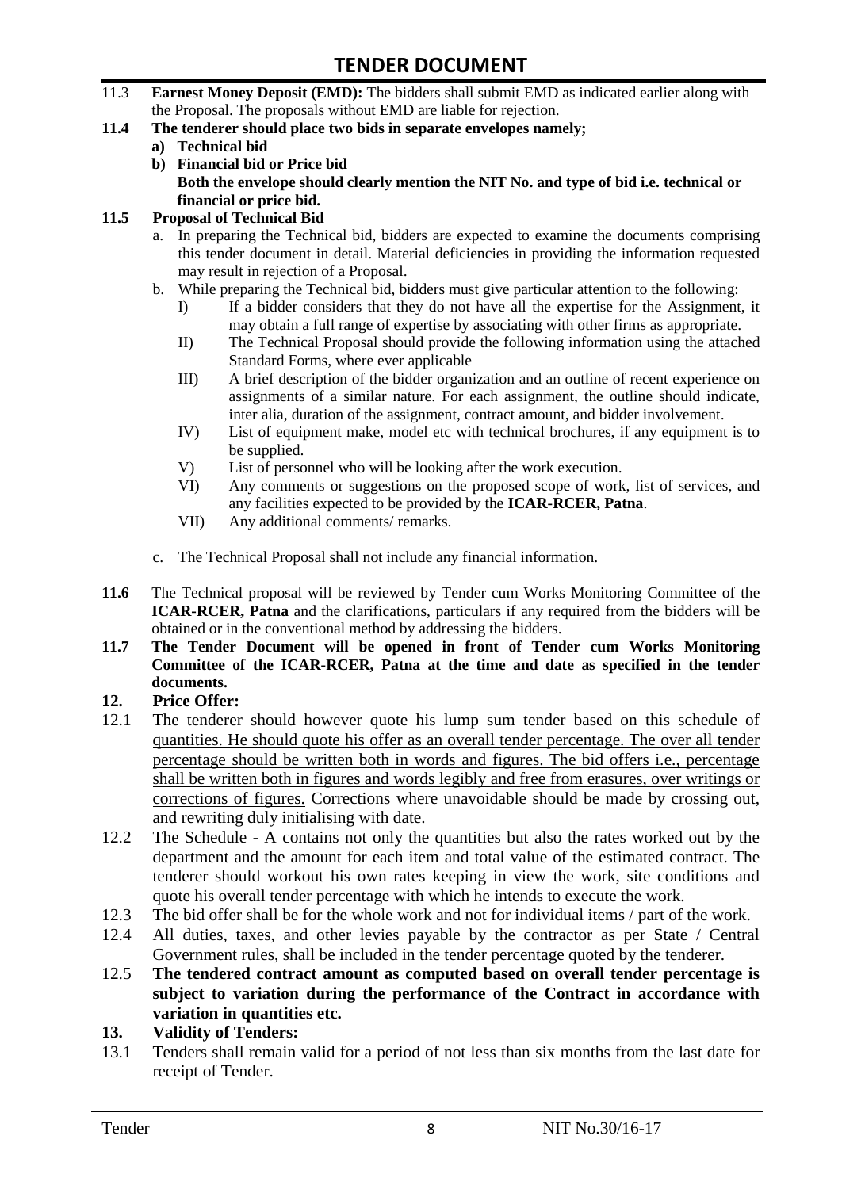11.3 **Earnest Money Deposit (EMD):** The bidders shall submit EMD as indicated earlier along with the Proposal. The proposals without EMD are liable for rejection.

**11.4 The tenderer should place two bids in separate envelopes namely;**

- **a) Technical bid**
- **b) Financial bid or Price bid**
  **Both the envelope should clearly mention the NIT No. and type of bid i.e. technical or financial or price bid.**

**11.5 Proposal of Technical Bid**

a. In preparing the Technical bid, bidders are expected to examine the documents comprising this tender document in detail. Material deficiencies in providing the information requested may result in rejection of a Proposal.

b. While preparing the Technical bid, bidders must give particular attention to the following:

   I) If a bidder considers that they do not have all the expertise for the Assignment, it may obtain a full range of expertise by associating with other firms as appropriate.

   II) The Technical Proposal should provide the following information using the attached Standard Forms, where ever applicable

   III) A brief description of the bidder organization and an outline of recent experience on assignments of a similar nature. For each assignment, the outline should indicate, inter alia, duration of the assignment, contract amount, and bidder involvement.

   IV) List of equipment make, model etc with technical brochures, if any equipment is to be supplied.

   V) List of personnel who will be looking after the work execution.

   VI) Any comments or suggestions on the proposed scope of work, list of services, and any facilities expected to be provided by the **ICAR-RCER, Patna**.

   VII) Any additional comments/ remarks.

c. The Technical Proposal shall not include any financial information.

**11.6** The Technical proposal will be reviewed by Tender cum Works Monitoring Committee of the **ICAR-RCER, Patna** and the clarifications, particulars if any required from the bidders will be obtained or in the conventional method by addressing the bidders.

**11.7 The Tender Document will be opened in front of Tender cum Works Monitoring Committee of the ICAR-RCER, Patna at the time and date as specified in the tender documents.**

## 12. Price Offer:

12.1 <u>The tenderer should however quote his lump sum tender based on this schedule of quantities. He should quote his offer as an overall tender percentage. The over all tender percentage should be written both in words and figures. The bid offers i.e., percentage shall be written both in figures and words legibly and free from erasures, over writings or corrections of figures.</u> Corrections where unavoidable should be made by crossing out, and rewriting duly initialising with date.

12.2 The Schedule - A contains not only the quantities but also the rates worked out by the department and the amount for each item and total value of the estimated contract. The tenderer should workout his own rates keeping in view the work, site conditions and quote his overall tender percentage with which he intends to execute the work.

12.3 The bid offer shall be for the whole work and not for individual items / part of the work.

12.4 All duties, taxes, and other levies payable by the contractor as per State / Central Government rules, shall be included in the tender percentage quoted by the tenderer.

12.5 **The tendered contract amount as computed based on overall tender percentage is subject to variation during the performance of the Contract in accordance with variation in quantities etc.**

## 13. Validity of Tenders:

13.1 Tenders shall remain valid for a period of not less than six months from the last date for receipt of Tender.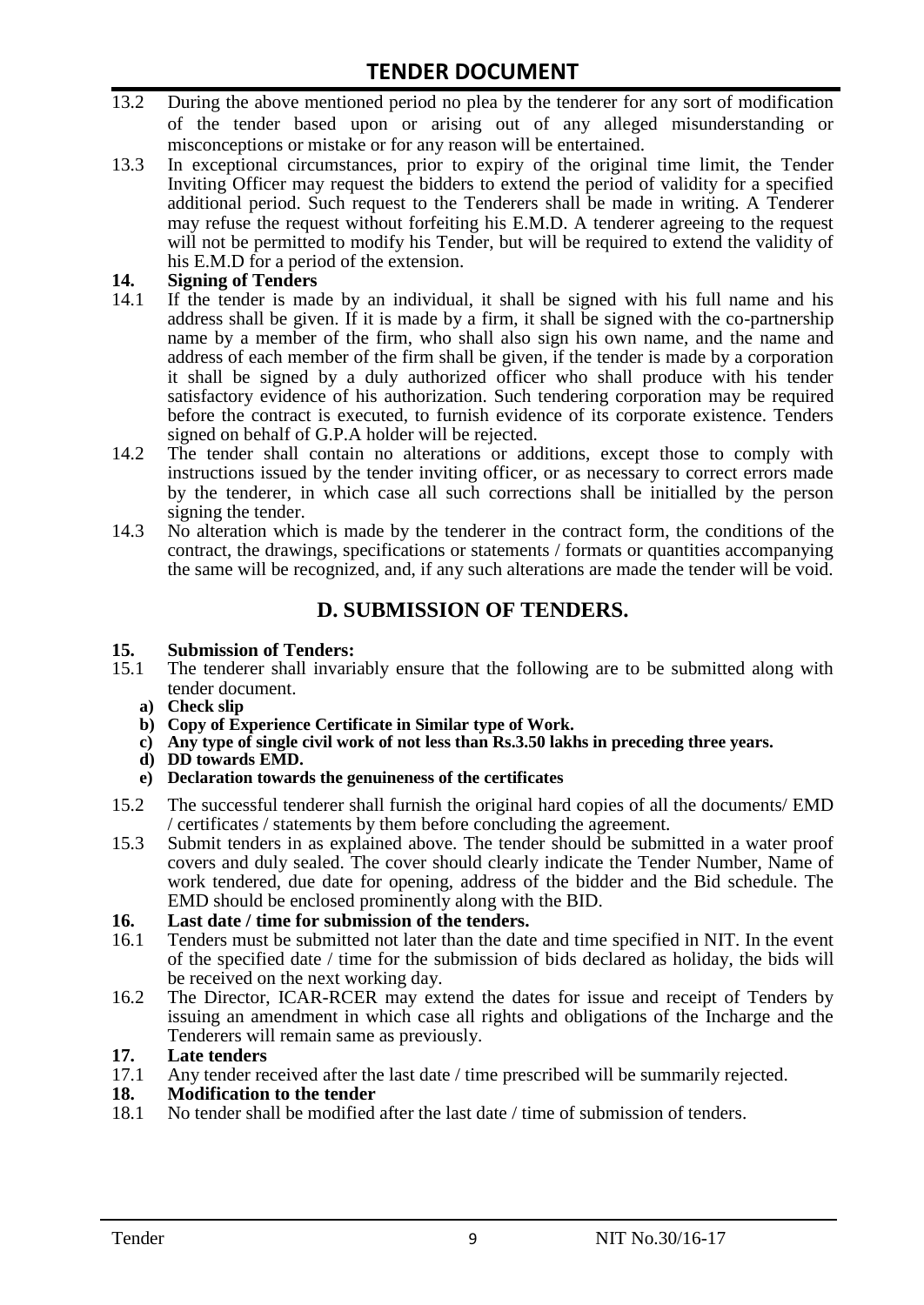13.2 During the above mentioned period no plea by the tenderer for any sort of modification of the tender based upon or arising out of any alleged misunderstanding or misconceptions or mistake or for any reason will be entertained.

13.3 In exceptional circumstances, prior to expiry of the original time limit, the Tender Inviting Officer may request the bidders to extend the period of validity for a specified additional period. Such request to the Tenderers shall be made in writing. A Tenderer may refuse the request without forfeiting his E.M.D. A tenderer agreeing to the request will not be permitted to modify his Tender, but will be required to extend the validity of his E.M.D for a period of the extension.

**14. Signing of Tenders**

14.1 If the tender is made by an individual, it shall be signed with his full name and his address shall be given. If it is made by a firm, it shall be signed with the co-partnership name by a member of the firm, who shall also sign his own name, and the name and address of each member of the firm shall be given, if the tender is made by a corporation it shall be signed by a duly authorized officer who shall produce with his tender satisfactory evidence of his authorization. Such tendering corporation may be required before the contract is executed, to furnish evidence of its corporate existence. Tenders signed on behalf of G.P.A holder will be rejected.

14.2 The tender shall contain no alterations or additions, except those to comply with instructions issued by the tender inviting officer, or as necessary to correct errors made by the tenderer, in which case all such corrections shall be initialled by the person signing the tender.

14.3 No alteration which is made by the tenderer in the contract form, the conditions of the contract, the drawings, specifications or statements / formats or quantities accompanying the same will be recognized, and, if any such alterations are made the tender will be void.

## D. SUBMISSION OF TENDERS.

**15. Submission of Tenders:**

15.1 The tenderer shall invariably ensure that the following are to be submitted along with tender document.

- **a) Check slip**
- **b) Copy of Experience Certificate in Similar type of Work.**
- **c) Any type of single civil work of not less than Rs.3.50 lakhs in preceding three years.**
- **d) DD towards EMD.**
- **e) Declaration towards the genuineness of the certificates**

15.2 The successful tenderer shall furnish the original hard copies of all the documents/ EMD / certificates / statements by them before concluding the agreement.

15.3 Submit tenders in as explained above. The tender should be submitted in a water proof covers and duly sealed. The cover should clearly indicate the Tender Number, Name of work tendered, due date for opening, address of the bidder and the Bid schedule. The EMD should be enclosed prominently along with the BID.

**16. Last date / time for submission of the tenders.**

16.1 Tenders must be submitted not later than the date and time specified in NIT. In the event of the specified date / time for the submission of bids declared as holiday, the bids will be received on the next working day.

16.2 The Director, ICAR-RCER may extend the dates for issue and receipt of Tenders by issuing an amendment in which case all rights and obligations of the Incharge and the Tenderers will remain same as previously.

**17. Late tenders**

17.1 Any tender received after the last date / time prescribed will be summarily rejected.

**18. Modification to the tender**

18.1 No tender shall be modified after the last date / time of submission of tenders.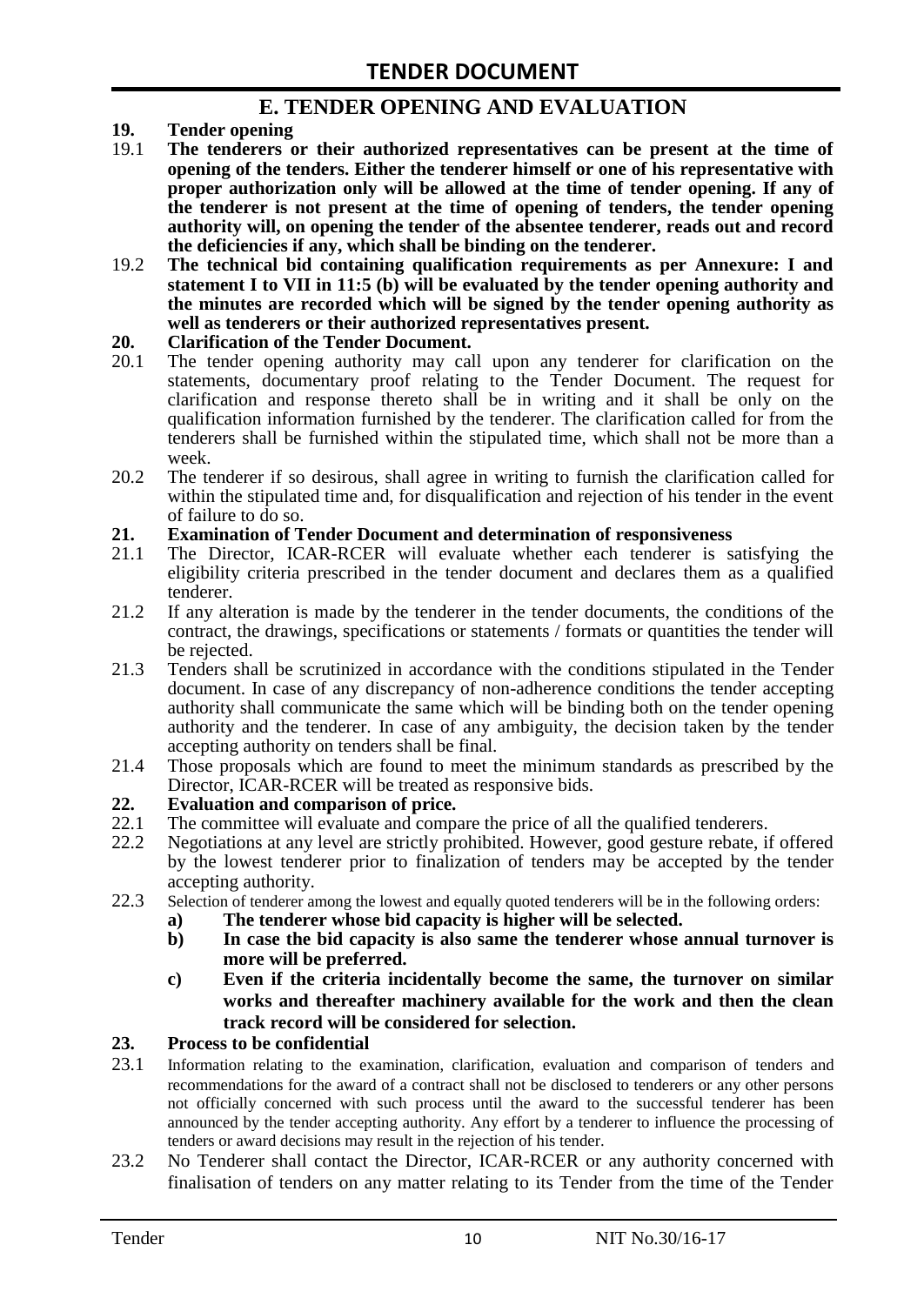## E. TENDER OPENING AND EVALUATION

**19. Tender opening**

19.1 **The tenderers or their authorized representatives can be present at the time of opening of the tenders. Either the tenderer himself or one of his representative with proper authorization only will be allowed at the time of tender opening. If any of the tenderer is not present at the time of opening of tenders, the tender opening authority will, on opening the tender of the absentee tenderer, reads out and record the deficiencies if any, which shall be binding on the tenderer.**

19.2 **The technical bid containing qualification requirements as per Annexure: I and statement I to VII in 11:5 (b) will be evaluated by the tender opening authority and the minutes are recorded which will be signed by the tender opening authority as well as tenderers or their authorized representatives present.**

**20. Clarification of the Tender Document.**

20.1 The tender opening authority may call upon any tenderer for clarification on the statements, documentary proof relating to the Tender Document. The request for clarification and response thereto shall be in writing and it shall be only on the qualification information furnished by the tenderer. The clarification called for from the tenderers shall be furnished within the stipulated time, which shall not be more than a week.

20.2 The tenderer if so desirous, shall agree in writing to furnish the clarification called for within the stipulated time and, for disqualification and rejection of his tender in the event of failure to do so.

**21. Examination of Tender Document and determination of responsiveness**

21.1 The Director, ICAR-RCER will evaluate whether each tenderer is satisfying the eligibility criteria prescribed in the tender document and declares them as a qualified tenderer.

21.2 If any alteration is made by the tenderer in the tender documents, the conditions of the contract, the drawings, specifications or statements / formats or quantities the tender will be rejected.

21.3 Tenders shall be scrutinized in accordance with the conditions stipulated in the Tender document. In case of any discrepancy of non-adherence conditions the tender accepting authority shall communicate the same which will be binding both on the tender opening authority and the tenderer. In case of any ambiguity, the decision taken by the tender accepting authority on tenders shall be final.

21.4 Those proposals which are found to meet the minimum standards as prescribed by the Director, ICAR-RCER will be treated as responsive bids.

**22. Evaluation and comparison of price.**

22.1 The committee will evaluate and compare the price of all the qualified tenderers.

22.2 Negotiations at any level are strictly prohibited. However, good gesture rebate, if offered by the lowest tenderer prior to finalization of tenders may be accepted by the tender accepting authority.

22.3 Selection of tenderer among the lowest and equally quoted tenderers will be in the following orders:

**a) The tenderer whose bid capacity is higher will be selected.**

**b) In case the bid capacity is also same the tenderer whose annual turnover is more will be preferred.**

**c) Even if the criteria incidentally become the same, the turnover on similar works and thereafter machinery available for the work and then the clean track record will be considered for selection.**

**23. Process to be confidential**

23.1 Information relating to the examination, clarification, evaluation and comparison of tenders and recommendations for the award of a contract shall not be disclosed to tenderers or any other persons not officially concerned with such process until the award to the successful tenderer has been announced by the tender accepting authority. Any effort by a tenderer to influence the processing of tenders or award decisions may result in the rejection of his tender.

23.2 No Tenderer shall contact the Director, ICAR-RCER or any authority concerned with finalisation of tenders on any matter relating to its Tender from the time of the Tender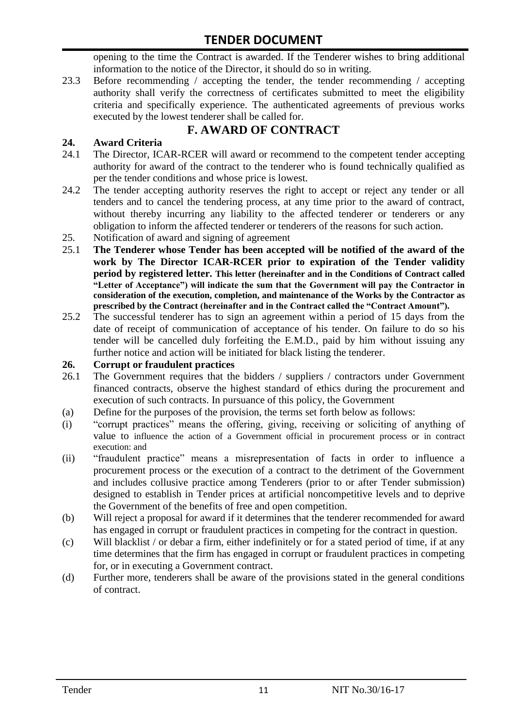opening to the time the Contract is awarded. If the Tenderer wishes to bring additional information to the notice of the Director, it should do so in writing.

23.3 Before recommending / accepting the tender, the tender recommending / accepting authority shall verify the correctness of certificates submitted to meet the eligibility criteria and specifically experience. The authenticated agreements of previous works executed by the lowest tenderer shall be called for.

## F. AWARD OF CONTRACT

### 24. Award Criteria

24.1 The Director, ICAR-RCER will award or recommend to the competent tender accepting authority for award of the contract to the tenderer who is found technically qualified as per the tender conditions and whose price is lowest.

24.2 The tender accepting authority reserves the right to accept or reject any tender or all tenders and to cancel the tendering process, at any time prior to the award of contract, without thereby incurring any liability to the affected tenderer or tenderers or any obligation to inform the affected tenderer or tenderers of the reasons for such action.

25. Notification of award and signing of agreement

25.1 **The Tenderer whose Tender has been accepted will be notified of the award of the work by The Director ICAR-RCER prior to expiration of the Tender validity period by registered letter. This letter (hereinafter and in the Conditions of Contract called "Letter of Acceptance") will indicate the sum that the Government will pay the Contractor in consideration of the execution, completion, and maintenance of the Works by the Contractor as prescribed by the Contract (hereinafter and in the Contract called the "Contract Amount").**

25.2 The successful tenderer has to sign an agreement within a period of 15 days from the date of receipt of communication of acceptance of his tender. On failure to do so his tender will be cancelled duly forfeiting the E.M.D., paid by him without issuing any further notice and action will be initiated for black listing the tenderer.

### 26. Corrupt or fraudulent practices

26.1 The Government requires that the bidders / suppliers / contractors under Government financed contracts, observe the highest standard of ethics during the procurement and execution of such contracts. In pursuance of this policy, the Government

(a) Define for the purposes of the provision, the terms set forth below as follows:

(i) "corrupt practices" means the offering, giving, receiving or soliciting of anything of value to influence the action of a Government official in procurement process or in contract execution: and

(ii) "fraudulent practice" means a misrepresentation of facts in order to influence a procurement process or the execution of a contract to the detriment of the Government and includes collusive practice among Tenderers (prior to or after Tender submission) designed to establish in Tender prices at artificial noncompetitive levels and to deprive the Government of the benefits of free and open competition.

(b) Will reject a proposal for award if it determines that the tenderer recommended for award has engaged in corrupt or fraudulent practices in competing for the contract in question.

(c) Will blacklist / or debar a firm, either indefinitely or for a stated period of time, if at any time determines that the firm has engaged in corrupt or fraudulent practices in competing for, or in executing a Government contract.

(d) Further more, tenderers shall be aware of the provisions stated in the general conditions of contract.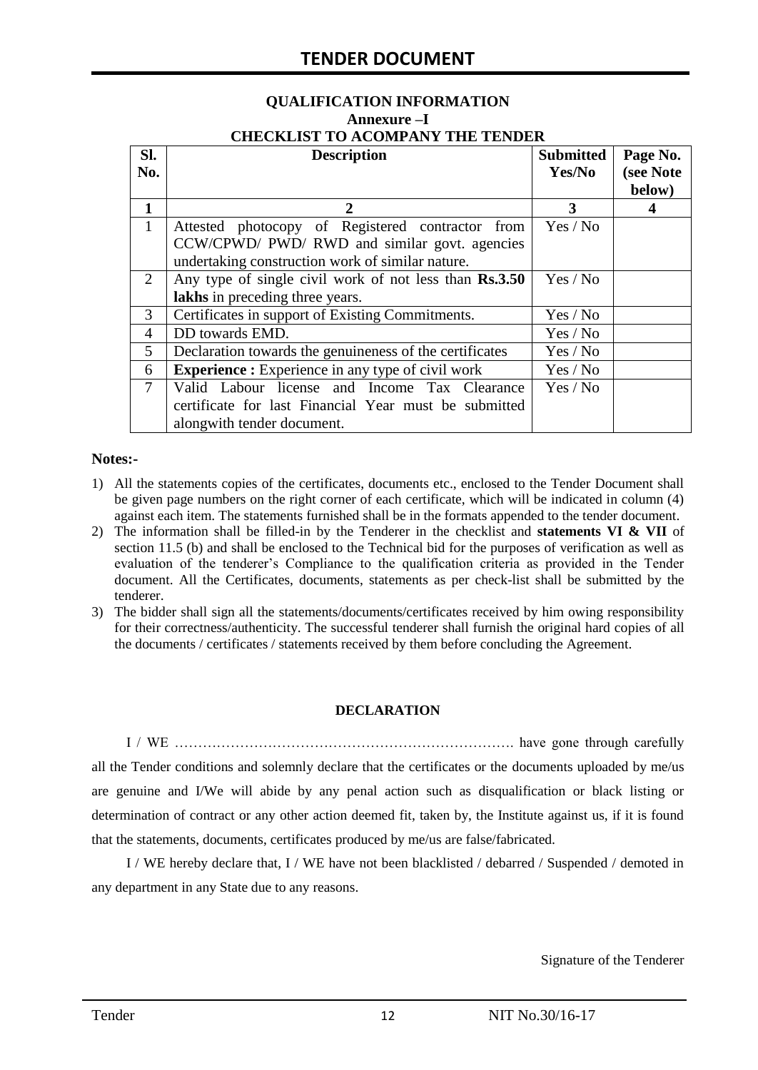## QUALIFICATION INFORMATION

### Annexure –I

### CHECKLIST TO ACOMPANY THE TENDER

| Sl. No. | Description | Submitted Yes/No | Page No. (see Note below) |
|---|---|---|---|
| **1** | **2** | **3** | **4** |
| 1 | Attested photocopy of Registered contractor from CCW/CPWD/ PWD/ RWD and similar govt. agencies undertaking construction work of similar nature. | Yes / No | |
| 2 | Any type of single civil work of not less than **Rs.3.50 lakhs** in preceding three years. | Yes / No | |
| 3 | Certificates in support of Existing Commitments. | Yes / No | |
| 4 | DD towards EMD. | Yes / No | |
| 5 | Declaration towards the genuineness of the certificates | Yes / No | |
| 6 | **Experience :** Experience in any type of civil work | Yes / No | |
| 7 | Valid Labour license and Income Tax Clearance certificate for last Financial Year must be submitted alongwith tender document. | Yes / No | |

**Notes:-**

1) All the statements copies of the certificates, documents etc., enclosed to the Tender Document shall be given page numbers on the right corner of each certificate, which will be indicated in column (4) against each item. The statements furnished shall be in the formats appended to the tender document.
2) The information shall be filled-in by the Tenderer in the checklist and **statements VI & VII** of section 11.5 (b) and shall be enclosed to the Technical bid for the purposes of verification as well as evaluation of the tenderer's Compliance to the qualification criteria as provided in the Tender document. All the Certificates, documents, statements as per check-list shall be submitted by the tenderer.
3) The bidder shall sign all the statements/documents/certificates received by him owing responsibility for their correctness/authenticity. The successful tenderer shall furnish the original hard copies of all the documents / certificates / statements received by them before concluding the Agreement.

**DECLARATION**

I / WE ………………………………………………………………. have gone through carefully all the Tender conditions and solemnly declare that the certificates or the documents uploaded by me/us are genuine and I/We will abide by any penal action such as disqualification or black listing or determination of contract or any other action deemed fit, taken by, the Institute against us, if it is found that the statements, documents, certificates produced by me/us are false/fabricated.

I / WE hereby declare that, I / WE have not been blacklisted / debarred / Suspended / demoted in any department in any State due to any reasons.

Signature of the Tenderer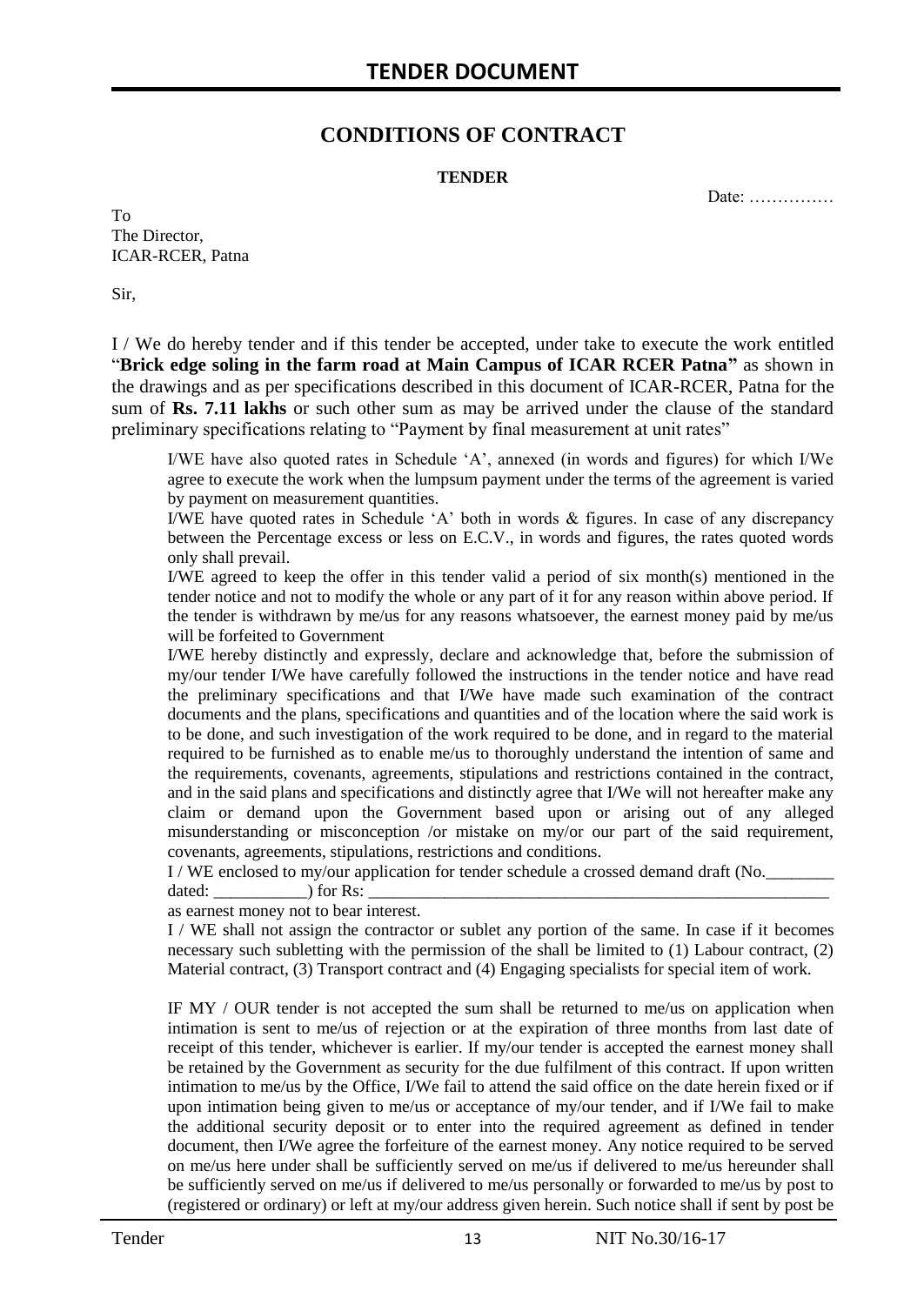## CONDITIONS OF CONTRACT

**TENDER**

Date: ……………

To
The Director,
ICAR-RCER, Patna

Sir,

I / We do hereby tender and if this tender be accepted, under take to execute the work entitled "**Brick edge soling in the farm road at Main Campus of ICAR RCER Patna"** as shown in the drawings and as per specifications described in this document of ICAR-RCER, Patna for the sum of **Rs. 7.11 lakhs** or such other sum as may be arrived under the clause of the standard preliminary specifications relating to "Payment by final measurement at unit rates"

I/WE have also quoted rates in Schedule 'A', annexed (in words and figures) for which I/We agree to execute the work when the lumpsum payment under the terms of the agreement is varied by payment on measurement quantities.

I/WE have quoted rates in Schedule 'A' both in words & figures. In case of any discrepancy between the Percentage excess or less on E.C.V., in words and figures, the rates quoted words only shall prevail.

I/WE agreed to keep the offer in this tender valid a period of six month(s) mentioned in the tender notice and not to modify the whole or any part of it for any reason within above period. If the tender is withdrawn by me/us for any reasons whatsoever, the earnest money paid by me/us will be forfeited to Government

I/WE hereby distinctly and expressly, declare and acknowledge that, before the submission of my/our tender I/We have carefully followed the instructions in the tender notice and have read the preliminary specifications and that I/We have made such examination of the contract documents and the plans, specifications and quantities and of the location where the said work is to be done, and such investigation of the work required to be done, and in regard to the material required to be furnished as to enable me/us to thoroughly understand the intention of same and the requirements, covenants, agreements, stipulations and restrictions contained in the contract, and in the said plans and specifications and distinctly agree that I/We will not hereafter make any claim or demand upon the Government based upon or arising out of any alleged misunderstanding or misconception /or mistake on my/or our part of the said requirement, covenants, agreements, stipulations, restrictions and conditions.

I / WE enclosed to my/our application for tender schedule a crossed demand draft (No.________ dated: ___________) for Rs: ___________________________________________________________ as earnest money not to bear interest.

I / WE shall not assign the contractor or sublet any portion of the same. In case if it becomes necessary such subletting with the permission of the shall be limited to (1) Labour contract, (2) Material contract, (3) Transport contract and (4) Engaging specialists for special item of work.

IF MY / OUR tender is not accepted the sum shall be returned to me/us on application when intimation is sent to me/us of rejection or at the expiration of three months from last date of receipt of this tender, whichever is earlier. If my/our tender is accepted the earnest money shall be retained by the Government as security for the due fulfilment of this contract. If upon written intimation to me/us by the Office, I/We fail to attend the said office on the date herein fixed or if upon intimation being given to me/us or acceptance of my/our tender, and if I/We fail to make the additional security deposit or to enter into the required agreement as defined in tender document, then I/We agree the forfeiture of the earnest money. Any notice required to be served on me/us here under shall be sufficiently served on me/us if delivered to me/us hereunder shall be sufficiently served on me/us if delivered to me/us personally or forwarded to me/us by post to (registered or ordinary) or left at my/our address given herein. Such notice shall if sent by post be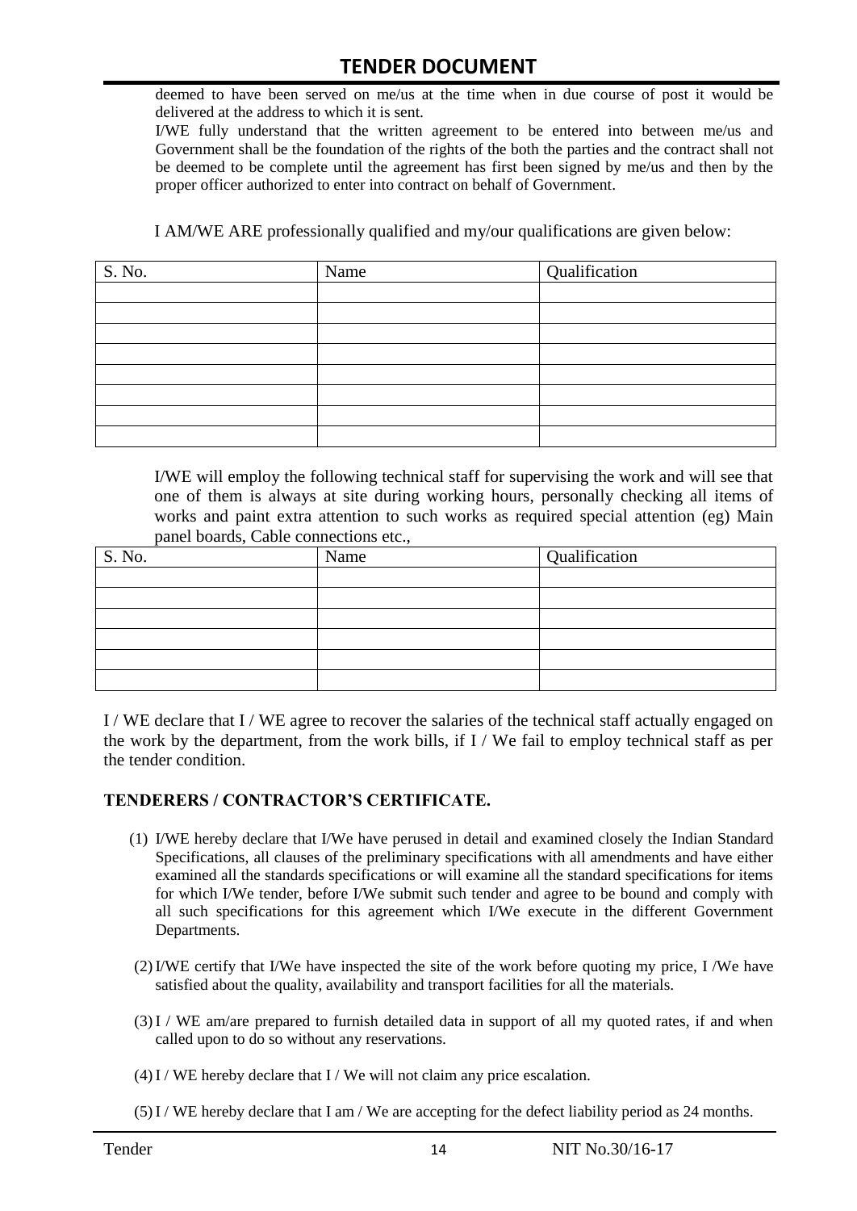deemed to have been served on me/us at the time when in due course of post it would be delivered at the address to which it is sent.

I/WE fully understand that the written agreement to be entered into between me/us and Government shall be the foundation of the rights of the both the parties and the contract shall not be deemed to be complete until the agreement has first been signed by me/us and then by the proper officer authorized to enter into contract on behalf of Government.

I AM/WE ARE professionally qualified and my/our qualifications are given below:

| S. No. | Name | Qualification |
|---|---|---|
| | | |
| | | |
| | | |
| | | |
| | | |
| | | |
| | | |
| | | |

I/WE will employ the following technical staff for supervising the work and will see that one of them is always at site during working hours, personally checking all items of works and paint extra attention to such works as required special attention (eg) Main panel boards, Cable connections etc.,

| S. No. | Name | Qualification |
|---|---|---|
| | | |
| | | |
| | | |
| | | |
| | | |
| | | |

I / WE declare that I / WE agree to recover the salaries of the technical staff actually engaged on the work by the department, from the work bills, if I / We fail to employ technical staff as per the tender condition.

**TENDERERS / CONTRACTOR'S CERTIFICATE.**

(1) I/WE hereby declare that I/We have perused in detail and examined closely the Indian Standard Specifications, all clauses of the preliminary specifications with all amendments and have either examined all the standards specifications or will examine all the standard specifications for items for which I/We tender, before I/We submit such tender and agree to be bound and comply with all such specifications for this agreement which I/We execute in the different Government Departments.

(2) I/WE certify that I/We have inspected the site of the work before quoting my price, I /We have satisfied about the quality, availability and transport facilities for all the materials.

(3) I / WE am/are prepared to furnish detailed data in support of all my quoted rates, if and when called upon to do so without any reservations.

(4) I / WE hereby declare that I / We will not claim any price escalation.

(5) I / WE hereby declare that I am / We are accepting for the defect liability period as 24 months.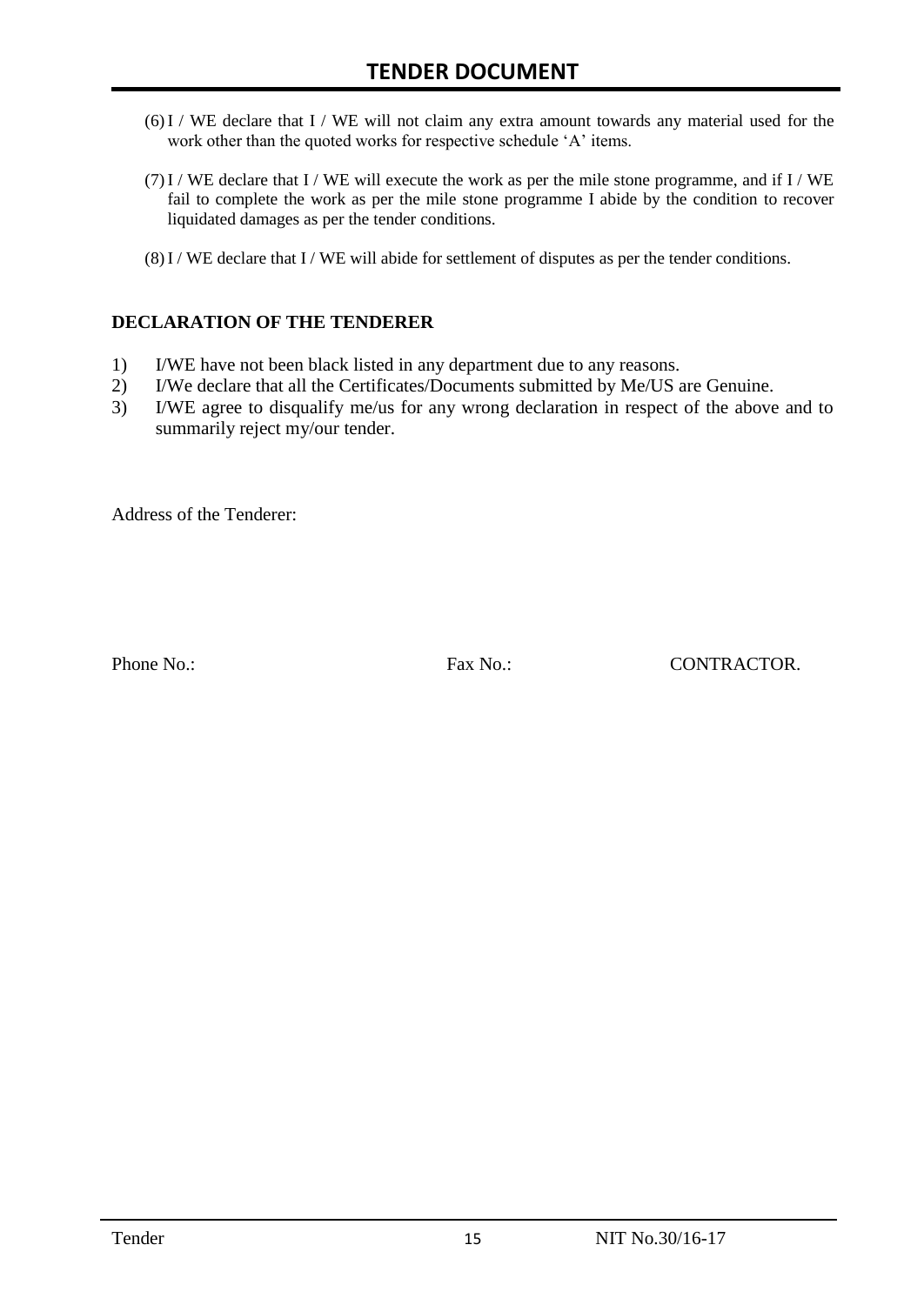(6) I / WE declare that I / WE will not claim any extra amount towards any material used for the work other than the quoted works for respective schedule 'A' items.

(7) I / WE declare that I / WE will execute the work as per the mile stone programme, and if I / WE fail to complete the work as per the mile stone programme I abide by the condition to recover liquidated damages as per the tender conditions.

(8) I / WE declare that I / WE will abide for settlement of disputes as per the tender conditions.

**DECLARATION OF THE TENDERER**

1) I/WE have not been black listed in any department due to any reasons.
2) I/We declare that all the Certificates/Documents submitted by Me/US are Genuine.
3) I/WE agree to disqualify me/us for any wrong declaration in respect of the above and to summarily reject my/our tender.

Address of the Tenderer:

Phone No.: Fax No.: CONTRACTOR.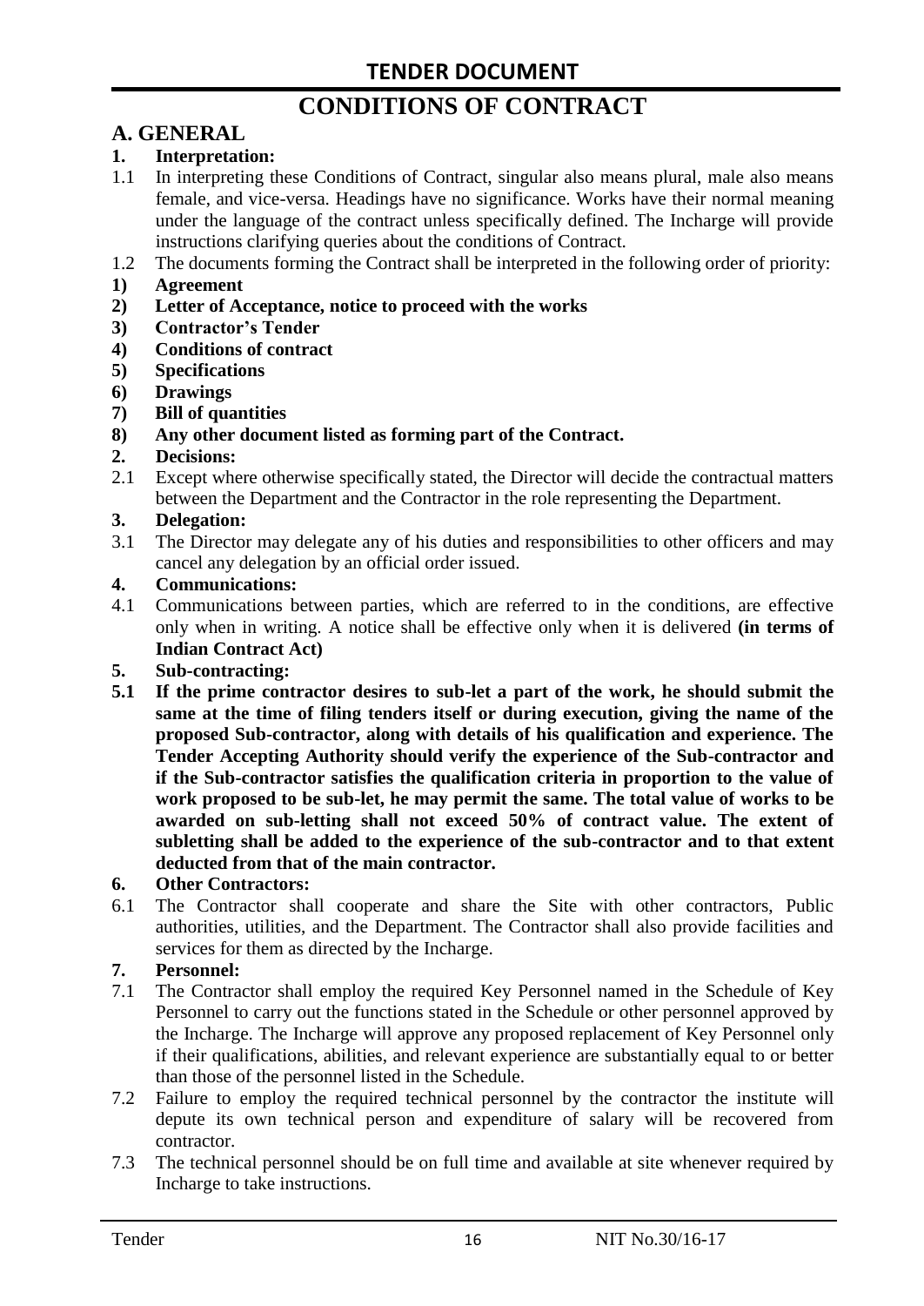# TENDER DOCUMENT

## CONDITIONS OF CONTRACT

### A. GENERAL

**1. Interpretation:**

1.1 In interpreting these Conditions of Contract, singular also means plural, male also means female, and vice-versa. Headings have no significance. Works have their normal meaning under the language of the contract unless specifically defined. The Incharge will provide instructions clarifying queries about the conditions of Contract.

1.2 The documents forming the Contract shall be interpreted in the following order of priority:

**1) Agreement**

**2) Letter of Acceptance, notice to proceed with the works**

**3) Contractor's Tender**

**4) Conditions of contract**

**5) Specifications**

**6) Drawings**

**7) Bill of quantities**

**8) Any other document listed as forming part of the Contract.**

**2. Decisions:**

2.1 Except where otherwise specifically stated, the Director will decide the contractual matters between the Department and the Contractor in the role representing the Department.

**3. Delegation:**

3.1 The Director may delegate any of his duties and responsibilities to other officers and may cancel any delegation by an official order issued.

**4. Communications:**

4.1 Communications between parties, which are referred to in the conditions, are effective only when in writing. A notice shall be effective only when it is delivered **(in terms of Indian Contract Act)**

**5. Sub-contracting:**

**5.1 If the prime contractor desires to sub-let a part of the work, he should submit the same at the time of filing tenders itself or during execution, giving the name of the proposed Sub-contractor, along with details of his qualification and experience. The Tender Accepting Authority should verify the experience of the Sub-contractor and if the Sub-contractor satisfies the qualification criteria in proportion to the value of work proposed to be sub-let, he may permit the same. The total value of works to be awarded on sub-letting shall not exceed 50% of contract value. The extent of subletting shall be added to the experience of the sub-contractor and to that extent deducted from that of the main contractor.**

**6. Other Contractors:**

6.1 The Contractor shall cooperate and share the Site with other contractors, Public authorities, utilities, and the Department. The Contractor shall also provide facilities and services for them as directed by the Incharge.

**7. Personnel:**

7.1 The Contractor shall employ the required Key Personnel named in the Schedule of Key Personnel to carry out the functions stated in the Schedule or other personnel approved by the Incharge. The Incharge will approve any proposed replacement of Key Personnel only if their qualifications, abilities, and relevant experience are substantially equal to or better than those of the personnel listed in the Schedule.

7.2 Failure to employ the required technical personnel by the contractor the institute will depute its own technical person and expenditure of salary will be recovered from contractor.

7.3 The technical personnel should be on full time and available at site whenever required by Incharge to take instructions.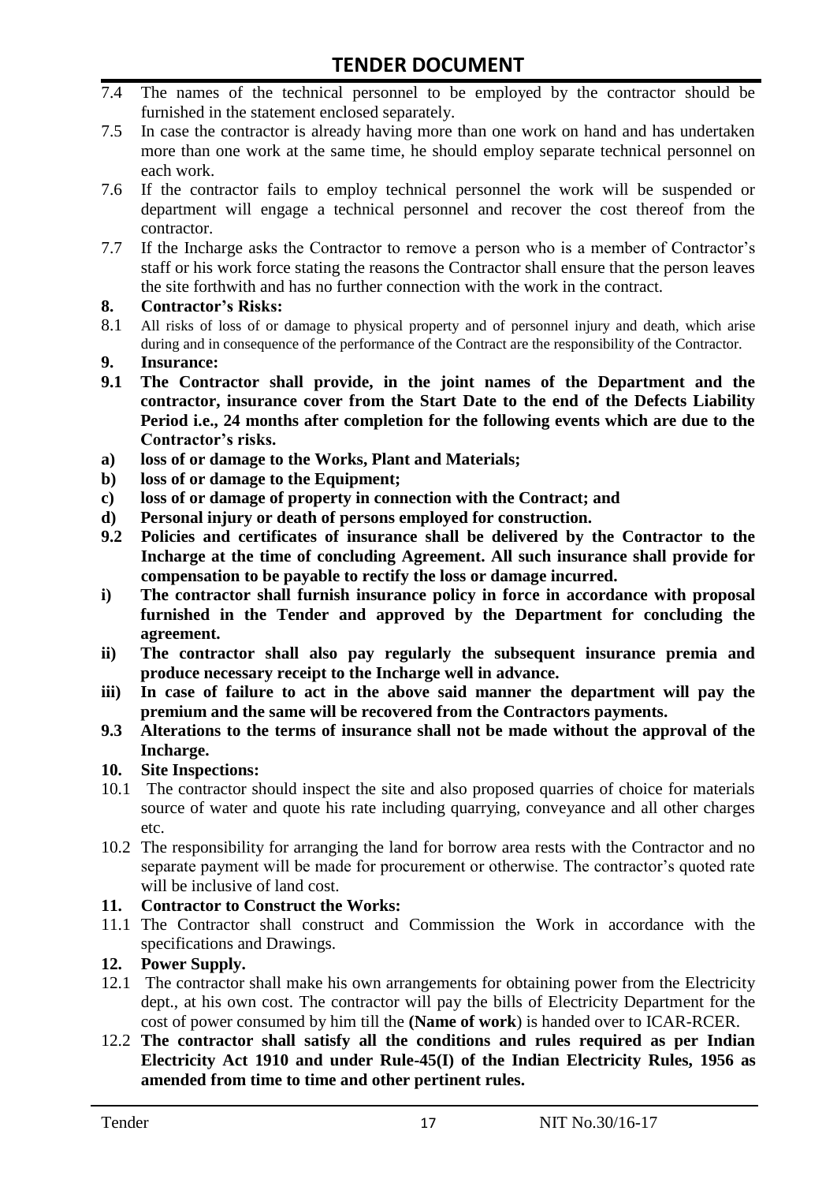7.4 The names of the technical personnel to be employed by the contractor should be furnished in the statement enclosed separately.

7.5 In case the contractor is already having more than one work on hand and has undertaken more than one work at the same time, he should employ separate technical personnel on each work.

7.6 If the contractor fails to employ technical personnel the work will be suspended or department will engage a technical personnel and recover the cost thereof from the contractor.

7.7 If the Incharge asks the Contractor to remove a person who is a member of Contractor's staff or his work force stating the reasons the Contractor shall ensure that the person leaves the site forthwith and has no further connection with the work in the contract.

**8. Contractor's Risks:**

8.1 All risks of loss of or damage to physical property and of personnel injury and death, which arise during and in consequence of the performance of the Contract are the responsibility of the Contractor.

**9. Insurance:**

**9.1 The Contractor shall provide, in the joint names of the Department and the contractor, insurance cover from the Start Date to the end of the Defects Liability Period i.e., 24 months after completion for the following events which are due to the Contractor's risks.**

**a) loss of or damage to the Works, Plant and Materials;**

**b) loss of or damage to the Equipment;**

**c) loss of or damage of property in connection with the Contract; and**

**d) Personal injury or death of persons employed for construction.**

**9.2 Policies and certificates of insurance shall be delivered by the Contractor to the Incharge at the time of concluding Agreement. All such insurance shall provide for compensation to be payable to rectify the loss or damage incurred.**

**i) The contractor shall furnish insurance policy in force in accordance with proposal furnished in the Tender and approved by the Department for concluding the agreement.**

**ii) The contractor shall also pay regularly the subsequent insurance premia and produce necessary receipt to the Incharge well in advance.**

**iii) In case of failure to act in the above said manner the department will pay the premium and the same will be recovered from the Contractors payments.**

**9.3 Alterations to the terms of insurance shall not be made without the approval of the Incharge.**

**10. Site Inspections:**

10.1 The contractor should inspect the site and also proposed quarries of choice for materials source of water and quote his rate including quarrying, conveyance and all other charges etc.

10.2 The responsibility for arranging the land for borrow area rests with the Contractor and no separate payment will be made for procurement or otherwise. The contractor's quoted rate will be inclusive of land cost.

**11. Contractor to Construct the Works:**

11.1 The Contractor shall construct and Commission the Work in accordance with the specifications and Drawings.

**12. Power Supply.**

12.1 The contractor shall make his own arrangements for obtaining power from the Electricity dept., at his own cost. The contractor will pay the bills of Electricity Department for the cost of power consumed by him till the **(Name of work**) is handed over to ICAR-RCER.

12.2 **The contractor shall satisfy all the conditions and rules required as per Indian Electricity Act 1910 and under Rule-45(I) of the Indian Electricity Rules, 1956 as amended from time to time and other pertinent rules.**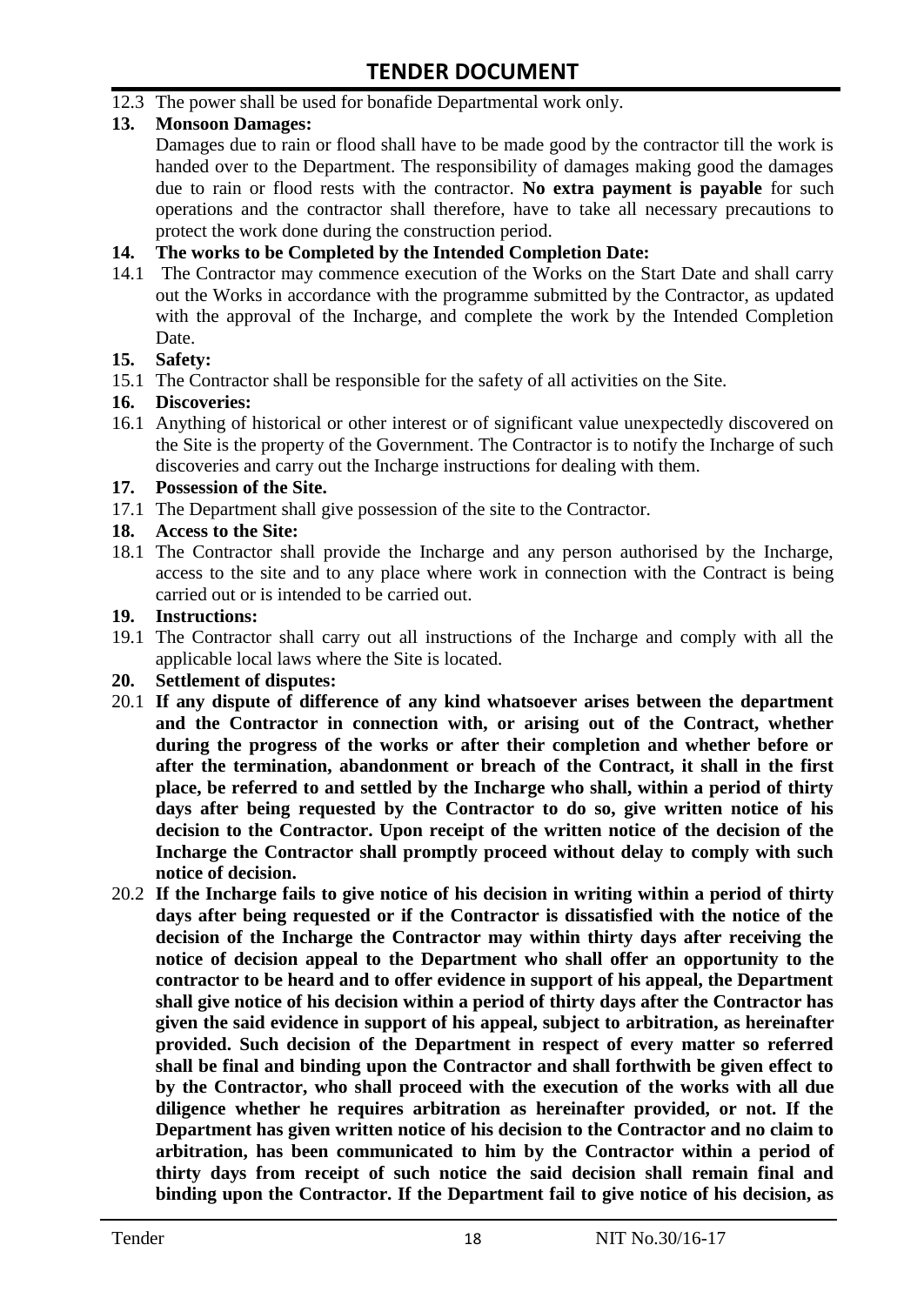12.3 The power shall be used for bonafide Departmental work only.

**13. Monsoon Damages:**

Damages due to rain or flood shall have to be made good by the contractor till the work is handed over to the Department. The responsibility of damages making good the damages due to rain or flood rests with the contractor. **No extra payment is payable** for such operations and the contractor shall therefore, have to take all necessary precautions to protect the work done during the construction period.

**14. The works to be Completed by the Intended Completion Date:**

14.1 The Contractor may commence execution of the Works on the Start Date and shall carry out the Works in accordance with the programme submitted by the Contractor, as updated with the approval of the Incharge, and complete the work by the Intended Completion Date.

**15. Safety:**

15.1 The Contractor shall be responsible for the safety of all activities on the Site.

**16. Discoveries:**

16.1 Anything of historical or other interest or of significant value unexpectedly discovered on the Site is the property of the Government. The Contractor is to notify the Incharge of such discoveries and carry out the Incharge instructions for dealing with them.

**17. Possession of the Site.**

17.1 The Department shall give possession of the site to the Contractor.

**18. Access to the Site:**

18.1 The Contractor shall provide the Incharge and any person authorised by the Incharge, access to the site and to any place where work in connection with the Contract is being carried out or is intended to be carried out.

**19. Instructions:**

19.1 The Contractor shall carry out all instructions of the Incharge and comply with all the applicable local laws where the Site is located.

**20. Settlement of disputes:**

20.1 **If any dispute of difference of any kind whatsoever arises between the department and the Contractor in connection with, or arising out of the Contract, whether during the progress of the works or after their completion and whether before or after the termination, abandonment or breach of the Contract, it shall in the first place, be referred to and settled by the Incharge who shall, within a period of thirty days after being requested by the Contractor to do so, give written notice of his decision to the Contractor. Upon receipt of the written notice of the decision of the Incharge the Contractor shall promptly proceed without delay to comply with such notice of decision.**

20.2 **If the Incharge fails to give notice of his decision in writing within a period of thirty days after being requested or if the Contractor is dissatisfied with the notice of the decision of the Incharge the Contractor may within thirty days after receiving the notice of decision appeal to the Department who shall offer an opportunity to the contractor to be heard and to offer evidence in support of his appeal, the Department shall give notice of his decision within a period of thirty days after the Contractor has given the said evidence in support of his appeal, subject to arbitration, as hereinafter provided. Such decision of the Department in respect of every matter so referred shall be final and binding upon the Contractor and shall forthwith be given effect to by the Contractor, who shall proceed with the execution of the works with all due diligence whether he requires arbitration as hereinafter provided, or not. If the Department has given written notice of his decision to the Contractor and no claim to arbitration, has been communicated to him by the Contractor within a period of thirty days from receipt of such notice the said decision shall remain final and binding upon the Contractor. If the Department fail to give notice of his decision, as**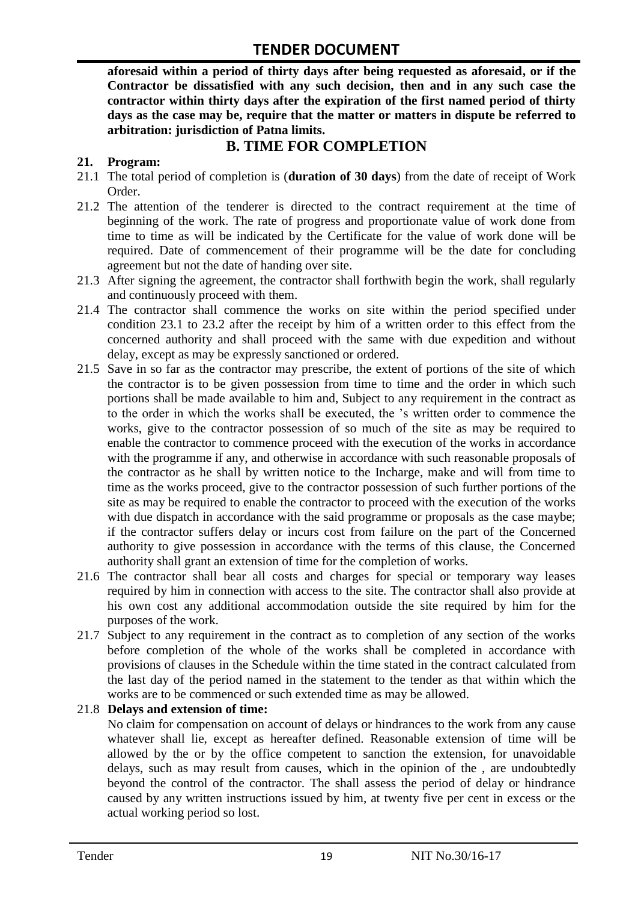**aforesaid within a period of thirty days after being requested as aforesaid, or if the Contractor be dissatisfied with any such decision, then and in any such case the contractor within thirty days after the expiration of the first named period of thirty days as the case may be, require that the matter or matters in dispute be referred to arbitration: jurisdiction of Patna limits.**

## B. TIME FOR COMPLETION

**21. Program:**

21.1 The total period of completion is (**duration of 30 days**) from the date of receipt of Work Order.

21.2 The attention of the tenderer is directed to the contract requirement at the time of beginning of the work. The rate of progress and proportionate value of work done from time to time as will be indicated by the Certificate for the value of work done will be required. Date of commencement of their programme will be the date for concluding agreement but not the date of handing over site.

21.3 After signing the agreement, the contractor shall forthwith begin the work, shall regularly and continuously proceed with them.

21.4 The contractor shall commence the works on site within the period specified under condition 23.1 to 23.2 after the receipt by him of a written order to this effect from the concerned authority and shall proceed with the same with due expedition and without delay, except as may be expressly sanctioned or ordered.

21.5 Save in so far as the contractor may prescribe, the extent of portions of the site of which the contractor is to be given possession from time to time and the order in which such portions shall be made available to him and, Subject to any requirement in the contract as to the order in which the works shall be executed, the 's written order to commence the works, give to the contractor possession of so much of the site as may be required to enable the contractor to commence proceed with the execution of the works in accordance with the programme if any, and otherwise in accordance with such reasonable proposals of the contractor as he shall by written notice to the Incharge, make and will from time to time as the works proceed, give to the contractor possession of such further portions of the site as may be required to enable the contractor to proceed with the execution of the works with due dispatch in accordance with the said programme or proposals as the case maybe; if the contractor suffers delay or incurs cost from failure on the part of the Concerned authority to give possession in accordance with the terms of this clause, the Concerned authority shall grant an extension of time for the completion of works.

21.6 The contractor shall bear all costs and charges for special or temporary way leases required by him in connection with access to the site. The contractor shall also provide at his own cost any additional accommodation outside the site required by him for the purposes of the work.

21.7 Subject to any requirement in the contract as to completion of any section of the works before completion of the whole of the works shall be completed in accordance with provisions of clauses in the Schedule within the time stated in the contract calculated from the last day of the period named in the statement to the tender as that within which the works are to be commenced or such extended time as may be allowed.

21.8 **Delays and extension of time:**

No claim for compensation on account of delays or hindrances to the work from any cause whatever shall lie, except as hereafter defined. Reasonable extension of time will be allowed by the or by the office competent to sanction the extension, for unavoidable delays, such as may result from causes, which in the opinion of the , are undoubtedly beyond the control of the contractor. The shall assess the period of delay or hindrance caused by any written instructions issued by him, at twenty five per cent in excess or the actual working period so lost.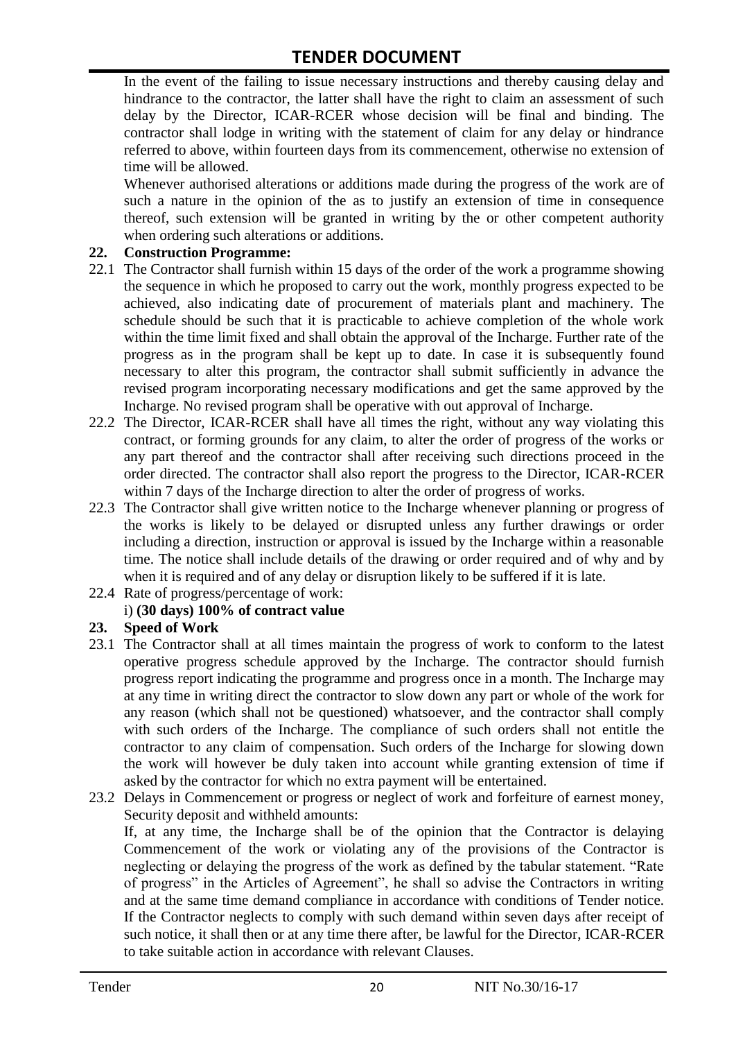In the event of the failing to issue necessary instructions and thereby causing delay and hindrance to the contractor, the latter shall have the right to claim an assessment of such delay by the Director, ICAR-RCER whose decision will be final and binding. The contractor shall lodge in writing with the statement of claim for any delay or hindrance referred to above, within fourteen days from its commencement, otherwise no extension of time will be allowed.

Whenever authorised alterations or additions made during the progress of the work are of such a nature in the opinion of the as to justify an extension of time in consequence thereof, such extension will be granted in writing by the or other competent authority when ordering such alterations or additions.

**22. Construction Programme:**

22.1 The Contractor shall furnish within 15 days of the order of the work a programme showing the sequence in which he proposed to carry out the work, monthly progress expected to be achieved, also indicating date of procurement of materials plant and machinery. The schedule should be such that it is practicable to achieve completion of the whole work within the time limit fixed and shall obtain the approval of the Incharge. Further rate of the progress as in the program shall be kept up to date. In case it is subsequently found necessary to alter this program, the contractor shall submit sufficiently in advance the revised program incorporating necessary modifications and get the same approved by the Incharge. No revised program shall be operative with out approval of Incharge.

22.2 The Director, ICAR-RCER shall have all times the right, without any way violating this contract, or forming grounds for any claim, to alter the order of progress of the works or any part thereof and the contractor shall after receiving such directions proceed in the order directed. The contractor shall also report the progress to the Director, ICAR-RCER within 7 days of the Incharge direction to alter the order of progress of works.

22.3 The Contractor shall give written notice to the Incharge whenever planning or progress of the works is likely to be delayed or disrupted unless any further drawings or order including a direction, instruction or approval is issued by the Incharge within a reasonable time. The notice shall include details of the drawing or order required and of why and by when it is required and of any delay or disruption likely to be suffered if it is late.

22.4 Rate of progress/percentage of work:

i) **(30 days) 100% of contract value**

**23. Speed of Work**

23.1 The Contractor shall at all times maintain the progress of work to conform to the latest operative progress schedule approved by the Incharge. The contractor should furnish progress report indicating the programme and progress once in a month. The Incharge may at any time in writing direct the contractor to slow down any part or whole of the work for any reason (which shall not be questioned) whatsoever, and the contractor shall comply with such orders of the Incharge. The compliance of such orders shall not entitle the contractor to any claim of compensation. Such orders of the Incharge for slowing down the work will however be duly taken into account while granting extension of time if asked by the contractor for which no extra payment will be entertained.

23.2 Delays in Commencement or progress or neglect of work and forfeiture of earnest money, Security deposit and withheld amounts:

If, at any time, the Incharge shall be of the opinion that the Contractor is delaying Commencement of the work or violating any of the provisions of the Contractor is neglecting or delaying the progress of the work as defined by the tabular statement. "Rate of progress" in the Articles of Agreement", he shall so advise the Contractors in writing and at the same time demand compliance in accordance with conditions of Tender notice. If the Contractor neglects to comply with such demand within seven days after receipt of such notice, it shall then or at any time there after, be lawful for the Director, ICAR-RCER to take suitable action in accordance with relevant Clauses.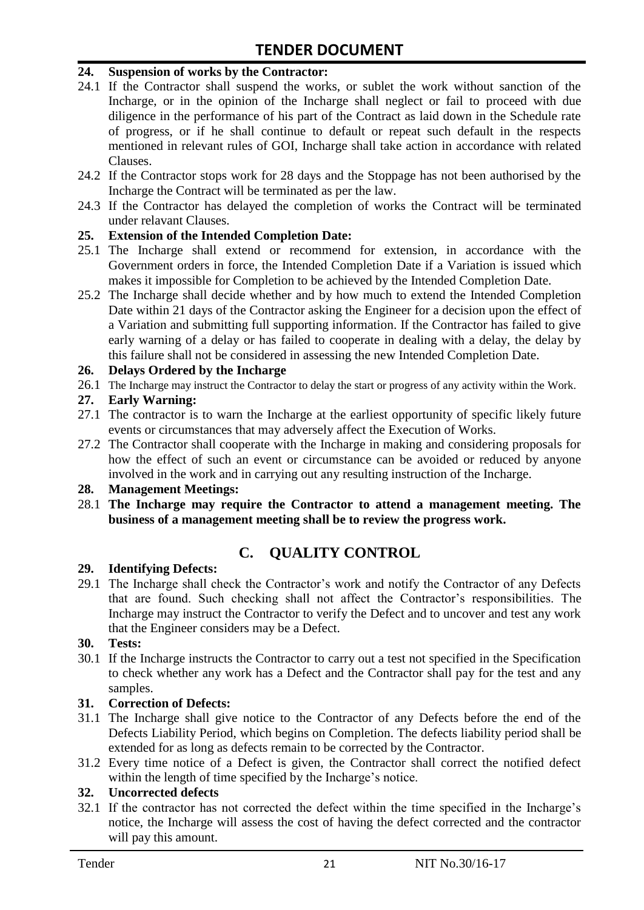**24. Suspension of works by the Contractor:**

24.1 If the Contractor shall suspend the works, or sublet the work without sanction of the Incharge, or in the opinion of the Incharge shall neglect or fail to proceed with due diligence in the performance of his part of the Contract as laid down in the Schedule rate of progress, or if he shall continue to default or repeat such default in the respects mentioned in relevant rules of GOI, Incharge shall take action in accordance with related Clauses.

24.2 If the Contractor stops work for 28 days and the Stoppage has not been authorised by the Incharge the Contract will be terminated as per the law.

24.3 If the Contractor has delayed the completion of works the Contract will be terminated under relavant Clauses.

**25. Extension of the Intended Completion Date:**

25.1 The Incharge shall extend or recommend for extension, in accordance with the Government orders in force, the Intended Completion Date if a Variation is issued which makes it impossible for Completion to be achieved by the Intended Completion Date.

25.2 The Incharge shall decide whether and by how much to extend the Intended Completion Date within 21 days of the Contractor asking the Engineer for a decision upon the effect of a Variation and submitting full supporting information. If the Contractor has failed to give early warning of a delay or has failed to cooperate in dealing with a delay, the delay by this failure shall not be considered in assessing the new Intended Completion Date.

**26. Delays Ordered by the Incharge**

26.1 The Incharge may instruct the Contractor to delay the start or progress of any activity within the Work.

**27. Early Warning:**

27.1 The contractor is to warn the Incharge at the earliest opportunity of specific likely future events or circumstances that may adversely affect the Execution of Works.

27.2 The Contractor shall cooperate with the Incharge in making and considering proposals for how the effect of such an event or circumstance can be avoided or reduced by anyone involved in the work and in carrying out any resulting instruction of the Incharge.

**28. Management Meetings:**

28.1 **The Incharge may require the Contractor to attend a management meeting. The business of a management meeting shall be to review the progress work.**

## C. QUALITY CONTROL

**29. Identifying Defects:**

29.1 The Incharge shall check the Contractor's work and notify the Contractor of any Defects that are found. Such checking shall not affect the Contractor's responsibilities. The Incharge may instruct the Contractor to verify the Defect and to uncover and test any work that the Engineer considers may be a Defect.

**30. Tests:**

30.1 If the Incharge instructs the Contractor to carry out a test not specified in the Specification to check whether any work has a Defect and the Contractor shall pay for the test and any samples.

**31. Correction of Defects:**

31.1 The Incharge shall give notice to the Contractor of any Defects before the end of the Defects Liability Period, which begins on Completion. The defects liability period shall be extended for as long as defects remain to be corrected by the Contractor.

31.2 Every time notice of a Defect is given, the Contractor shall correct the notified defect within the length of time specified by the Incharge's notice.

**32. Uncorrected defects**

32.1 If the contractor has not corrected the defect within the time specified in the Incharge's notice, the Incharge will assess the cost of having the defect corrected and the contractor will pay this amount.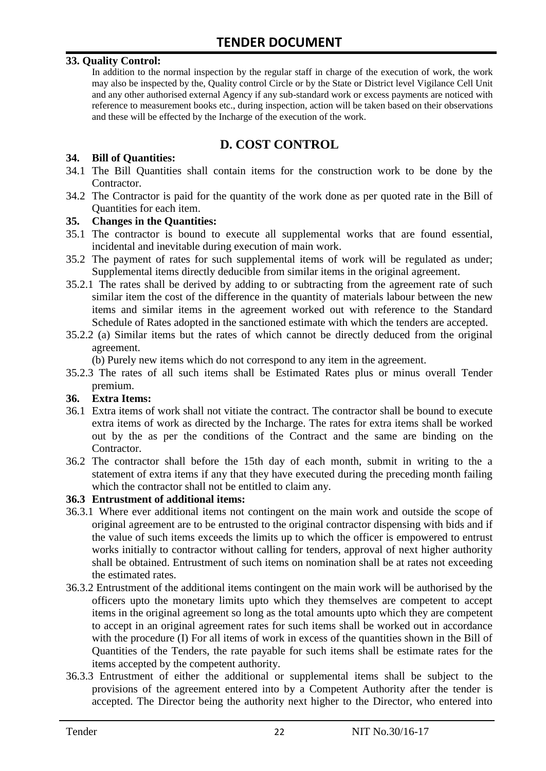**33. Quality Control:**

In addition to the normal inspection by the regular staff in charge of the execution of work, the work may also be inspected by the, Quality control Circle or by the State or District level Vigilance Cell Unit and any other authorised external Agency if any sub-standard work or excess payments are noticed with reference to measurement books etc., during inspection, action will be taken based on their observations and these will be effected by the Incharge of the execution of the work.

## D. COST CONTROL

**34. Bill of Quantities:**

34.1 The Bill Quantities shall contain items for the construction work to be done by the Contractor.

34.2 The Contractor is paid for the quantity of the work done as per quoted rate in the Bill of Quantities for each item.

**35. Changes in the Quantities:**

35.1 The contractor is bound to execute all supplemental works that are found essential, incidental and inevitable during execution of main work.

35.2 The payment of rates for such supplemental items of work will be regulated as under; Supplemental items directly deducible from similar items in the original agreement.

35.2.1 The rates shall be derived by adding to or subtracting from the agreement rate of such similar item the cost of the difference in the quantity of materials labour between the new items and similar items in the agreement worked out with reference to the Standard Schedule of Rates adopted in the sanctioned estimate with which the tenders are accepted.

35.2.2 (a) Similar items but the rates of which cannot be directly deduced from the original agreement.

(b) Purely new items which do not correspond to any item in the agreement.

35.2.3 The rates of all such items shall be Estimated Rates plus or minus overall Tender premium.

**36. Extra Items:**

36.1 Extra items of work shall not vitiate the contract. The contractor shall be bound to execute extra items of work as directed by the Incharge. The rates for extra items shall be worked out by the as per the conditions of the Contract and the same are binding on the Contractor.

36.2 The contractor shall before the 15th day of each month, submit in writing to the a statement of extra items if any that they have executed during the preceding month failing which the contractor shall not be entitled to claim any.

**36.3 Entrustment of additional items:**

36.3.1 Where ever additional items not contingent on the main work and outside the scope of original agreement are to be entrusted to the original contractor dispensing with bids and if the value of such items exceeds the limits up to which the officer is empowered to entrust works initially to contractor without calling for tenders, approval of next higher authority shall be obtained. Entrustment of such items on nomination shall be at rates not exceeding the estimated rates.

36.3.2 Entrustment of the additional items contingent on the main work will be authorised by the officers upto the monetary limits upto which they themselves are competent to accept items in the original agreement so long as the total amounts upto which they are competent to accept in an original agreement rates for such items shall be worked out in accordance with the procedure (I) For all items of work in excess of the quantities shown in the Bill of Quantities of the Tenders, the rate payable for such items shall be estimate rates for the items accepted by the competent authority.

36.3.3 Entrustment of either the additional or supplemental items shall be subject to the provisions of the agreement entered into by a Competent Authority after the tender is accepted. The Director being the authority next higher to the Director, who entered into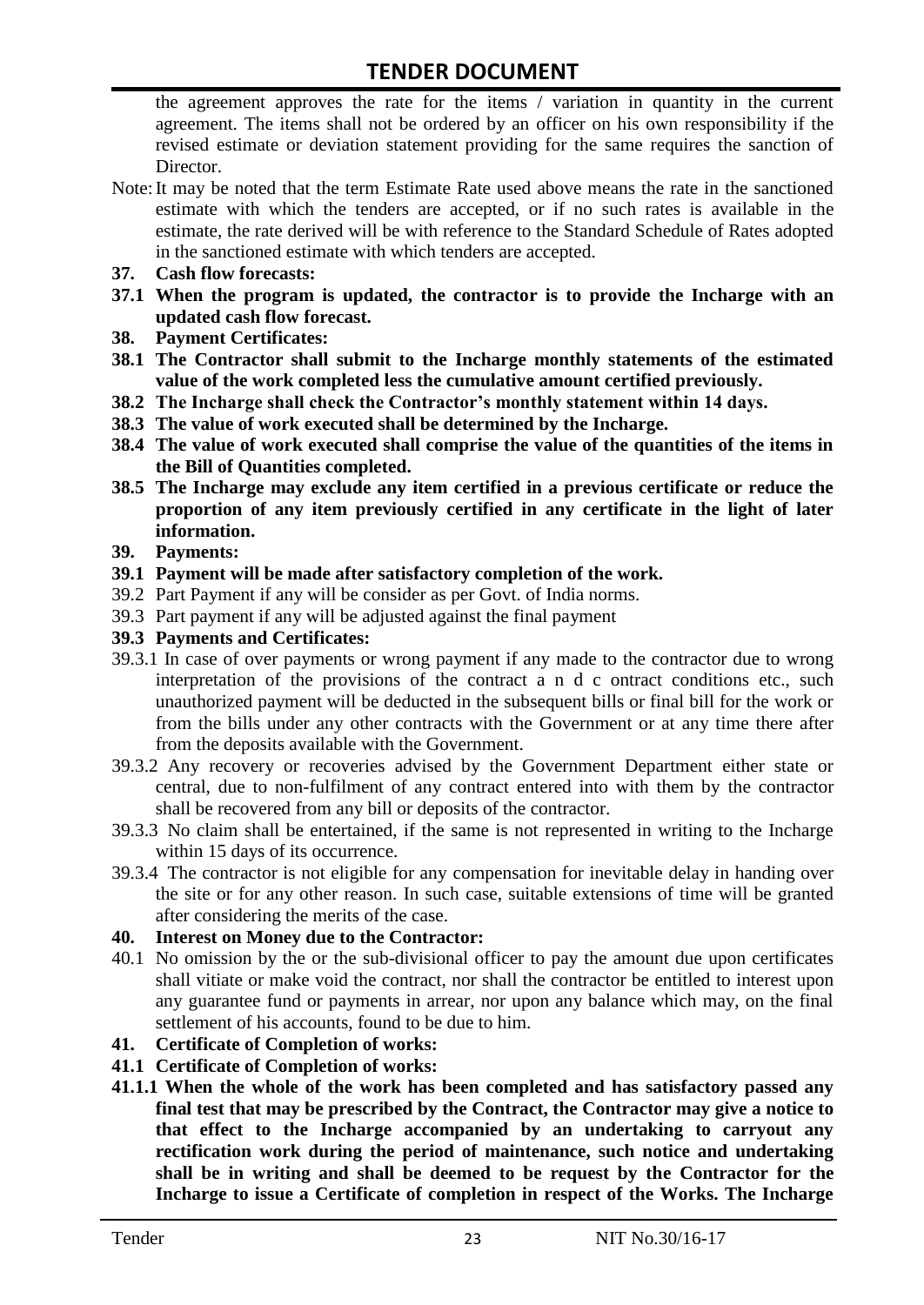the agreement approves the rate for the items / variation in quantity in the current agreement. The items shall not be ordered by an officer on his own responsibility if the revised estimate or deviation statement providing for the same requires the sanction of Director.

Note: It may be noted that the term Estimate Rate used above means the rate in the sanctioned estimate with which the tenders are accepted, or if no such rates is available in the estimate, the rate derived will be with reference to the Standard Schedule of Rates adopted in the sanctioned estimate with which tenders are accepted.

**37. Cash flow forecasts:**

**37.1 When the program is updated, the contractor is to provide the Incharge with an updated cash flow forecast.**

**38. Payment Certificates:**

**38.1 The Contractor shall submit to the Incharge monthly statements of the estimated value of the work completed less the cumulative amount certified previously.**

**38.2 The Incharge shall check the Contractor's monthly statement within 14 days.**

**38.3 The value of work executed shall be determined by the Incharge.**

**38.4 The value of work executed shall comprise the value of the quantities of the items in the Bill of Quantities completed.**

**38.5 The Incharge may exclude any item certified in a previous certificate or reduce the proportion of any item previously certified in any certificate in the light of later information.**

**39. Payments:**

**39.1 Payment will be made after satisfactory completion of the work.**

39.2 Part Payment if any will be consider as per Govt. of India norms.

39.3 Part payment if any will be adjusted against the final payment

**39.3 Payments and Certificates:**

39.3.1 In case of over payments or wrong payment if any made to the contractor due to wrong interpretation of the provisions of the contract a n d c ontract conditions etc., such unauthorized payment will be deducted in the subsequent bills or final bill for the work or from the bills under any other contracts with the Government or at any time there after from the deposits available with the Government.

39.3.2 Any recovery or recoveries advised by the Government Department either state or central, due to non-fulfilment of any contract entered into with them by the contractor shall be recovered from any bill or deposits of the contractor.

39.3.3 No claim shall be entertained, if the same is not represented in writing to the Incharge within 15 days of its occurrence.

39.3.4 The contractor is not eligible for any compensation for inevitable delay in handing over the site or for any other reason. In such case, suitable extensions of time will be granted after considering the merits of the case.

**40. Interest on Money due to the Contractor:**

40.1 No omission by the or the sub-divisional officer to pay the amount due upon certificates shall vitiate or make void the contract, nor shall the contractor be entitled to interest upon any guarantee fund or payments in arrear, nor upon any balance which may, on the final settlement of his accounts, found to be due to him.

**41. Certificate of Completion of works:**

**41.1 Certificate of Completion of works:**

**41.1.1 When the whole of the work has been completed and has satisfactory passed any final test that may be prescribed by the Contract, the Contractor may give a notice to that effect to the Incharge accompanied by an undertaking to carryout any rectification work during the period of maintenance, such notice and undertaking shall be in writing and shall be deemed to be request by the Contractor for the Incharge to issue a Certificate of completion in respect of the Works. The Incharge**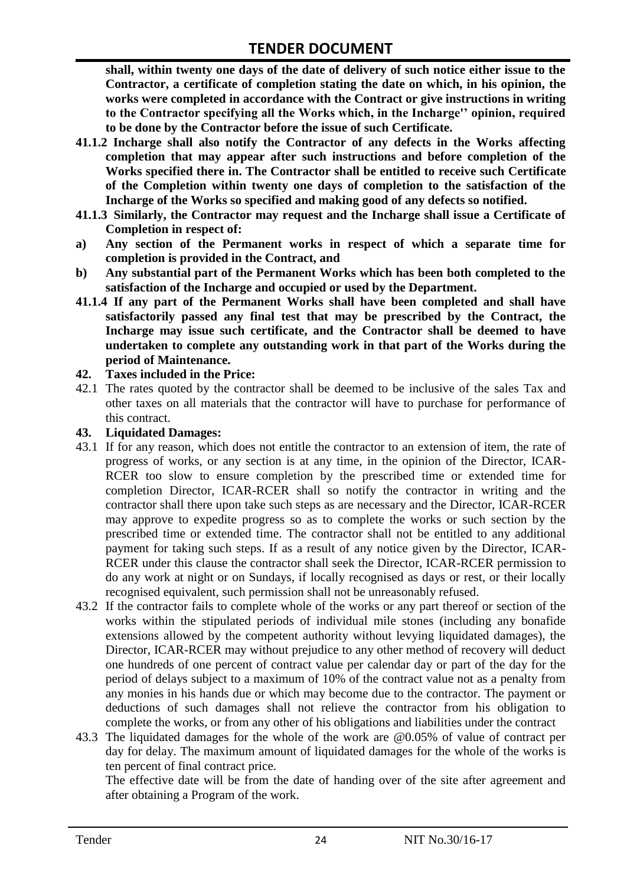**shall, within twenty one days of the date of delivery of such notice either issue to the Contractor, a certificate of completion stating the date on which, in his opinion, the works were completed in accordance with the Contract or give instructions in writing to the Contractor specifying all the Works which, in the Incharge'' opinion, required to be done by the Contractor before the issue of such Certificate.**

**41.1.2 Incharge shall also notify the Contractor of any defects in the Works affecting completion that may appear after such instructions and before completion of the Works specified there in. The Contractor shall be entitled to receive such Certificate of the Completion within twenty one days of completion to the satisfaction of the Incharge of the Works so specified and making good of any defects so notified.**

**41.1.3 Similarly, the Contractor may request and the Incharge shall issue a Certificate of Completion in respect of:**

**a) Any section of the Permanent works in respect of which a separate time for completion is provided in the Contract, and**

**b) Any substantial part of the Permanent Works which has been both completed to the satisfaction of the Incharge and occupied or used by the Department.**

**41.1.4 If any part of the Permanent Works shall have been completed and shall have satisfactorily passed any final test that may be prescribed by the Contract, the Incharge may issue such certificate, and the Contractor shall be deemed to have undertaken to complete any outstanding work in that part of the Works during the period of Maintenance.**

**42. Taxes included in the Price:**

42.1 The rates quoted by the contractor shall be deemed to be inclusive of the sales Tax and other taxes on all materials that the contractor will have to purchase for performance of this contract.

**43. Liquidated Damages:**

43.1 If for any reason, which does not entitle the contractor to an extension of item, the rate of progress of works, or any section is at any time, in the opinion of the Director, ICAR-RCER too slow to ensure completion by the prescribed time or extended time for completion Director, ICAR-RCER shall so notify the contractor in writing and the contractor shall there upon take such steps as are necessary and the Director, ICAR-RCER may approve to expedite progress so as to complete the works or such section by the prescribed time or extended time. The contractor shall not be entitled to any additional payment for taking such steps. If as a result of any notice given by the Director, ICAR-RCER under this clause the contractor shall seek the Director, ICAR-RCER permission to do any work at night or on Sundays, if locally recognised as days or rest, or their locally recognised equivalent, such permission shall not be unreasonably refused.

43.2 If the contractor fails to complete whole of the works or any part thereof or section of the works within the stipulated periods of individual mile stones (including any bonafide extensions allowed by the competent authority without levying liquidated damages), the Director, ICAR-RCER may without prejudice to any other method of recovery will deduct one hundreds of one percent of contract value per calendar day or part of the day for the period of delays subject to a maximum of 10% of the contract value not as a penalty from any monies in his hands due or which may become due to the contractor. The payment or deductions of such damages shall not relieve the contractor from his obligation to complete the works, or from any other of his obligations and liabilities under the contract

43.3 The liquidated damages for the whole of the work are @0.05% of value of contract per day for delay. The maximum amount of liquidated damages for the whole of the works is ten percent of final contract price.

The effective date will be from the date of handing over of the site after agreement and after obtaining a Program of the work.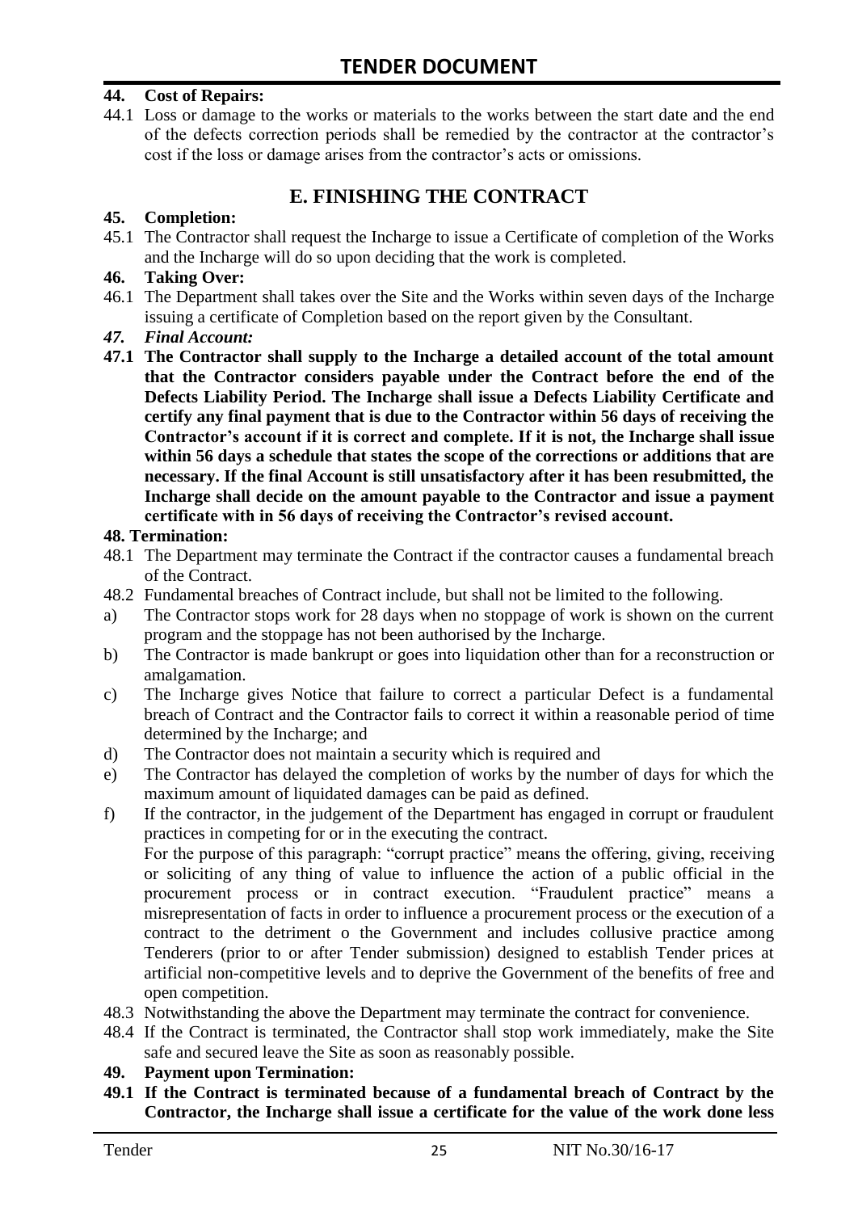**44. Cost of Repairs:**

44.1 Loss or damage to the works or materials to the works between the start date and the end of the defects correction periods shall be remedied by the contractor at the contractor's cost if the loss or damage arises from the contractor's acts or omissions.

## E. FINISHING THE CONTRACT

**45. Completion:**

45.1 The Contractor shall request the Incharge to issue a Certificate of completion of the Works and the Incharge will do so upon deciding that the work is completed.

**46. Taking Over:**

46.1 The Department shall takes over the Site and the Works within seven days of the Incharge issuing a certificate of Completion based on the report given by the Consultant.

***47. Final Account:***

**47.1 The Contractor shall supply to the Incharge a detailed account of the total amount that the Contractor considers payable under the Contract before the end of the Defects Liability Period. The Incharge shall issue a Defects Liability Certificate and certify any final payment that is due to the Contractor within 56 days of receiving the Contractor's account if it is correct and complete. If it is not, the Incharge shall issue within 56 days a schedule that states the scope of the corrections or additions that are necessary. If the final Account is still unsatisfactory after it has been resubmitted, the Incharge shall decide on the amount payable to the Contractor and issue a payment certificate with in 56 days of receiving the Contractor's revised account.**

**48. Termination:**

48.1 The Department may terminate the Contract if the contractor causes a fundamental breach of the Contract.

48.2 Fundamental breaches of Contract include, but shall not be limited to the following.

a) The Contractor stops work for 28 days when no stoppage of work is shown on the current program and the stoppage has not been authorised by the Incharge.

b) The Contractor is made bankrupt or goes into liquidation other than for a reconstruction or amalgamation.

c) The Incharge gives Notice that failure to correct a particular Defect is a fundamental breach of Contract and the Contractor fails to correct it within a reasonable period of time determined by the Incharge; and

d) The Contractor does not maintain a security which is required and

e) The Contractor has delayed the completion of works by the number of days for which the maximum amount of liquidated damages can be paid as defined.

f) If the contractor, in the judgement of the Department has engaged in corrupt or fraudulent practices in competing for or in the executing the contract.

For the purpose of this paragraph: "corrupt practice" means the offering, giving, receiving or soliciting of any thing of value to influence the action of a public official in the procurement process or in contract execution. "Fraudulent practice" means a misrepresentation of facts in order to influence a procurement process or the execution of a contract to the detriment o the Government and includes collusive practice among Tenderers (prior to or after Tender submission) designed to establish Tender prices at artificial non-competitive levels and to deprive the Government of the benefits of free and open competition.

48.3 Notwithstanding the above the Department may terminate the contract for convenience.

48.4 If the Contract is terminated, the Contractor shall stop work immediately, make the Site safe and secured leave the Site as soon as reasonably possible.

**49. Payment upon Termination:**

**49.1 If the Contract is terminated because of a fundamental breach of Contract by the Contractor, the Incharge shall issue a certificate for the value of the work done less**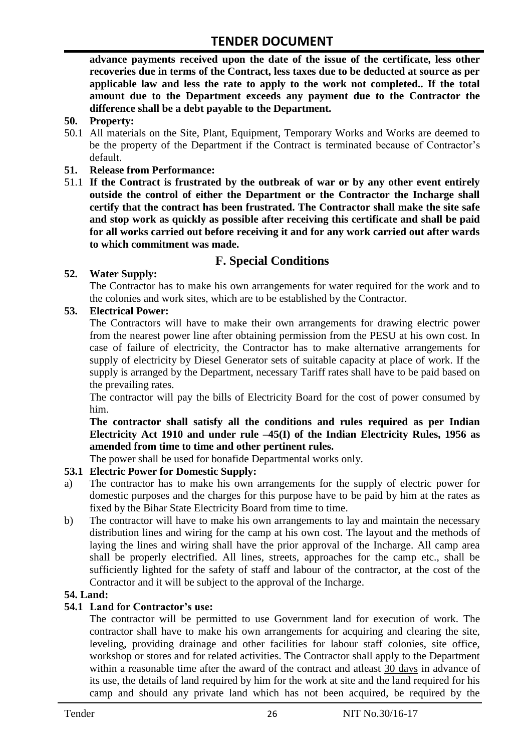**advance payments received upon the date of the issue of the certificate, less other recoveries due in terms of the Contract, less taxes due to be deducted at source as per applicable law and less the rate to apply to the work not completed.. If the total amount due to the Department exceeds any payment due to the Contractor the difference shall be a debt payable to the Department.**

**50. Property:**

50.1 All materials on the Site, Plant, Equipment, Temporary Works and Works are deemed to be the property of the Department if the Contract is terminated because of Contractor's default.

**51. Release from Performance:**

51.1 **If the Contract is frustrated by the outbreak of war or by any other event entirely outside the control of either the Department or the Contractor the Incharge shall certify that the contract has been frustrated. The Contractor shall make the site safe and stop work as quickly as possible after receiving this certificate and shall be paid for all works carried out before receiving it and for any work carried out after wards to which commitment was made.**

## F. Special Conditions

**52. Water Supply:**

The Contractor has to make his own arrangements for water required for the work and to the colonies and work sites, which are to be established by the Contractor.

**53. Electrical Power:**

The Contractors will have to make their own arrangements for drawing electric power from the nearest power line after obtaining permission from the PESU at his own cost. In case of failure of electricity, the Contractor has to make alternative arrangements for supply of electricity by Diesel Generator sets of suitable capacity at place of work. If the supply is arranged by the Department, necessary Tariff rates shall have to be paid based on the prevailing rates.

The contractor will pay the bills of Electricity Board for the cost of power consumed by him.

**The contractor shall satisfy all the conditions and rules required as per Indian Electricity Act 1910 and under rule –45(I) of the Indian Electricity Rules, 1956 as amended from time to time and other pertinent rules.**

The power shall be used for bonafide Departmental works only.

**53.1 Electric Power for Domestic Supply:**

a) The contractor has to make his own arrangements for the supply of electric power for domestic purposes and the charges for this purpose have to be paid by him at the rates as fixed by the Bihar State Electricity Board from time to time.

b) The contractor will have to make his own arrangements to lay and maintain the necessary distribution lines and wiring for the camp at his own cost. The layout and the methods of laying the lines and wiring shall have the prior approval of the Incharge. All camp area shall be properly electrified. All lines, streets, approaches for the camp etc., shall be sufficiently lighted for the safety of staff and labour of the contractor, at the cost of the Contractor and it will be subject to the approval of the Incharge.

**54. Land:**

**54.1 Land for Contractor's use:**

The contractor will be permitted to use Government land for execution of work. The contractor shall have to make his own arrangements for acquiring and clearing the site, leveling, providing drainage and other facilities for labour staff colonies, site office, workshop or stores and for related activities. The Contractor shall apply to the Department within a reasonable time after the award of the contract and atleast 30 days in advance of its use, the details of land required by him for the work at site and the land required for his camp and should any private land which has not been acquired, be required by the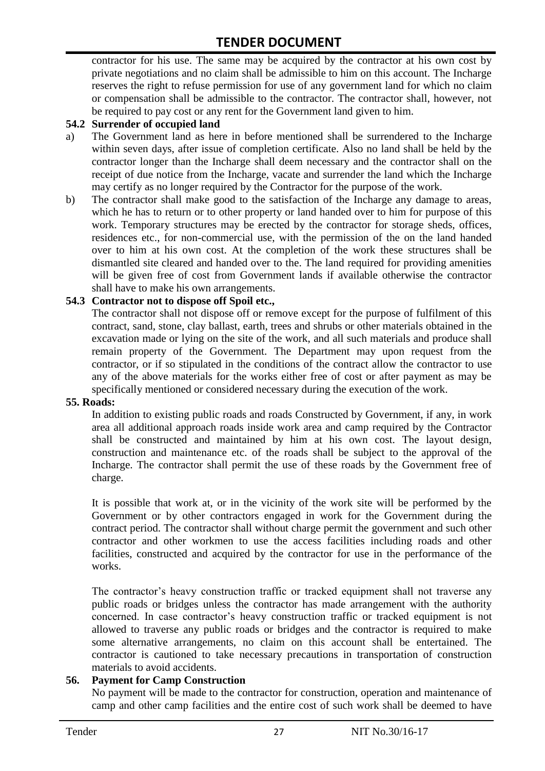contractor for his use. The same may be acquired by the contractor at his own cost by private negotiations and no claim shall be admissible to him on this account. The Incharge reserves the right to refuse permission for use of any government land for which no claim or compensation shall be admissible to the contractor. The contractor shall, however, not be required to pay cost or any rent for the Government land given to him.

**54.2 Surrender of occupied land**

a) The Government land as here in before mentioned shall be surrendered to the Incharge within seven days, after issue of completion certificate. Also no land shall be held by the contractor longer than the Incharge shall deem necessary and the contractor shall on the receipt of due notice from the Incharge, vacate and surrender the land which the Incharge may certify as no longer required by the Contractor for the purpose of the work.

b) The contractor shall make good to the satisfaction of the Incharge any damage to areas, which he has to return or to other property or land handed over to him for purpose of this work. Temporary structures may be erected by the contractor for storage sheds, offices, residences etc., for non-commercial use, with the permission of the on the land handed over to him at his own cost. At the completion of the work these structures shall be dismantled site cleared and handed over to the. The land required for providing amenities will be given free of cost from Government lands if available otherwise the contractor shall have to make his own arrangements.

**54.3 Contractor not to dispose off Spoil etc.,**

The contractor shall not dispose off or remove except for the purpose of fulfilment of this contract, sand, stone, clay ballast, earth, trees and shrubs or other materials obtained in the excavation made or lying on the site of the work, and all such materials and produce shall remain property of the Government. The Department may upon request from the contractor, or if so stipulated in the conditions of the contract allow the contractor to use any of the above materials for the works either free of cost or after payment as may be specifically mentioned or considered necessary during the execution of the work.

**55. Roads:**

In addition to existing public roads and roads Constructed by Government, if any, in work area all additional approach roads inside work area and camp required by the Contractor shall be constructed and maintained by him at his own cost. The layout design, construction and maintenance etc. of the roads shall be subject to the approval of the Incharge. The contractor shall permit the use of these roads by the Government free of charge.

It is possible that work at, or in the vicinity of the work site will be performed by the Government or by other contractors engaged in work for the Government during the contract period. The contractor shall without charge permit the government and such other contractor and other workmen to use the access facilities including roads and other facilities, constructed and acquired by the contractor for use in the performance of the works.

The contractor's heavy construction traffic or tracked equipment shall not traverse any public roads or bridges unless the contractor has made arrangement with the authority concerned. In case contractor's heavy construction traffic or tracked equipment is not allowed to traverse any public roads or bridges and the contractor is required to make some alternative arrangements, no claim on this account shall be entertained. The contractor is cautioned to take necessary precautions in transportation of construction materials to avoid accidents.

**56. Payment for Camp Construction**

No payment will be made to the contractor for construction, operation and maintenance of camp and other camp facilities and the entire cost of such work shall be deemed to have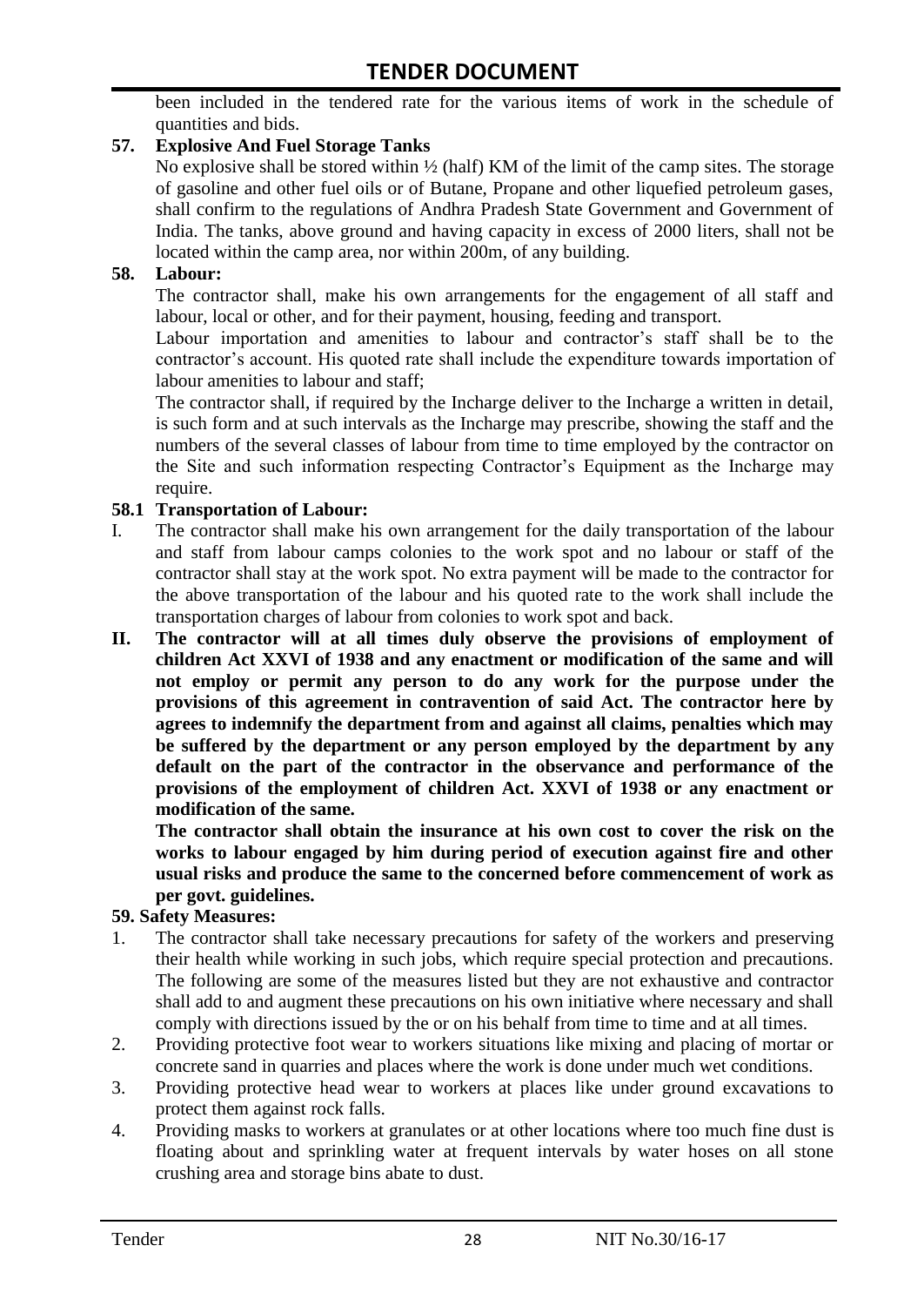been included in the tendered rate for the various items of work in the schedule of quantities and bids.

**57. Explosive And Fuel Storage Tanks**

No explosive shall be stored within ½ (half) KM of the limit of the camp sites. The storage of gasoline and other fuel oils or of Butane, Propane and other liquefied petroleum gases, shall confirm to the regulations of Andhra Pradesh State Government and Government of India. The tanks, above ground and having capacity in excess of 2000 liters, shall not be located within the camp area, nor within 200m, of any building.

**58. Labour:**

The contractor shall, make his own arrangements for the engagement of all staff and labour, local or other, and for their payment, housing, feeding and transport.

Labour importation and amenities to labour and contractor's staff shall be to the contractor's account. His quoted rate shall include the expenditure towards importation of labour amenities to labour and staff;

The contractor shall, if required by the Incharge deliver to the Incharge a written in detail, is such form and at such intervals as the Incharge may prescribe, showing the staff and the numbers of the several classes of labour from time to time employed by the contractor on the Site and such information respecting Contractor's Equipment as the Incharge may require.

**58.1 Transportation of Labour:**

I. The contractor shall make his own arrangement for the daily transportation of the labour and staff from labour camps colonies to the work spot and no labour or staff of the contractor shall stay at the work spot. No extra payment will be made to the contractor for the above transportation of the labour and his quoted rate to the work shall include the transportation charges of labour from colonies to work spot and back.

II. **The contractor will at all times duly observe the provisions of employment of children Act XXVI of 1938 and any enactment or modification of the same and will not employ or permit any person to do any work for the purpose under the provisions of this agreement in contravention of said Act. The contractor here by agrees to indemnify the department from and against all claims, penalties which may be suffered by the department or any person employed by the department by any default on the part of the contractor in the observance and performance of the provisions of the employment of children Act. XXVI of 1938 or any enactment or modification of the same.**

**The contractor shall obtain the insurance at his own cost to cover the risk on the works to labour engaged by him during period of execution against fire and other usual risks and produce the same to the concerned before commencement of work as per govt. guidelines.**

**59. Safety Measures:**

1. The contractor shall take necessary precautions for safety of the workers and preserving their health while working in such jobs, which require special protection and precautions. The following are some of the measures listed but they are not exhaustive and contractor shall add to and augment these precautions on his own initiative where necessary and shall comply with directions issued by the or on his behalf from time to time and at all times.
2. Providing protective foot wear to workers situations like mixing and placing of mortar or concrete sand in quarries and places where the work is done under much wet conditions.
3. Providing protective head wear to workers at places like under ground excavations to protect them against rock falls.
4. Providing masks to workers at granulates or at other locations where too much fine dust is floating about and sprinkling water at frequent intervals by water hoses on all stone crushing area and storage bins abate to dust.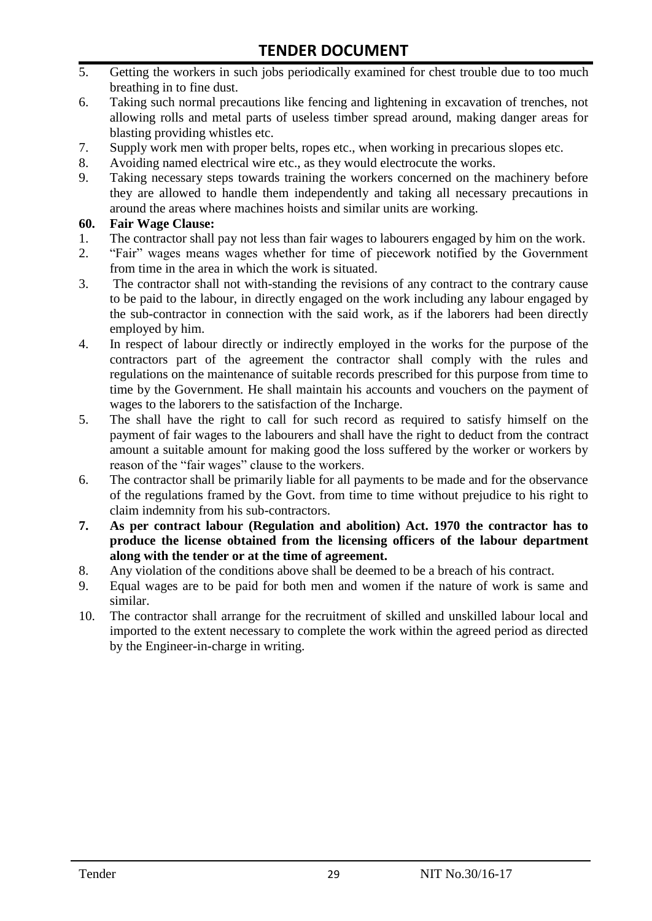5. Getting the workers in such jobs periodically examined for chest trouble due to too much breathing in to fine dust.
6. Taking such normal precautions like fencing and lightening in excavation of trenches, not allowing rolls and metal parts of useless timber spread around, making danger areas for blasting providing whistles etc.
7. Supply work men with proper belts, ropes etc., when working in precarious slopes etc.
8. Avoiding named electrical wire etc., as they would electrocute the works.
9. Taking necessary steps towards training the workers concerned on the machinery before they are allowed to handle them independently and taking all necessary precautions in around the areas where machines hoists and similar units are working.

**60. Fair Wage Clause:**

1. The contractor shall pay not less than fair wages to labourers engaged by him on the work.
2. "Fair" wages means wages whether for time of piecework notified by the Government from time in the area in which the work is situated.
3. The contractor shall not with-standing the revisions of any contract to the contrary cause to be paid to the labour, in directly engaged on the work including any labour engaged by the sub-contractor in connection with the said work, as if the laborers had been directly employed by him.
4. In respect of labour directly or indirectly employed in the works for the purpose of the contractors part of the agreement the contractor shall comply with the rules and regulations on the maintenance of suitable records prescribed for this purpose from time to time by the Government. He shall maintain his accounts and vouchers on the payment of wages to the laborers to the satisfaction of the Incharge.
5. The shall have the right to call for such record as required to satisfy himself on the payment of fair wages to the labourers and shall have the right to deduct from the contract amount a suitable amount for making good the loss suffered by the worker or workers by reason of the "fair wages" clause to the workers.
6. The contractor shall be primarily liable for all payments to be made and for the observance of the regulations framed by the Govt. from time to time without prejudice to his right to claim indemnity from his sub-contractors.
7. **As per contract labour (Regulation and abolition) Act. 1970 the contractor has to produce the license obtained from the licensing officers of the labour department along with the tender or at the time of agreement.**
8. Any violation of the conditions above shall be deemed to be a breach of his contract.
9. Equal wages are to be paid for both men and women if the nature of work is same and similar.
10. The contractor shall arrange for the recruitment of skilled and unskilled labour local and imported to the extent necessary to complete the work within the agreed period as directed by the Engineer-in-charge in writing.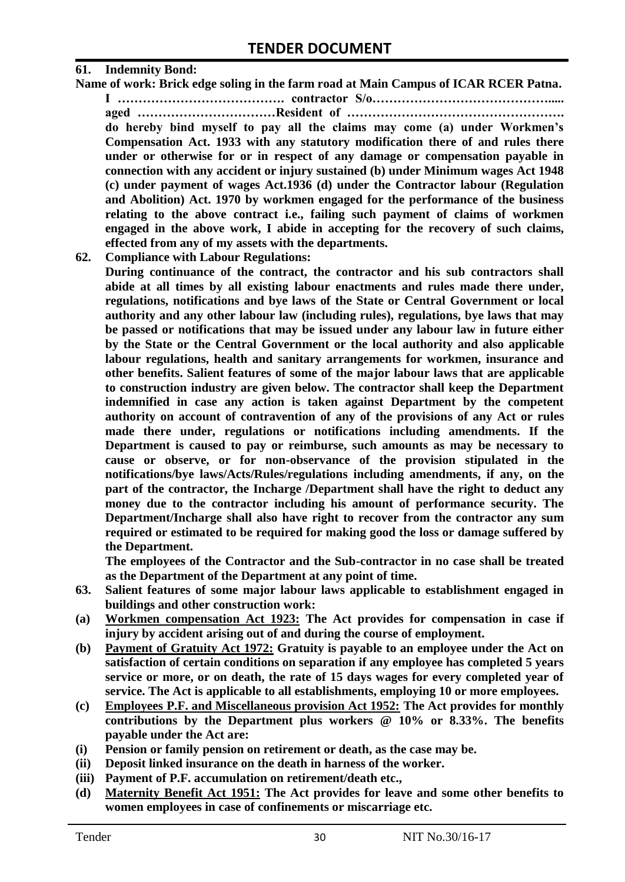**61. Indemnity Bond:**

**Name of work: Brick edge soling in the farm road at Main Campus of ICAR RCER Patna.**

**I …………………………………. contractor S/o…………………………………..... aged ……………………………Resident of ……………………………………………. do hereby bind myself to pay all the claims may come (a) under Workmen's Compensation Act. 1933 with any statutory modification there of and rules there under or otherwise for or in respect of any damage or compensation payable in connection with any accident or injury sustained (b) under Minimum wages Act 1948 (c) under payment of wages Act.1936 (d) under the Contractor labour (Regulation and Abolition) Act. 1970 by workmen engaged for the performance of the business relating to the above contract i.e., failing such payment of claims of workmen engaged in the above work, I abide in accepting for the recovery of such claims, effected from any of my assets with the departments.**

**62. Compliance with Labour Regulations:**

**During continuance of the contract, the contractor and his sub contractors shall abide at all times by all existing labour enactments and rules made there under, regulations, notifications and bye laws of the State or Central Government or local authority and any other labour law (including rules), regulations, bye laws that may be passed or notifications that may be issued under any labour law in future either by the State or the Central Government or the local authority and also applicable labour regulations, health and sanitary arrangements for workmen, insurance and other benefits. Salient features of some of the major labour laws that are applicable to construction industry are given below. The contractor shall keep the Department indemnified in case any action is taken against Department by the competent authority on account of contravention of any of the provisions of any Act or rules made there under, regulations or notifications including amendments. If the Department is caused to pay or reimburse, such amounts as may be necessary to cause or observe, or for non-observance of the provision stipulated in the notifications/bye laws/Acts/Rules/regulations including amendments, if any, on the part of the contractor, the Incharge /Department shall have the right to deduct any money due to the contractor including his amount of performance security. The Department/Incharge shall also have right to recover from the contractor any sum required or estimated to be required for making good the loss or damage suffered by the Department.**

**The employees of the Contractor and the Sub-contractor in no case shall be treated as the Department of the Department at any point of time.**

**63. Salient features of some major labour laws applicable to establishment engaged in buildings and other construction work:**

**(a) <u>Workmen compensation Act 1923:</u> The Act provides for compensation in case if injury by accident arising out of and during the course of employment.**

**(b) <u>Payment of Gratuity Act 1972:</u> Gratuity is payable to an employee under the Act on satisfaction of certain conditions on separation if any employee has completed 5 years service or more, or on death, the rate of 15 days wages for every completed year of service. The Act is applicable to all establishments, employing 10 or more employees.**

**(c) <u>Employees P.F. and Miscellaneous provision Act 1952:</u> The Act provides for monthly contributions by the Department plus workers @ 10% or 8.33%. The benefits payable under the Act are:**

**(i) Pension or family pension on retirement or death, as the case may be.**

**(ii) Deposit linked insurance on the death in harness of the worker.**

**(iii) Payment of P.F. accumulation on retirement/death etc.,**

**(d) <u>Maternity Benefit Act 1951:</u> The Act provides for leave and some other benefits to women employees in case of confinements or miscarriage etc.**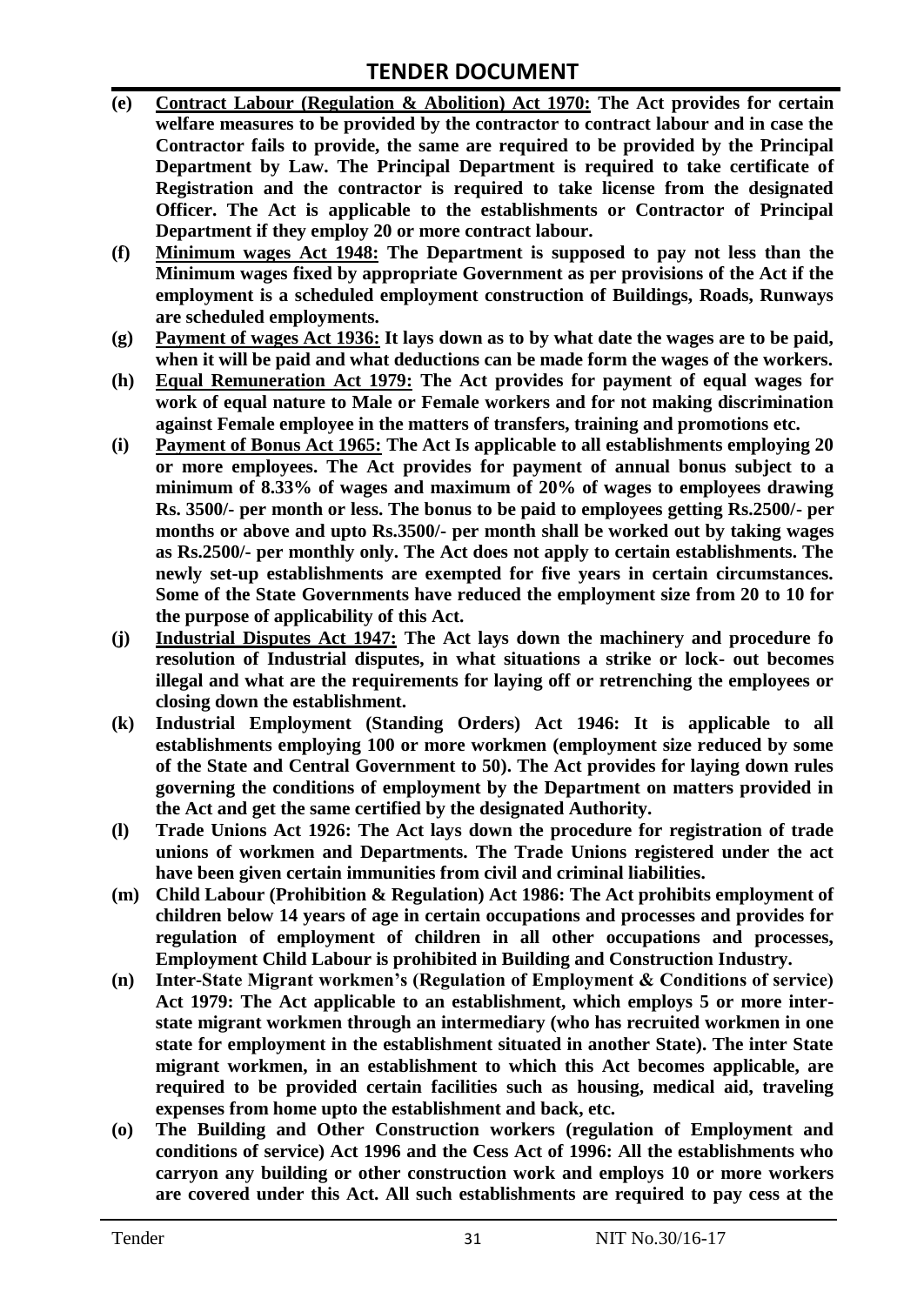- **(e)** **Contract Labour (Regulation & Abolition) Act 1970: The Act provides for certain welfare measures to be provided by the contractor to contract labour and in case the Contractor fails to provide, the same are required to be provided by the Principal Department by Law. The Principal Department is required to take certificate of Registration and the contractor is required to take license from the designated Officer. The Act is applicable to the establishments or Contractor of Principal Department if they employ 20 or more contract labour.**
- **(f)** **Minimum wages Act 1948: The Department is supposed to pay not less than the Minimum wages fixed by appropriate Government as per provisions of the Act if the employment is a scheduled employment construction of Buildings, Roads, Runways are scheduled employments.**
- **(g)** **Payment of wages Act 1936: It lays down as to by what date the wages are to be paid, when it will be paid and what deductions can be made form the wages of the workers.**
- **(h)** **Equal Remuneration Act 1979: The Act provides for payment of equal wages for work of equal nature to Male or Female workers and for not making discrimination against Female employee in the matters of transfers, training and promotions etc.**
- **(i)** **Payment of Bonus Act 1965: The Act Is applicable to all establishments employing 20 or more employees. The Act provides for payment of annual bonus subject to a minimum of 8.33% of wages and maximum of 20% of wages to employees drawing Rs. 3500/- per month or less. The bonus to be paid to employees getting Rs.2500/- per months or above and upto Rs.3500/- per month shall be worked out by taking wages as Rs.2500/- per monthly only. The Act does not apply to certain establishments. The newly set-up establishments are exempted for five years in certain circumstances. Some of the State Governments have reduced the employment size from 20 to 10 for the purpose of applicability of this Act.**
- **(j)** **Industrial Disputes Act 1947: The Act lays down the machinery and procedure fo resolution of Industrial disputes, in what situations a strike or lock- out becomes illegal and what are the requirements for laying off or retrenching the employees or closing down the establishment.**
- **(k)** **Industrial Employment (Standing Orders) Act 1946: It is applicable to all establishments employing 100 or more workmen (employment size reduced by some of the State and Central Government to 50). The Act provides for laying down rules governing the conditions of employment by the Department on matters provided in the Act and get the same certified by the designated Authority.**
- **(l)** **Trade Unions Act 1926: The Act lays down the procedure for registration of trade unions of workmen and Departments. The Trade Unions registered under the act have been given certain immunities from civil and criminal liabilities.**
- **(m)** **Child Labour (Prohibition & Regulation) Act 1986: The Act prohibits employment of children below 14 years of age in certain occupations and processes and provides for regulation of employment of children in all other occupations and processes, Employment Child Labour is prohibited in Building and Construction Industry.**
- **(n)** **Inter-State Migrant workmen's (Regulation of Employment & Conditions of service) Act 1979: The Act applicable to an establishment, which employs 5 or more inter-state migrant workmen through an intermediary (who has recruited workmen in one state for employment in the establishment situated in another State). The inter State migrant workmen, in an establishment to which this Act becomes applicable, are required to be provided certain facilities such as housing, medical aid, traveling expenses from home upto the establishment and back, etc.**
- **(o)** **The Building and Other Construction workers (regulation of Employment and conditions of service) Act 1996 and the Cess Act of 1996: All the establishments who carryon any building or other construction work and employs 10 or more workers are covered under this Act. All such establishments are required to pay cess at the**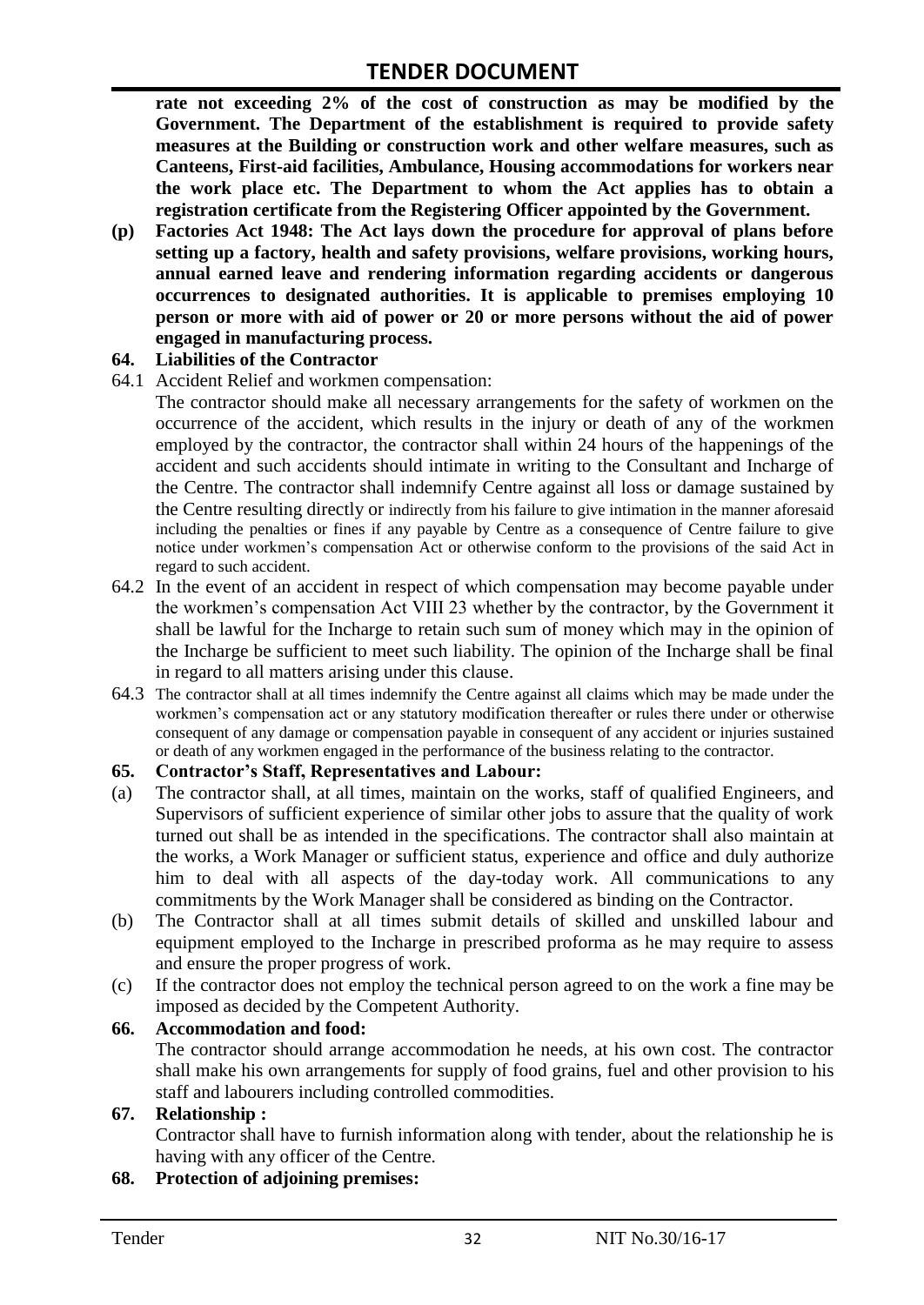**rate not exceeding 2% of the cost of construction as may be modified by the Government. The Department of the establishment is required to provide safety measures at the Building or construction work and other welfare measures, such as Canteens, First-aid facilities, Ambulance, Housing accommodations for workers near the work place etc. The Department to whom the Act applies has to obtain a registration certificate from the Registering Officer appointed by the Government.**

**(p) Factories Act 1948: The Act lays down the procedure for approval of plans before setting up a factory, health and safety provisions, welfare provisions, working hours, annual earned leave and rendering information regarding accidents or dangerous occurrences to designated authorities. It is applicable to premises employing 10 person or more with aid of power or 20 or more persons without the aid of power engaged in manufacturing process.**

**64. Liabilities of the Contractor**

64.1 Accident Relief and workmen compensation:

The contractor should make all necessary arrangements for the safety of workmen on the occurrence of the accident, which results in the injury or death of any of the workmen employed by the contractor, the contractor shall within 24 hours of the happenings of the accident and such accidents should intimate in writing to the Consultant and Incharge of the Centre. The contractor shall indemnify Centre against all loss or damage sustained by the Centre resulting directly or indirectly from his failure to give intimation in the manner aforesaid including the penalties or fines if any payable by Centre as a consequence of Centre failure to give notice under workmen's compensation Act or otherwise conform to the provisions of the said Act in regard to such accident.

64.2 In the event of an accident in respect of which compensation may become payable under the workmen's compensation Act VIII 23 whether by the contractor, by the Government it shall be lawful for the Incharge to retain such sum of money which may in the opinion of the Incharge be sufficient to meet such liability. The opinion of the Incharge shall be final in regard to all matters arising under this clause.

64.3 The contractor shall at all times indemnify the Centre against all claims which may be made under the workmen's compensation act or any statutory modification thereafter or rules there under or otherwise consequent of any damage or compensation payable in consequent of any accident or injuries sustained or death of any workmen engaged in the performance of the business relating to the contractor.

**65. Contractor's Staff, Representatives and Labour:**

(a) The contractor shall, at all times, maintain on the works, staff of qualified Engineers, and Supervisors of sufficient experience of similar other jobs to assure that the quality of work turned out shall be as intended in the specifications. The contractor shall also maintain at the works, a Work Manager or sufficient status, experience and office and duly authorize him to deal with all aspects of the day-today work. All communications to any commitments by the Work Manager shall be considered as binding on the Contractor.

(b) The Contractor shall at all times submit details of skilled and unskilled labour and equipment employed to the Incharge in prescribed proforma as he may require to assess and ensure the proper progress of work.

(c) If the contractor does not employ the technical person agreed to on the work a fine may be imposed as decided by the Competent Authority.

**66. Accommodation and food:**

The contractor should arrange accommodation he needs, at his own cost. The contractor shall make his own arrangements for supply of food grains, fuel and other provision to his staff and labourers including controlled commodities.

**67. Relationship :**

Contractor shall have to furnish information along with tender, about the relationship he is having with any officer of the Centre.

**68. Protection of adjoining premises:**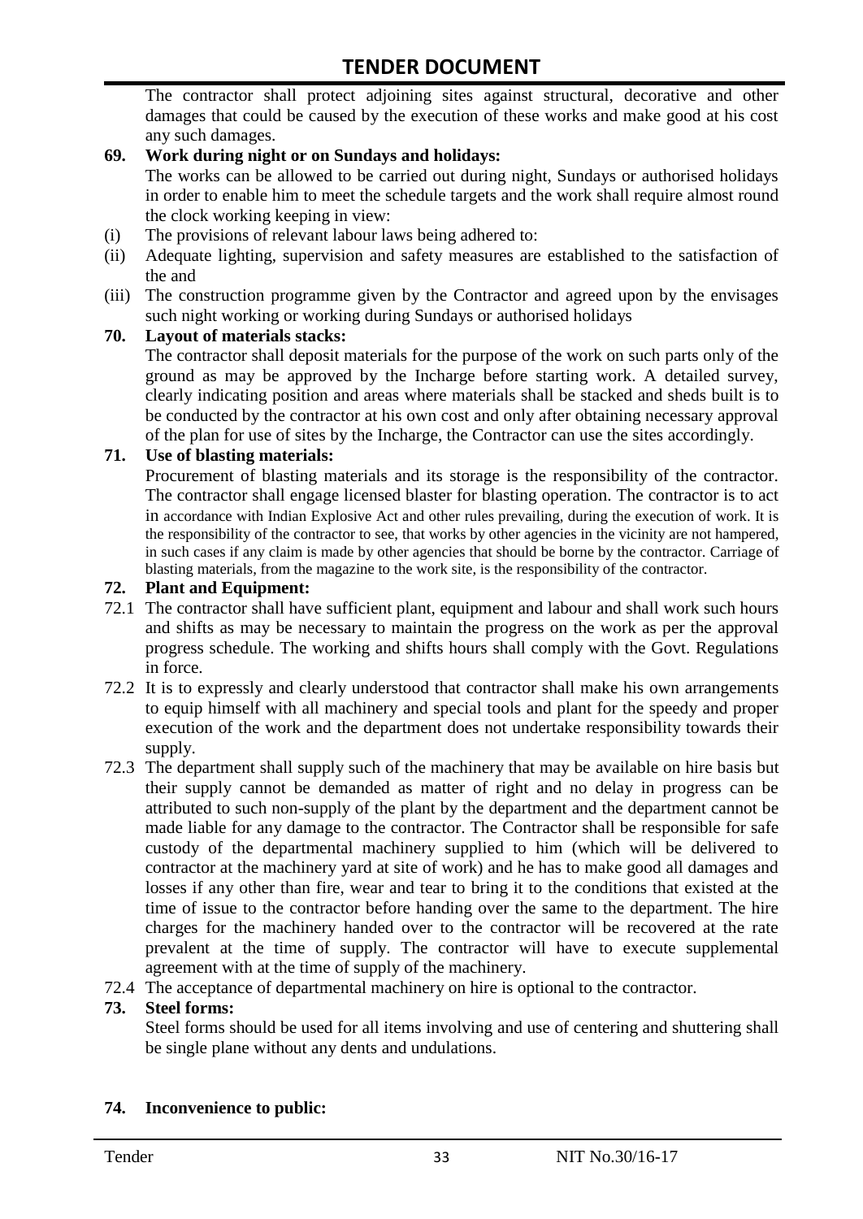The contractor shall protect adjoining sites against structural, decorative and other damages that could be caused by the execution of these works and make good at his cost any such damages.

**69. Work during night or on Sundays and holidays:**

The works can be allowed to be carried out during night, Sundays or authorised holidays in order to enable him to meet the schedule targets and the work shall require almost round the clock working keeping in view:

(i) The provisions of relevant labour laws being adhered to:

(ii) Adequate lighting, supervision and safety measures are established to the satisfaction of the and

(iii) The construction programme given by the Contractor and agreed upon by the envisages such night working or working during Sundays or authorised holidays

**70. Layout of materials stacks:**

The contractor shall deposit materials for the purpose of the work on such parts only of the ground as may be approved by the Incharge before starting work. A detailed survey, clearly indicating position and areas where materials shall be stacked and sheds built is to be conducted by the contractor at his own cost and only after obtaining necessary approval of the plan for use of sites by the Incharge, the Contractor can use the sites accordingly.

**71. Use of blasting materials:**

Procurement of blasting materials and its storage is the responsibility of the contractor. The contractor shall engage licensed blaster for blasting operation. The contractor is to act in accordance with Indian Explosive Act and other rules prevailing, during the execution of work. It is the responsibility of the contractor to see, that works by other agencies in the vicinity are not hampered, in such cases if any claim is made by other agencies that should be borne by the contractor. Carriage of blasting materials, from the magazine to the work site, is the responsibility of the contractor.

**72. Plant and Equipment:**

72.1 The contractor shall have sufficient plant, equipment and labour and shall work such hours and shifts as may be necessary to maintain the progress on the work as per the approval progress schedule. The working and shifts hours shall comply with the Govt. Regulations in force.

72.2 It is to expressly and clearly understood that contractor shall make his own arrangements to equip himself with all machinery and special tools and plant for the speedy and proper execution of the work and the department does not undertake responsibility towards their supply.

72.3 The department shall supply such of the machinery that may be available on hire basis but their supply cannot be demanded as matter of right and no delay in progress can be attributed to such non-supply of the plant by the department and the department cannot be made liable for any damage to the contractor. The Contractor shall be responsible for safe custody of the departmental machinery supplied to him (which will be delivered to contractor at the machinery yard at site of work) and he has to make good all damages and losses if any other than fire, wear and tear to bring it to the conditions that existed at the time of issue to the contractor before handing over the same to the department. The hire charges for the machinery handed over to the contractor will be recovered at the rate prevalent at the time of supply. The contractor will have to execute supplemental agreement with at the time of supply of the machinery.

72.4 The acceptance of departmental machinery on hire is optional to the contractor.

**73. Steel forms:**

Steel forms should be used for all items involving and use of centering and shuttering shall be single plane without any dents and undulations.

**74. Inconvenience to public:**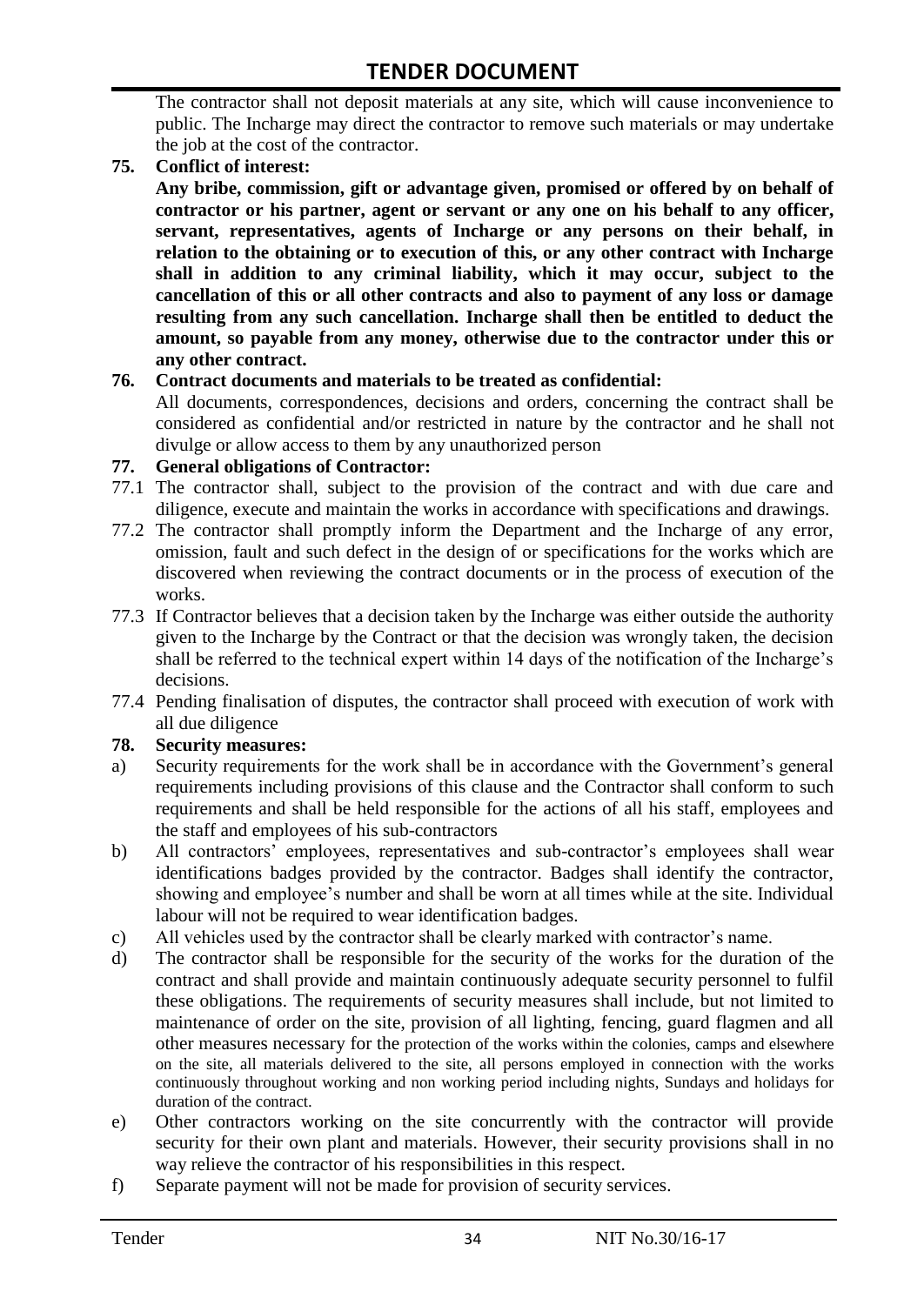The contractor shall not deposit materials at any site, which will cause inconvenience to public. The Incharge may direct the contractor to remove such materials or may undertake the job at the cost of the contractor.

**75. Conflict of interest:**

**Any bribe, commission, gift or advantage given, promised or offered by on behalf of contractor or his partner, agent or servant or any one on his behalf to any officer, servant, representatives, agents of Incharge or any persons on their behalf, in relation to the obtaining or to execution of this, or any other contract with Incharge shall in addition to any criminal liability, which it may occur, subject to the cancellation of this or all other contracts and also to payment of any loss or damage resulting from any such cancellation. Incharge shall then be entitled to deduct the amount, so payable from any money, otherwise due to the contractor under this or any other contract.**

**76. Contract documents and materials to be treated as confidential:**

All documents, correspondences, decisions and orders, concerning the contract shall be considered as confidential and/or restricted in nature by the contractor and he shall not divulge or allow access to them by any unauthorized person

**77. General obligations of Contractor:**

77.1 The contractor shall, subject to the provision of the contract and with due care and diligence, execute and maintain the works in accordance with specifications and drawings.

77.2 The contractor shall promptly inform the Department and the Incharge of any error, omission, fault and such defect in the design of or specifications for the works which are discovered when reviewing the contract documents or in the process of execution of the works.

77.3 If Contractor believes that a decision taken by the Incharge was either outside the authority given to the Incharge by the Contract or that the decision was wrongly taken, the decision shall be referred to the technical expert within 14 days of the notification of the Incharge's decisions.

77.4 Pending finalisation of disputes, the contractor shall proceed with execution of work with all due diligence

**78. Security measures:**

a) Security requirements for the work shall be in accordance with the Government's general requirements including provisions of this clause and the Contractor shall conform to such requirements and shall be held responsible for the actions of all his staff, employees and the staff and employees of his sub-contractors

b) All contractors' employees, representatives and sub-contractor's employees shall wear identifications badges provided by the contractor. Badges shall identify the contractor, showing and employee's number and shall be worn at all times while at the site. Individual labour will not be required to wear identification badges.

c) All vehicles used by the contractor shall be clearly marked with contractor's name.

d) The contractor shall be responsible for the security of the works for the duration of the contract and shall provide and maintain continuously adequate security personnel to fulfil these obligations. The requirements of security measures shall include, but not limited to maintenance of order on the site, provision of all lighting, fencing, guard flagmen and all other measures necessary for the protection of the works within the colonies, camps and elsewhere on the site, all materials delivered to the site, all persons employed in connection with the works continuously throughout working and non working period including nights, Sundays and holidays for duration of the contract.

e) Other contractors working on the site concurrently with the contractor will provide security for their own plant and materials. However, their security provisions shall in no way relieve the contractor of his responsibilities in this respect.

f) Separate payment will not be made for provision of security services.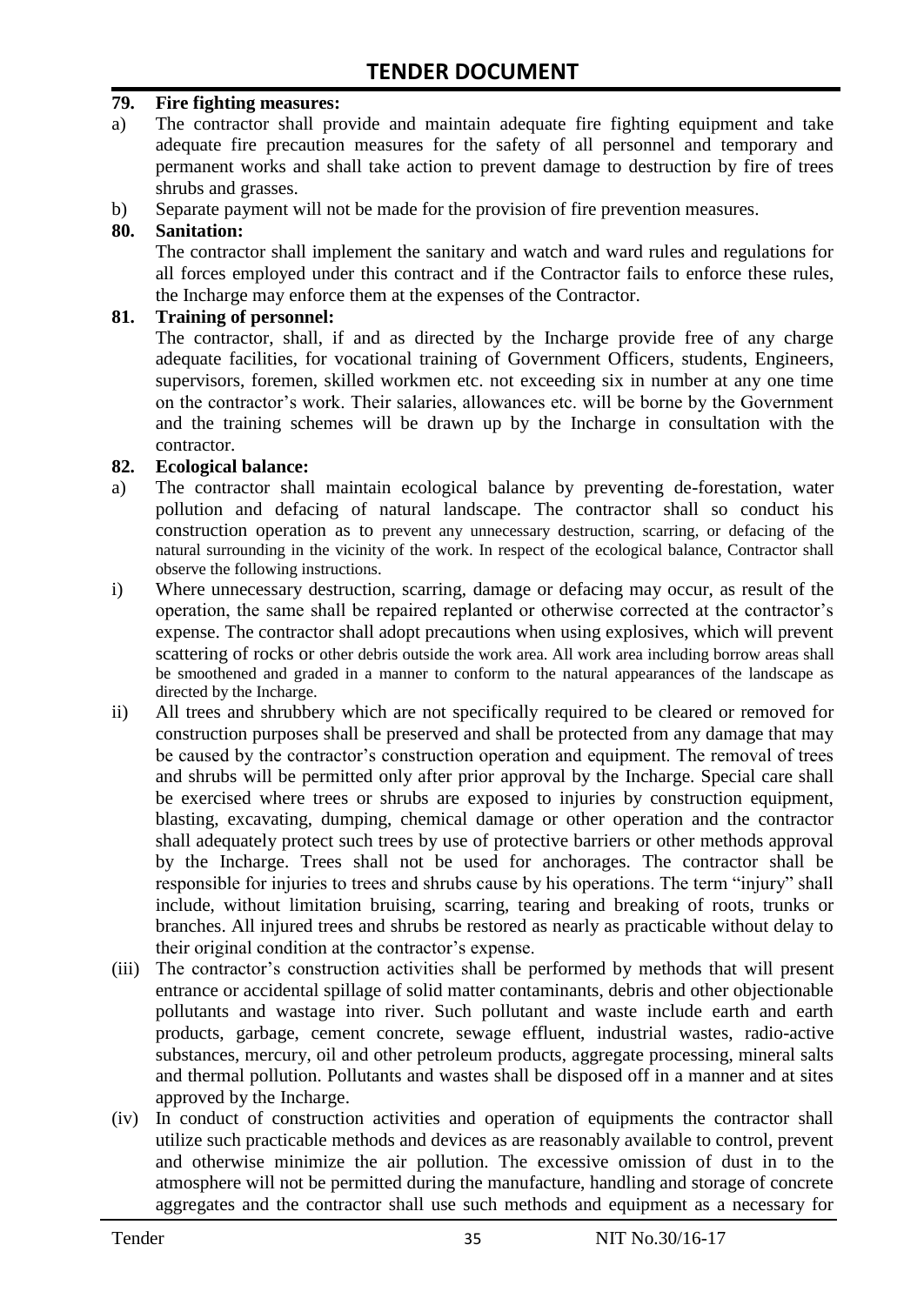**79. Fire fighting measures:**

a) The contractor shall provide and maintain adequate fire fighting equipment and take adequate fire precaution measures for the safety of all personnel and temporary and permanent works and shall take action to prevent damage to destruction by fire of trees shrubs and grasses.

b) Separate payment will not be made for the provision of fire prevention measures.

**80. Sanitation:**

The contractor shall implement the sanitary and watch and ward rules and regulations for all forces employed under this contract and if the Contractor fails to enforce these rules, the Incharge may enforce them at the expenses of the Contractor.

**81. Training of personnel:**

The contractor, shall, if and as directed by the Incharge provide free of any charge adequate facilities, for vocational training of Government Officers, students, Engineers, supervisors, foremen, skilled workmen etc. not exceeding six in number at any one time on the contractor's work. Their salaries, allowances etc. will be borne by the Government and the training schemes will be drawn up by the Incharge in consultation with the contractor.

**82. Ecological balance:**

a) The contractor shall maintain ecological balance by preventing de-forestation, water pollution and defacing of natural landscape. The contractor shall so conduct his construction operation as to prevent any unnecessary destruction, scarring, or defacing of the natural surrounding in the vicinity of the work. In respect of the ecological balance, Contractor shall observe the following instructions.

i) Where unnecessary destruction, scarring, damage or defacing may occur, as result of the operation, the same shall be repaired replanted or otherwise corrected at the contractor's expense. The contractor shall adopt precautions when using explosives, which will prevent scattering of rocks or other debris outside the work area. All work area including borrow areas shall be smoothened and graded in a manner to conform to the natural appearances of the landscape as directed by the Incharge.

ii) All trees and shrubbery which are not specifically required to be cleared or removed for construction purposes shall be preserved and shall be protected from any damage that may be caused by the contractor's construction operation and equipment. The removal of trees and shrubs will be permitted only after prior approval by the Incharge. Special care shall be exercised where trees or shrubs are exposed to injuries by construction equipment, blasting, excavating, dumping, chemical damage or other operation and the contractor shall adequately protect such trees by use of protective barriers or other methods approval by the Incharge. Trees shall not be used for anchorages. The contractor shall be responsible for injuries to trees and shrubs cause by his operations. The term "injury" shall include, without limitation bruising, scarring, tearing and breaking of roots, trunks or branches. All injured trees and shrubs be restored as nearly as practicable without delay to their original condition at the contractor's expense.

(iii) The contractor's construction activities shall be performed by methods that will present entrance or accidental spillage of solid matter contaminants, debris and other objectionable pollutants and wastage into river. Such pollutant and waste include earth and earth products, garbage, cement concrete, sewage effluent, industrial wastes, radio-active substances, mercury, oil and other petroleum products, aggregate processing, mineral salts and thermal pollution. Pollutants and wastes shall be disposed off in a manner and at sites approved by the Incharge.

(iv) In conduct of construction activities and operation of equipments the contractor shall utilize such practicable methods and devices as are reasonably available to control, prevent and otherwise minimize the air pollution. The excessive omission of dust in to the atmosphere will not be permitted during the manufacture, handling and storage of concrete aggregates and the contractor shall use such methods and equipment as a necessary for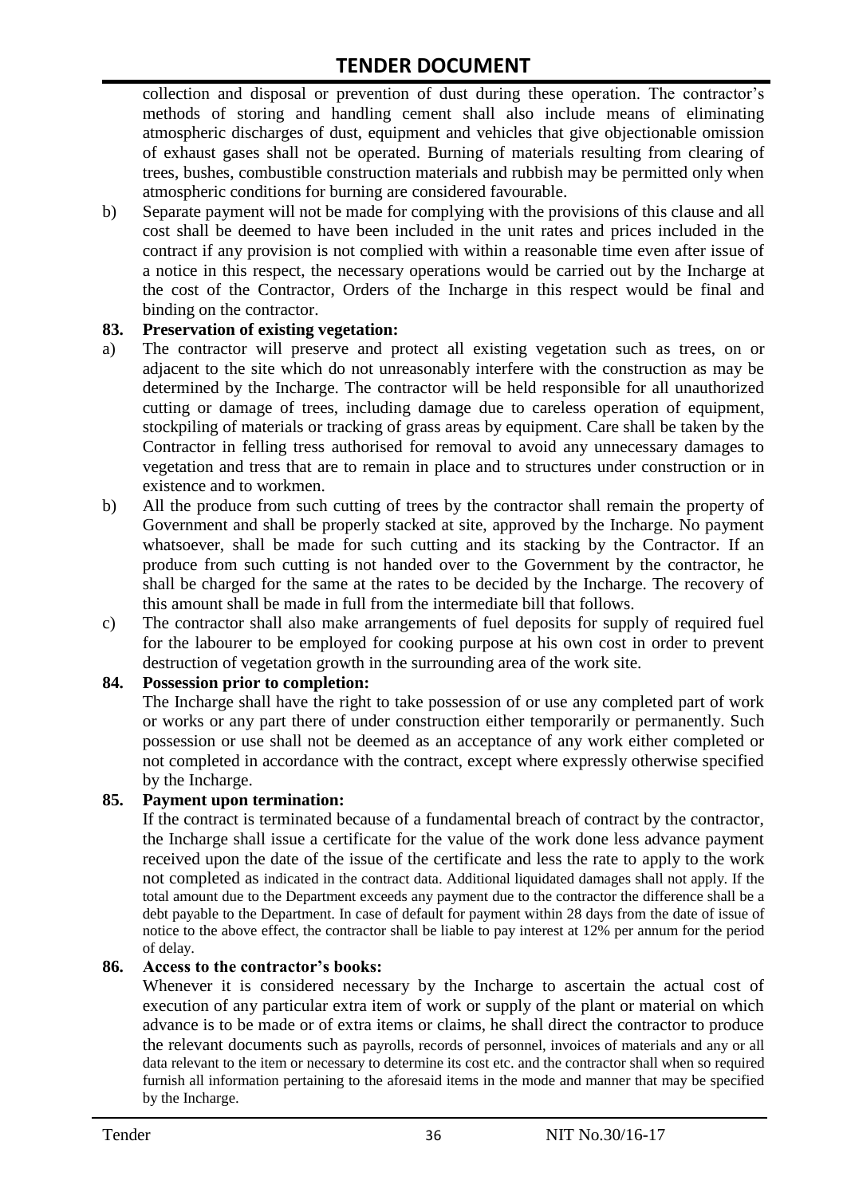collection and disposal or prevention of dust during these operation. The contractor's methods of storing and handling cement shall also include means of eliminating atmospheric discharges of dust, equipment and vehicles that give objectionable omission of exhaust gases shall not be operated. Burning of materials resulting from clearing of trees, bushes, combustible construction materials and rubbish may be permitted only when atmospheric conditions for burning are considered favourable.

b) Separate payment will not be made for complying with the provisions of this clause and all cost shall be deemed to have been included in the unit rates and prices included in the contract if any provision is not complied with within a reasonable time even after issue of a notice in this respect, the necessary operations would be carried out by the Incharge at the cost of the Contractor, Orders of the Incharge in this respect would be final and binding on the contractor.

**83. Preservation of existing vegetation:**

a) The contractor will preserve and protect all existing vegetation such as trees, on or adjacent to the site which do not unreasonably interfere with the construction as may be determined by the Incharge. The contractor will be held responsible for all unauthorized cutting or damage of trees, including damage due to careless operation of equipment, stockpiling of materials or tracking of grass areas by equipment. Care shall be taken by the Contractor in felling tress authorised for removal to avoid any unnecessary damages to vegetation and tress that are to remain in place and to structures under construction or in existence and to workmen.

b) All the produce from such cutting of trees by the contractor shall remain the property of Government and shall be properly stacked at site, approved by the Incharge. No payment whatsoever, shall be made for such cutting and its stacking by the Contractor. If an produce from such cutting is not handed over to the Government by the contractor, he shall be charged for the same at the rates to be decided by the Incharge. The recovery of this amount shall be made in full from the intermediate bill that follows.

c) The contractor shall also make arrangements of fuel deposits for supply of required fuel for the labourer to be employed for cooking purpose at his own cost in order to prevent destruction of vegetation growth in the surrounding area of the work site.

**84. Possession prior to completion:**

The Incharge shall have the right to take possession of or use any completed part of work or works or any part there of under construction either temporarily or permanently. Such possession or use shall not be deemed as an acceptance of any work either completed or not completed in accordance with the contract, except where expressly otherwise specified by the Incharge.

**85. Payment upon termination:**

If the contract is terminated because of a fundamental breach of contract by the contractor, the Incharge shall issue a certificate for the value of the work done less advance payment received upon the date of the issue of the certificate and less the rate to apply to the work not completed as indicated in the contract data. Additional liquidated damages shall not apply. If the total amount due to the Department exceeds any payment due to the contractor the difference shall be a debt payable to the Department. In case of default for payment within 28 days from the date of issue of notice to the above effect, the contractor shall be liable to pay interest at 12% per annum for the period of delay.

**86. Access to the contractor's books:**

Whenever it is considered necessary by the Incharge to ascertain the actual cost of execution of any particular extra item of work or supply of the plant or material on which advance is to be made or of extra items or claims, he shall direct the contractor to produce the relevant documents such as payrolls, records of personnel, invoices of materials and any or all data relevant to the item or necessary to determine its cost etc. and the contractor shall when so required furnish all information pertaining to the aforesaid items in the mode and manner that may be specified by the Incharge.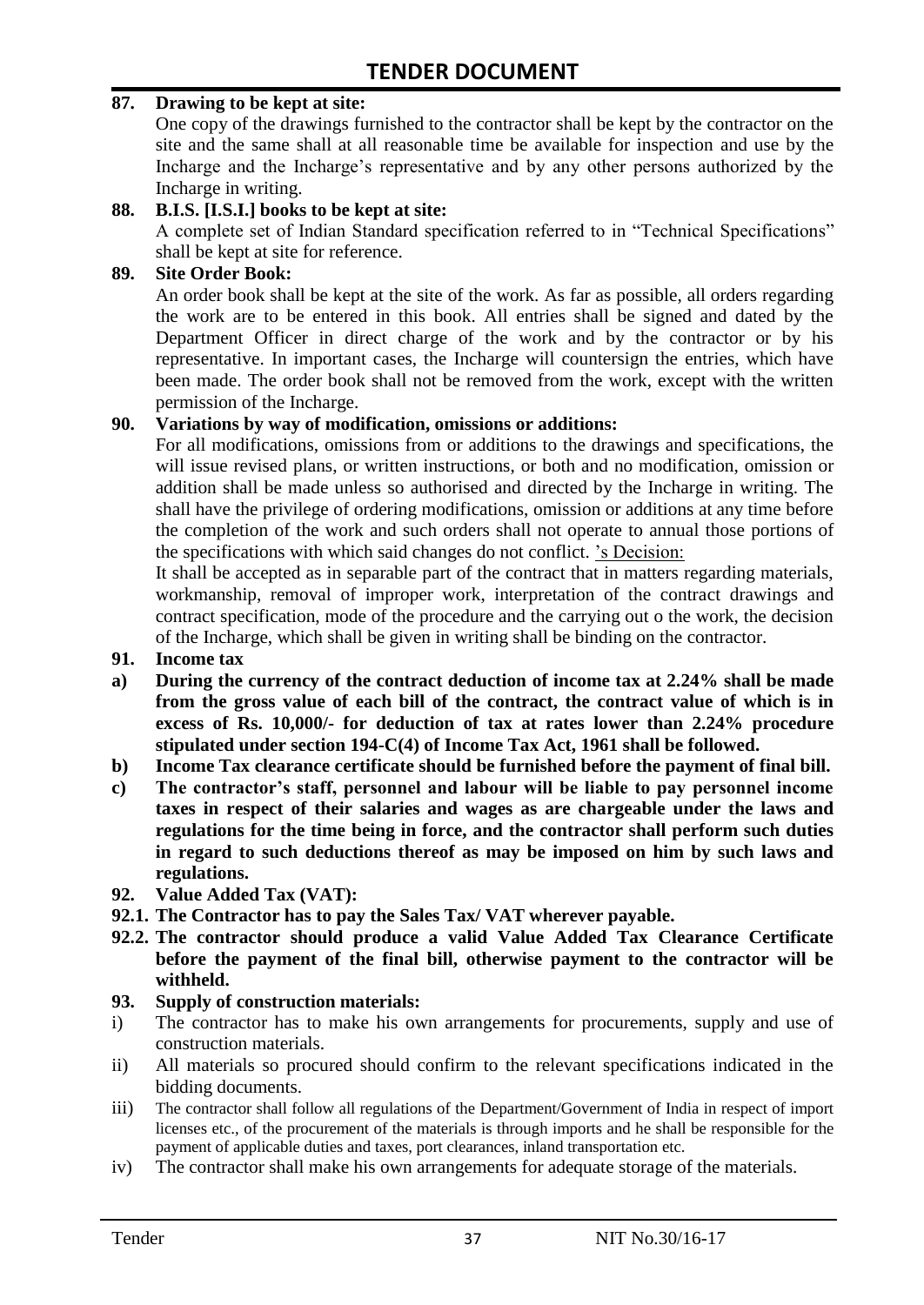**87. Drawing to be kept at site:**

One copy of the drawings furnished to the contractor shall be kept by the contractor on the site and the same shall at all reasonable time be available for inspection and use by the Incharge and the Incharge's representative and by any other persons authorized by the Incharge in writing.

**88. B.I.S. [I.S.I.] books to be kept at site:**

A complete set of Indian Standard specification referred to in "Technical Specifications" shall be kept at site for reference.

**89. Site Order Book:**

An order book shall be kept at the site of the work. As far as possible, all orders regarding the work are to be entered in this book. All entries shall be signed and dated by the Department Officer in direct charge of the work and by the contractor or by his representative. In important cases, the Incharge will countersign the entries, which have been made. The order book shall not be removed from the work, except with the written permission of the Incharge.

**90. Variations by way of modification, omissions or additions:**

For all modifications, omissions from or additions to the drawings and specifications, the will issue revised plans, or written instructions, or both and no modification, omission or addition shall be made unless so authorised and directed by the Incharge in writing. The shall have the privilege of ordering modifications, omission or additions at any time before the completion of the work and such orders shall not operate to annual those portions of the specifications with which said changes do not conflict. 's Decision:

It shall be accepted as in separable part of the contract that in matters regarding materials, workmanship, removal of improper work, interpretation of the contract drawings and contract specification, mode of the procedure and the carrying out o the work, the decision of the Incharge, which shall be given in writing shall be binding on the contractor.

**91. Income tax**

**a) During the currency of the contract deduction of income tax at 2.24% shall be made from the gross value of each bill of the contract, the contract value of which is in excess of Rs. 10,000/- for deduction of tax at rates lower than 2.24% procedure stipulated under section 194-C(4) of Income Tax Act, 1961 shall be followed.**

**b) Income Tax clearance certificate should be furnished before the payment of final bill.**

**c) The contractor's staff, personnel and labour will be liable to pay personnel income taxes in respect of their salaries and wages as are chargeable under the laws and regulations for the time being in force, and the contractor shall perform such duties in regard to such deductions thereof as may be imposed on him by such laws and regulations.**

**92. Value Added Tax (VAT):**

**92.1. The Contractor has to pay the Sales Tax/ VAT wherever payable.**

**92.2. The contractor should produce a valid Value Added Tax Clearance Certificate before the payment of the final bill, otherwise payment to the contractor will be withheld.**

**93. Supply of construction materials:**

i) The contractor has to make his own arrangements for procurements, supply and use of construction materials.

ii) All materials so procured should confirm to the relevant specifications indicated in the bidding documents.

iii) The contractor shall follow all regulations of the Department/Government of India in respect of import licenses etc., of the procurement of the materials is through imports and he shall be responsible for the payment of applicable duties and taxes, port clearances, inland transportation etc.

iv) The contractor shall make his own arrangements for adequate storage of the materials.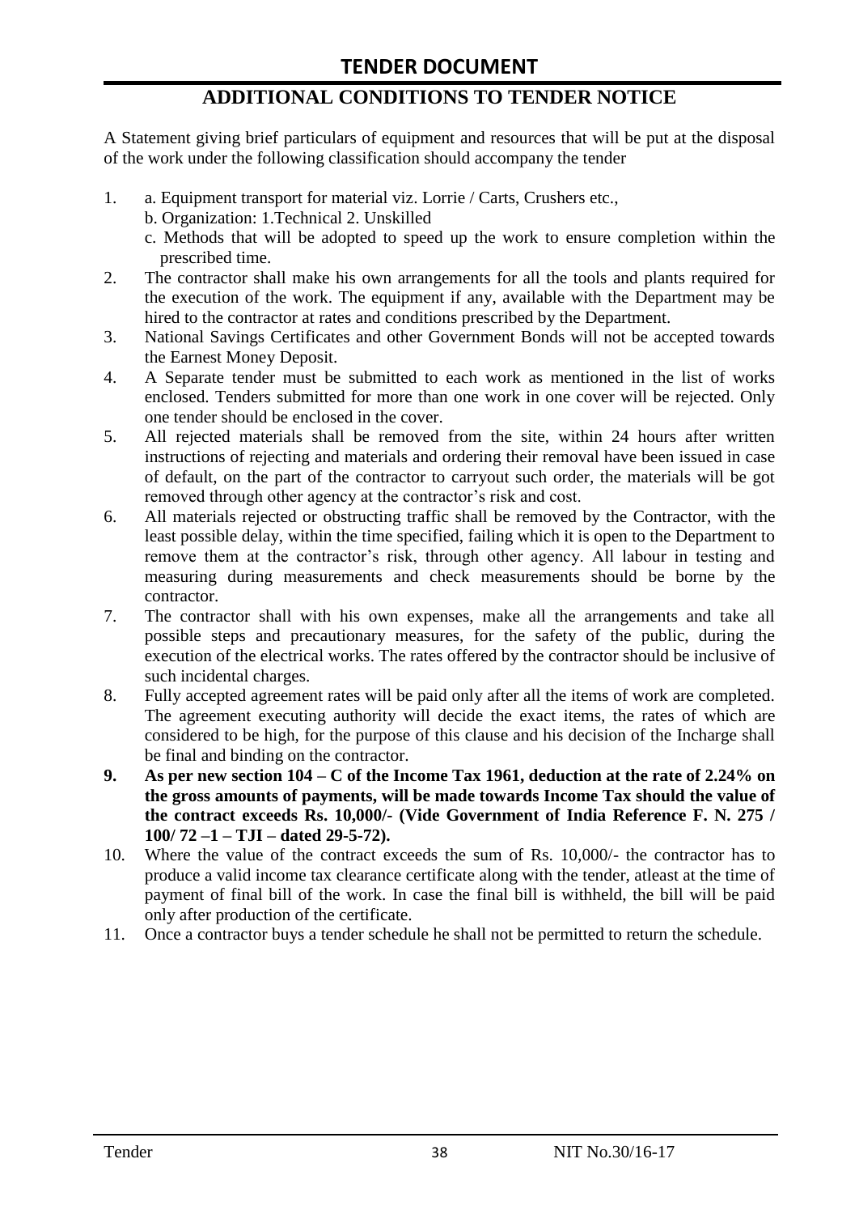# TENDER DOCUMENT

## ADDITIONAL CONDITIONS TO TENDER NOTICE

A Statement giving brief particulars of equipment and resources that will be put at the disposal of the work under the following classification should accompany the tender

1. a. Equipment transport for material viz. Lorrie / Carts, Crushers etc.,
   b. Organization: 1.Technical 2. Unskilled
   c. Methods that will be adopted to speed up the work to ensure completion within the prescribed time.
2. The contractor shall make his own arrangements for all the tools and plants required for the execution of the work. The equipment if any, available with the Department may be hired to the contractor at rates and conditions prescribed by the Department.
3. National Savings Certificates and other Government Bonds will not be accepted towards the Earnest Money Deposit.
4. A Separate tender must be submitted to each work as mentioned in the list of works enclosed. Tenders submitted for more than one work in one cover will be rejected. Only one tender should be enclosed in the cover.
5. All rejected materials shall be removed from the site, within 24 hours after written instructions of rejecting and materials and ordering their removal have been issued in case of default, on the part of the contractor to carryout such order, the materials will be got removed through other agency at the contractor's risk and cost.
6. All materials rejected or obstructing traffic shall be removed by the Contractor, with the least possible delay, within the time specified, failing which it is open to the Department to remove them at the contractor's risk, through other agency. All labour in testing and measuring during measurements and check measurements should be borne by the contractor.
7. The contractor shall with his own expenses, make all the arrangements and take all possible steps and precautionary measures, for the safety of the public, during the execution of the electrical works. The rates offered by the contractor should be inclusive of such incidental charges.
8. Fully accepted agreement rates will be paid only after all the items of work are completed. The agreement executing authority will decide the exact items, the rates of which are considered to be high, for the purpose of this clause and his decision of the Incharge shall be final and binding on the contractor.
9. **As per new section 104 – C of the Income Tax 1961, deduction at the rate of 2.24% on the gross amounts of payments, will be made towards Income Tax should the value of the contract exceeds Rs. 10,000/- (Vide Government of India Reference F. N. 275 / 100/ 72 –1 – TJI – dated 29-5-72).**
10. Where the value of the contract exceeds the sum of Rs. 10,000/- the contractor has to produce a valid income tax clearance certificate along with the tender, atleast at the time of payment of final bill of the work. In case the final bill is withheld, the bill will be paid only after production of the certificate.
11. Once a contractor buys a tender schedule he shall not be permitted to return the schedule.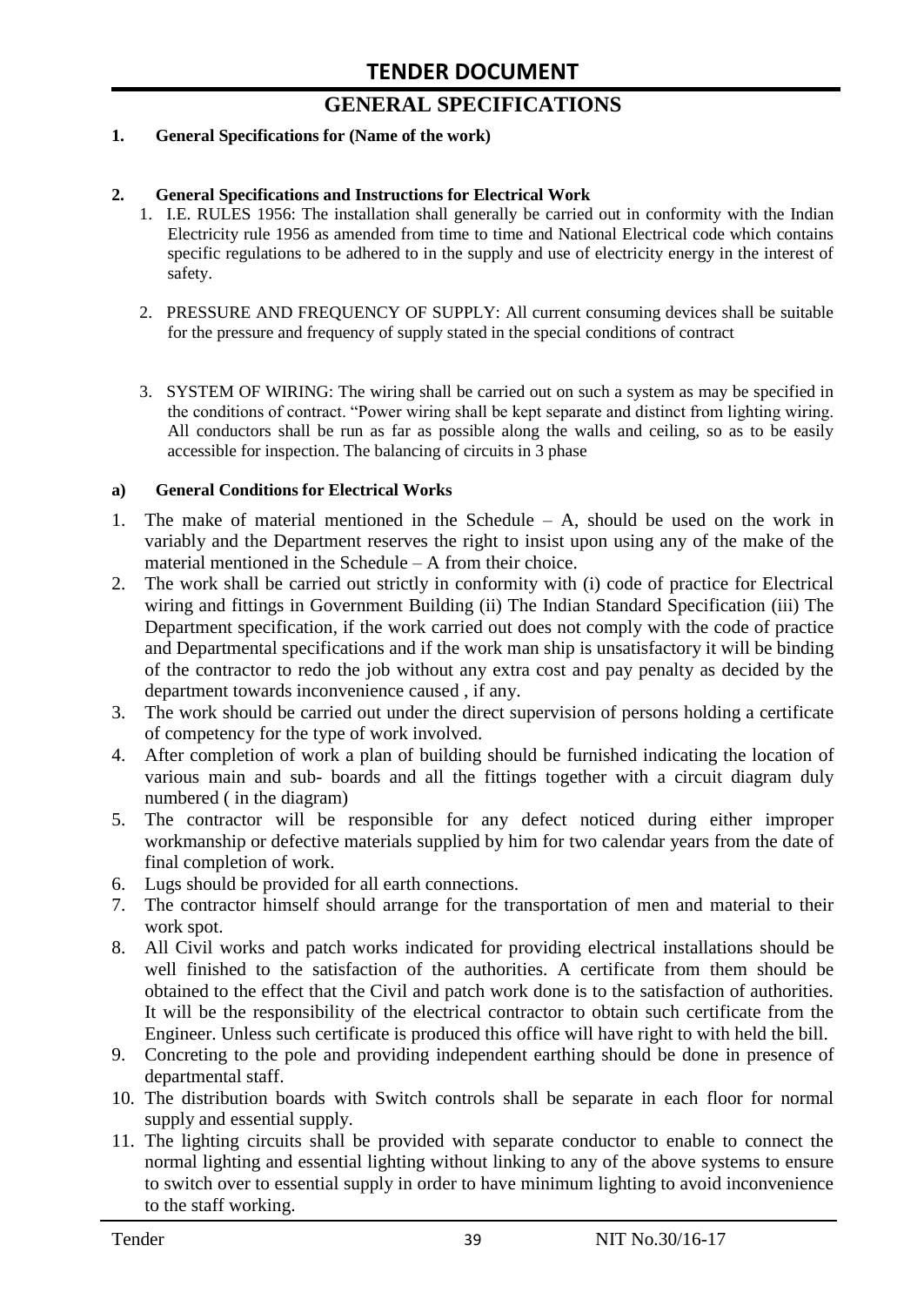# TENDER DOCUMENT

## GENERAL SPECIFICATIONS

**1. General Specifications for (Name of the work)**

**2. General Specifications and Instructions for Electrical Work**

1. I.E. RULES 1956: The installation shall generally be carried out in conformity with the Indian Electricity rule 1956 as amended from time to time and National Electrical code which contains specific regulations to be adhered to in the supply and use of electricity energy in the interest of safety.

2. PRESSURE AND FREQUENCY OF SUPPLY: All current consuming devices shall be suitable for the pressure and frequency of supply stated in the special conditions of contract

3. SYSTEM OF WIRING: The wiring shall be carried out on such a system as may be specified in the conditions of contract. "Power wiring shall be kept separate and distinct from lighting wiring. All conductors shall be run as far as possible along the walls and ceiling, so as to be easily accessible for inspection. The balancing of circuits in 3 phase

**a) General Conditions for Electrical Works**

1. The make of material mentioned in the Schedule – A, should be used on the work in variably and the Department reserves the right to insist upon using any of the make of the material mentioned in the Schedule – A from their choice.
2. The work shall be carried out strictly in conformity with (i) code of practice for Electrical wiring and fittings in Government Building (ii) The Indian Standard Specification (iii) The Department specification, if the work carried out does not comply with the code of practice and Departmental specifications and if the work man ship is unsatisfactory it will be binding of the contractor to redo the job without any extra cost and pay penalty as decided by the department towards inconvenience caused , if any.
3. The work should be carried out under the direct supervision of persons holding a certificate of competency for the type of work involved.
4. After completion of work a plan of building should be furnished indicating the location of various main and sub- boards and all the fittings together with a circuit diagram duly numbered ( in the diagram)
5. The contractor will be responsible for any defect noticed during either improper workmanship or defective materials supplied by him for two calendar years from the date of final completion of work.
6. Lugs should be provided for all earth connections.
7. The contractor himself should arrange for the transportation of men and material to their work spot.
8. All Civil works and patch works indicated for providing electrical installations should be well finished to the satisfaction of the authorities. A certificate from them should be obtained to the effect that the Civil and patch work done is to the satisfaction of authorities. It will be the responsibility of the electrical contractor to obtain such certificate from the Engineer. Unless such certificate is produced this office will have right to with held the bill.
9. Concreting to the pole and providing independent earthing should be done in presence of departmental staff.
10. The distribution boards with Switch controls shall be separate in each floor for normal supply and essential supply.
11. The lighting circuits shall be provided with separate conductor to enable to connect the normal lighting and essential lighting without linking to any of the above systems to ensure to switch over to essential supply in order to have minimum lighting to avoid inconvenience to the staff working.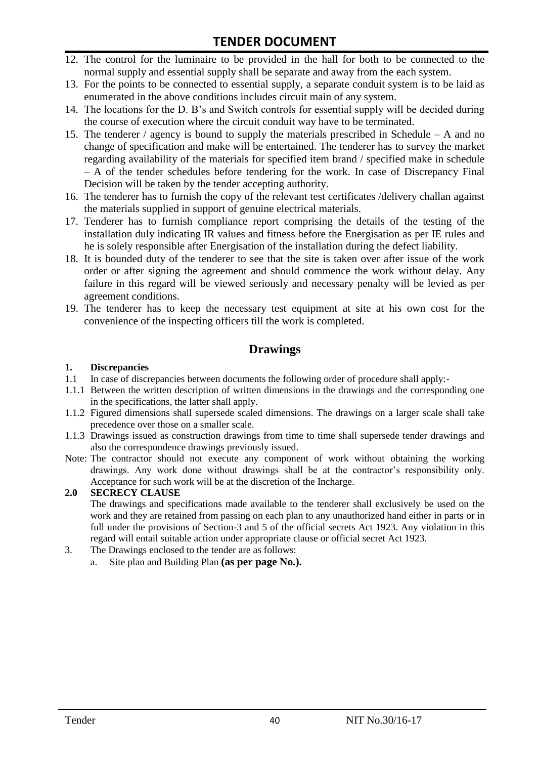12. The control for the luminaire to be provided in the hall for both to be connected to the normal supply and essential supply shall be separate and away from the each system.
13. For the points to be connected to essential supply, a separate conduit system is to be laid as enumerated in the above conditions includes circuit main of any system.
14. The locations for the D. B's and Switch controls for essential supply will be decided during the course of execution where the circuit conduit way have to be terminated.
15. The tenderer / agency is bound to supply the materials prescribed in Schedule – A and no change of specification and make will be entertained. The tenderer has to survey the market regarding availability of the materials for specified item brand / specified make in schedule – A of the tender schedules before tendering for the work. In case of Discrepancy Final Decision will be taken by the tender accepting authority.
16. The tenderer has to furnish the copy of the relevant test certificates /delivery challan against the materials supplied in support of genuine electrical materials.
17. Tenderer has to furnish compliance report comprising the details of the testing of the installation duly indicating IR values and fitness before the Energisation as per IE rules and he is solely responsible after Energisation of the installation during the defect liability.
18. It is bounded duty of the tenderer to see that the site is taken over after issue of the work order or after signing the agreement and should commence the work without delay. Any failure in this regard will be viewed seriously and necessary penalty will be levied as per agreement conditions.
19. The tenderer has to keep the necessary test equipment at site at his own cost for the convenience of the inspecting officers till the work is completed.

## Drawings

**1. Discrepancies**

1.1 In case of discrepancies between documents the following order of procedure shall apply:-

1.1.1 Between the written description of written dimensions in the drawings and the corresponding one in the specifications, the latter shall apply.

1.1.2 Figured dimensions shall supersede scaled dimensions. The drawings on a larger scale shall take precedence over those on a smaller scale.

1.1.3 Drawings issued as construction drawings from time to time shall supersede tender drawings and also the correspondence drawings previously issued.

Note: The contractor should not execute any component of work without obtaining the working drawings. Any work done without drawings shall be at the contractor's responsibility only. Acceptance for such work will be at the discretion of the Incharge.

**2.0 SECRECY CLAUSE**

The drawings and specifications made available to the tenderer shall exclusively be used on the work and they are retained from passing on each plan to any unauthorized hand either in parts or in full under the provisions of Section-3 and 5 of the official secrets Act 1923. Any violation in this regard will entail suitable action under appropriate clause or official secret Act 1923.

3. The Drawings enclosed to the tender are as follows:
   a. Site plan and Building Plan **(as per page No.).**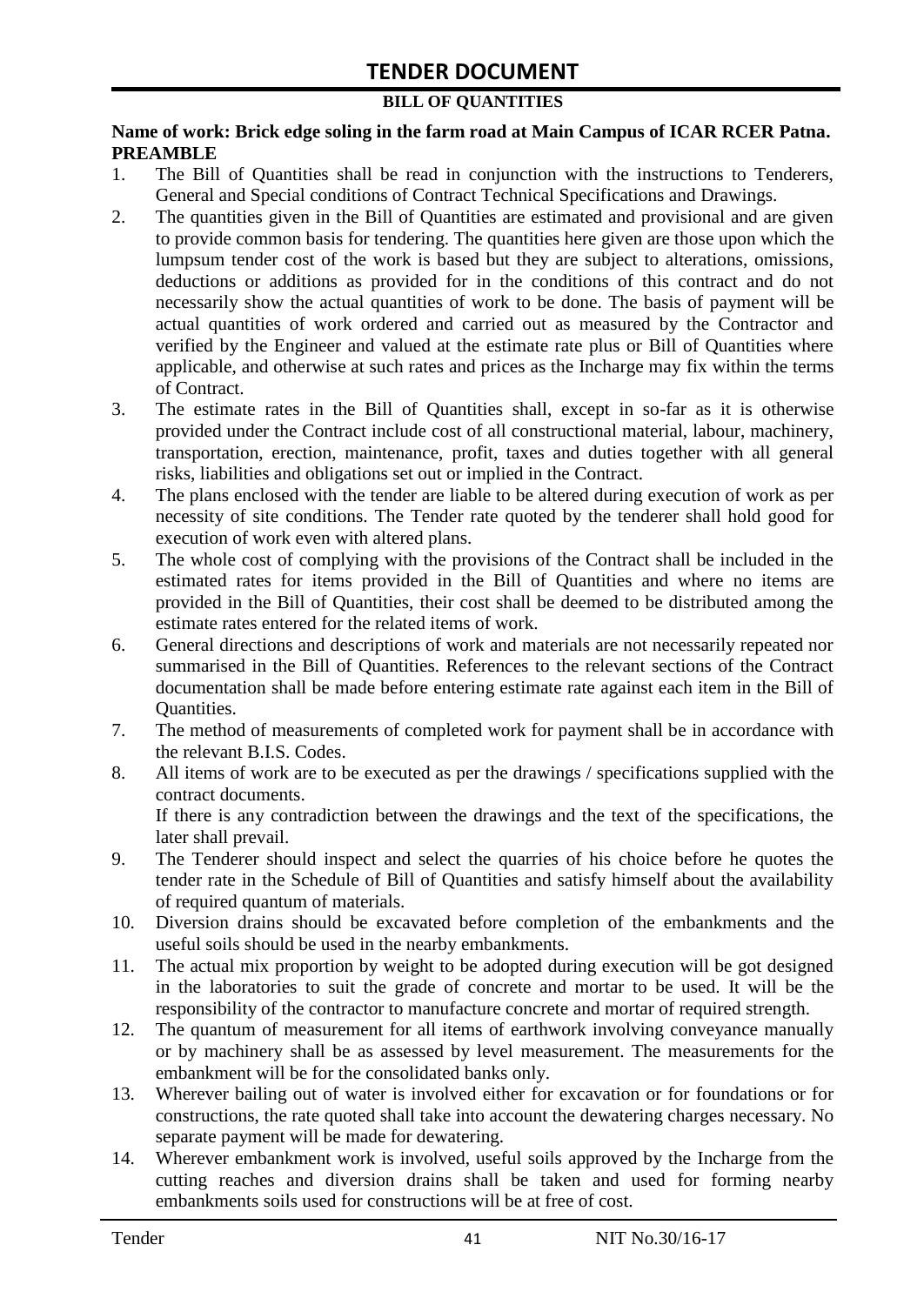# TENDER DOCUMENT

**BILL OF QUANTITIES**

**Name of work: Brick edge soling in the farm road at Main Campus of ICAR RCER Patna.**
**PREAMBLE**

1. The Bill of Quantities shall be read in conjunction with the instructions to Tenderers, General and Special conditions of Contract Technical Specifications and Drawings.
2. The quantities given in the Bill of Quantities are estimated and provisional and are given to provide common basis for tendering. The quantities here given are those upon which the lumpsum tender cost of the work is based but they are subject to alterations, omissions, deductions or additions as provided for in the conditions of this contract and do not necessarily show the actual quantities of work to be done. The basis of payment will be actual quantities of work ordered and carried out as measured by the Contractor and verified by the Engineer and valued at the estimate rate plus or Bill of Quantities where applicable, and otherwise at such rates and prices as the Incharge may fix within the terms of Contract.
3. The estimate rates in the Bill of Quantities shall, except in so-far as it is otherwise provided under the Contract include cost of all constructional material, labour, machinery, transportation, erection, maintenance, profit, taxes and duties together with all general risks, liabilities and obligations set out or implied in the Contract.
4. The plans enclosed with the tender are liable to be altered during execution of work as per necessity of site conditions. The Tender rate quoted by the tenderer shall hold good for execution of work even with altered plans.
5. The whole cost of complying with the provisions of the Contract shall be included in the estimated rates for items provided in the Bill of Quantities and where no items are provided in the Bill of Quantities, their cost shall be deemed to be distributed among the estimate rates entered for the related items of work.
6. General directions and descriptions of work and materials are not necessarily repeated nor summarised in the Bill of Quantities. References to the relevant sections of the Contract documentation shall be made before entering estimate rate against each item in the Bill of Quantities.
7. The method of measurements of completed work for payment shall be in accordance with the relevant B.I.S. Codes.
8. All items of work are to be executed as per the drawings / specifications supplied with the contract documents.
   If there is any contradiction between the drawings and the text of the specifications, the later shall prevail.
9. The Tenderer should inspect and select the quarries of his choice before he quotes the tender rate in the Schedule of Bill of Quantities and satisfy himself about the availability of required quantum of materials.
10. Diversion drains should be excavated before completion of the embankments and the useful soils should be used in the nearby embankments.
11. The actual mix proportion by weight to be adopted during execution will be got designed in the laboratories to suit the grade of concrete and mortar to be used. It will be the responsibility of the contractor to manufacture concrete and mortar of required strength.
12. The quantum of measurement for all items of earthwork involving conveyance manually or by machinery shall be as assessed by level measurement. The measurements for the embankment will be for the consolidated banks only.
13. Wherever bailing out of water is involved either for excavation or for foundations or for constructions, the rate quoted shall take into account the dewatering charges necessary. No separate payment will be made for dewatering.
14. Wherever embankment work is involved, useful soils approved by the Incharge from the cutting reaches and diversion drains shall be taken and used for forming nearby embankments soils used for constructions will be at free of cost.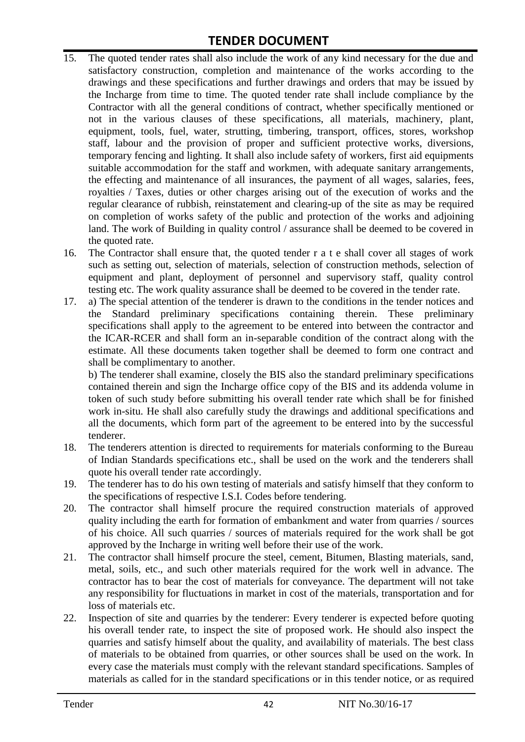15. The quoted tender rates shall also include the work of any kind necessary for the due and satisfactory construction, completion and maintenance of the works according to the drawings and these specifications and further drawings and orders that may be issued by the Incharge from time to time. The quoted tender rate shall include compliance by the Contractor with all the general conditions of contract, whether specifically mentioned or not in the various clauses of these specifications, all materials, machinery, plant, equipment, tools, fuel, water, strutting, timbering, transport, offices, stores, workshop staff, labour and the provision of proper and sufficient protective works, diversions, temporary fencing and lighting. It shall also include safety of workers, first aid equipments suitable accommodation for the staff and workmen, with adequate sanitary arrangements, the effecting and maintenance of all insurances, the payment of all wages, salaries, fees, royalties / Taxes, duties or other charges arising out of the execution of works and the regular clearance of rubbish, reinstatement and clearing-up of the site as may be required on completion of works safety of the public and protection of the works and adjoining land. The work of Building in quality control / assurance shall be deemed to be covered in the quoted rate.
16. The Contractor shall ensure that, the quoted tender r a t e shall cover all stages of work such as setting out, selection of materials, selection of construction methods, selection of equipment and plant, deployment of personnel and supervisory staff, quality control testing etc. The work quality assurance shall be deemed to be covered in the tender rate.
17. a) The special attention of the tenderer is drawn to the conditions in the tender notices and the Standard preliminary specifications containing therein. These preliminary specifications shall apply to the agreement to be entered into between the contractor and the ICAR-RCER and shall form an in-separable condition of the contract along with the estimate. All these documents taken together shall be deemed to form one contract and shall be complimentary to another.

    b) The tenderer shall examine, closely the BIS also the standard preliminary specifications contained therein and sign the Incharge office copy of the BIS and its addenda volume in token of such study before submitting his overall tender rate which shall be for finished work in-situ. He shall also carefully study the drawings and additional specifications and all the documents, which form part of the agreement to be entered into by the successful tenderer.
18. The tenderers attention is directed to requirements for materials conforming to the Bureau of Indian Standards specifications etc., shall be used on the work and the tenderers shall quote his overall tender rate accordingly.
19. The tenderer has to do his own testing of materials and satisfy himself that they conform to the specifications of respective I.S.I. Codes before tendering.
20. The contractor shall himself procure the required construction materials of approved quality including the earth for formation of embankment and water from quarries / sources of his choice. All such quarries / sources of materials required for the work shall be got approved by the Incharge in writing well before their use of the work.
21. The contractor shall himself procure the steel, cement, Bitumen, Blasting materials, sand, metal, soils, etc., and such other materials required for the work well in advance. The contractor has to bear the cost of materials for conveyance. The department will not take any responsibility for fluctuations in market in cost of the materials, transportation and for loss of materials etc.
22. Inspection of site and quarries by the tenderer: Every tenderer is expected before quoting his overall tender rate, to inspect the site of proposed work. He should also inspect the quarries and satisfy himself about the quality, and availability of materials. The best class of materials to be obtained from quarries, or other sources shall be used on the work. In every case the materials must comply with the relevant standard specifications. Samples of materials as called for in the standard specifications or in this tender notice, or as required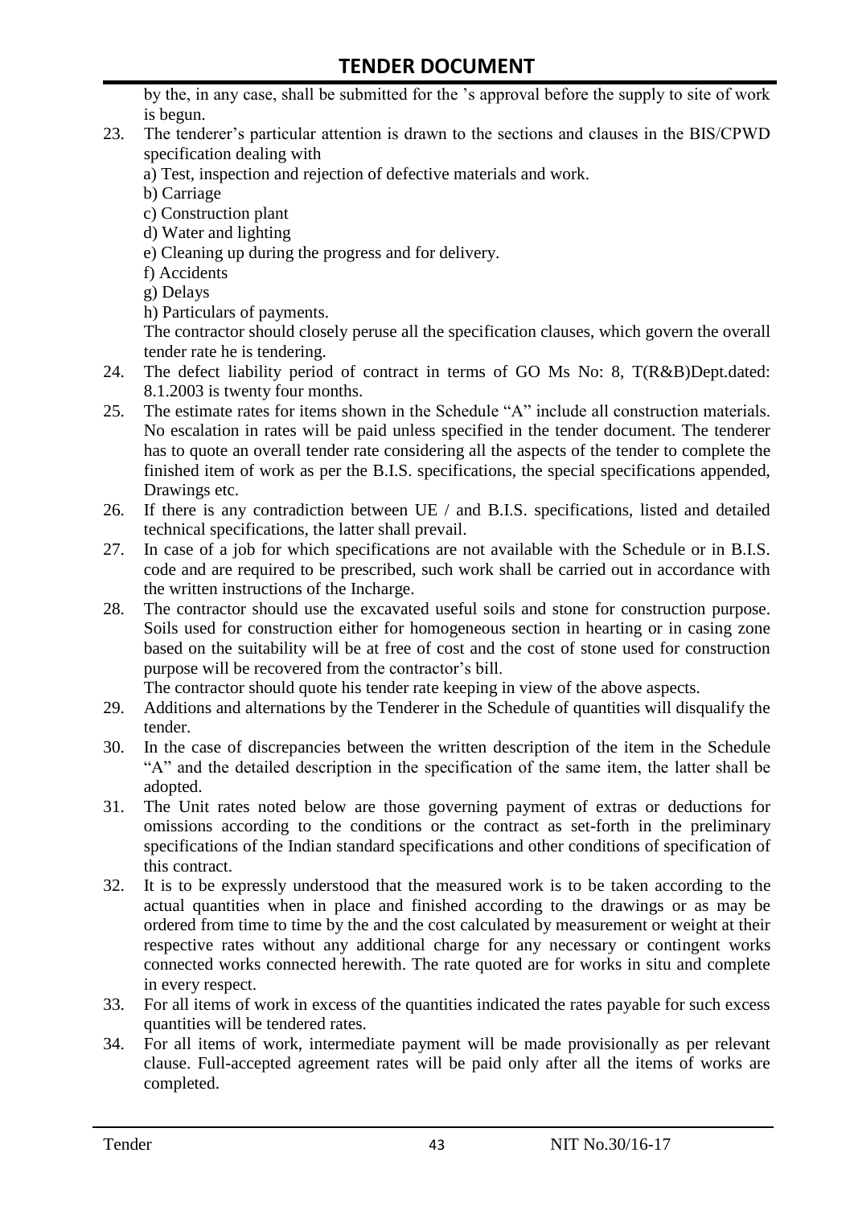by the, in any case, shall be submitted for the 's approval before the supply to site of work is begun.

23. The tenderer's particular attention is drawn to the sections and clauses in the BIS/CPWD specification dealing with
    a) Test, inspection and rejection of defective materials and work.
    b) Carriage
    c) Construction plant
    d) Water and lighting
    e) Cleaning up during the progress and for delivery.
    f) Accidents
    g) Delays
    h) Particulars of payments.

    The contractor should closely peruse all the specification clauses, which govern the overall tender rate he is tendering.
24. The defect liability period of contract in terms of GO Ms No: 8, T(R&B)Dept.dated: 8.1.2003 is twenty four months.
25. The estimate rates for items shown in the Schedule "A" include all construction materials. No escalation in rates will be paid unless specified in the tender document. The tenderer has to quote an overall tender rate considering all the aspects of the tender to complete the finished item of work as per the B.I.S. specifications, the special specifications appended, Drawings etc.
26. If there is any contradiction between UE / and B.I.S. specifications, listed and detailed technical specifications, the latter shall prevail.
27. In case of a job for which specifications are not available with the Schedule or in B.I.S. code and are required to be prescribed, such work shall be carried out in accordance with the written instructions of the Incharge.
28. The contractor should use the excavated useful soils and stone for construction purpose. Soils used for construction either for homogeneous section in hearting or in casing zone based on the suitability will be at free of cost and the cost of stone used for construction purpose will be recovered from the contractor's bill.

    The contractor should quote his tender rate keeping in view of the above aspects.
29. Additions and alternations by the Tenderer in the Schedule of quantities will disqualify the tender.
30. In the case of discrepancies between the written description of the item in the Schedule "A" and the detailed description in the specification of the same item, the latter shall be adopted.
31. The Unit rates noted below are those governing payment of extras or deductions for omissions according to the conditions or the contract as set-forth in the preliminary specifications of the Indian standard specifications and other conditions of specification of this contract.
32. It is to be expressly understood that the measured work is to be taken according to the actual quantities when in place and finished according to the drawings or as may be ordered from time to time by the and the cost calculated by measurement or weight at their respective rates without any additional charge for any necessary or contingent works connected works connected herewith. The rate quoted are for works in situ and complete in every respect.
33. For all items of work in excess of the quantities indicated the rates payable for such excess quantities will be tendered rates.
34. For all items of work, intermediate payment will be made provisionally as per relevant clause. Full-accepted agreement rates will be paid only after all the items of works are completed.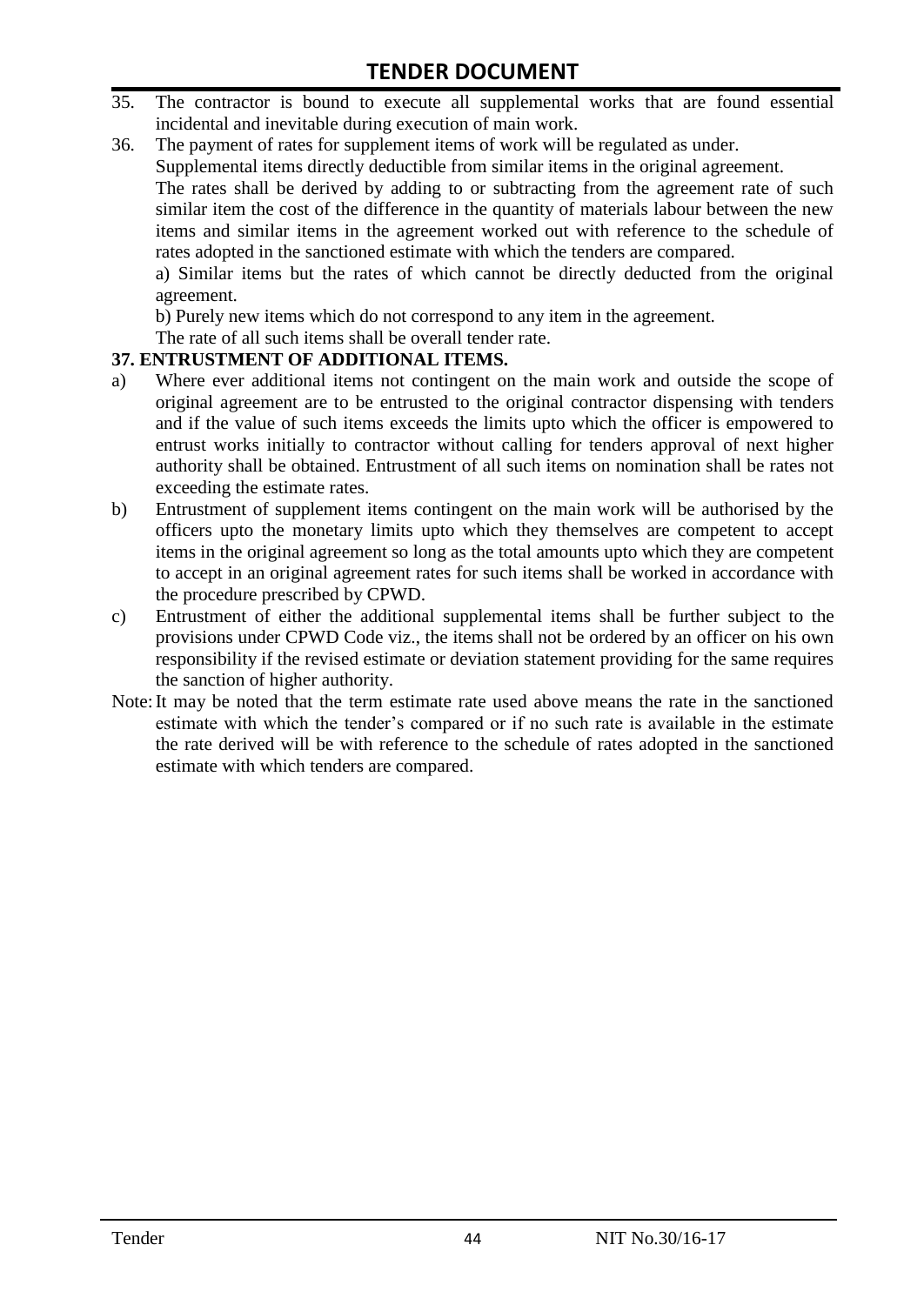35. The contractor is bound to execute all supplemental works that are found essential incidental and inevitable during execution of main work.

36. The payment of rates for supplement items of work will be regulated as under.

    Supplemental items directly deductible from similar items in the original agreement.

    The rates shall be derived by adding to or subtracting from the agreement rate of such similar item the cost of the difference in the quantity of materials labour between the new items and similar items in the agreement worked out with reference to the schedule of rates adopted in the sanctioned estimate with which the tenders are compared.

    a) Similar items but the rates of which cannot be directly deducted from the original agreement.

    b) Purely new items which do not correspond to any item in the agreement.

    The rate of all such items shall be overall tender rate.

**37. ENTRUSTMENT OF ADDITIONAL ITEMS.**

a) Where ever additional items not contingent on the main work and outside the scope of original agreement are to be entrusted to the original contractor dispensing with tenders and if the value of such items exceeds the limits upto which the officer is empowered to entrust works initially to contractor without calling for tenders approval of next higher authority shall be obtained. Entrustment of all such items on nomination shall be rates not exceeding the estimate rates.

b) Entrustment of supplement items contingent on the main work will be authorised by the officers upto the monetary limits upto which they themselves are competent to accept items in the original agreement so long as the total amounts upto which they are competent to accept in an original agreement rates for such items shall be worked in accordance with the procedure prescribed by CPWD.

c) Entrustment of either the additional supplemental items shall be further subject to the provisions under CPWD Code viz., the items shall not be ordered by an officer on his own responsibility if the revised estimate or deviation statement providing for the same requires the sanction of higher authority.

Note: It may be noted that the term estimate rate used above means the rate in the sanctioned estimate with which the tender's compared or if no such rate is available in the estimate the rate derived will be with reference to the schedule of rates adopted in the sanctioned estimate with which tenders are compared.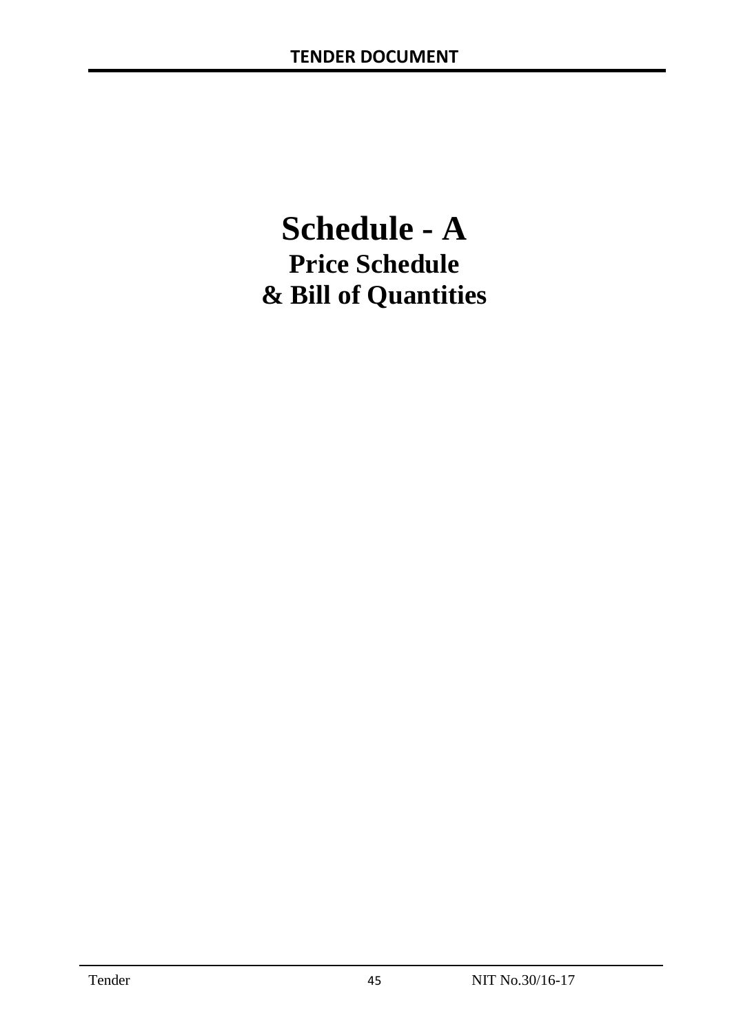# Schedule - A

## Price Schedule

## & Bill of Quantities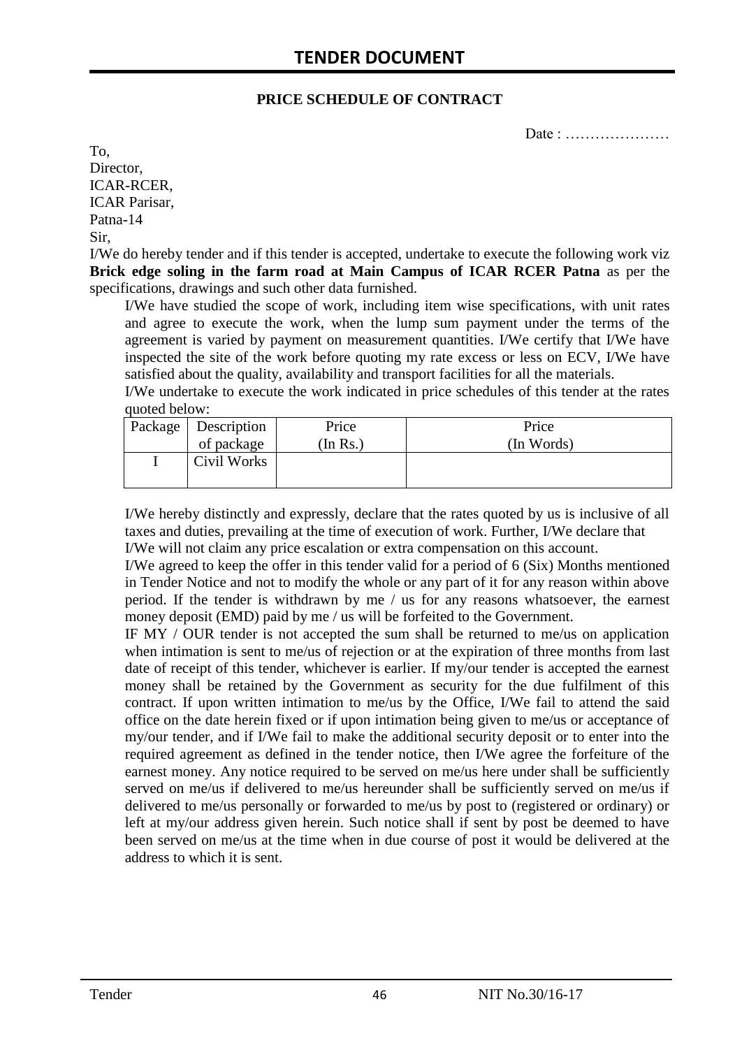**PRICE SCHEDULE OF CONTRACT**

Date : …………………

To,
Director,
ICAR-RCER,
ICAR Parisar,
Patna-14
Sir,

I/We do hereby tender and if this tender is accepted, undertake to execute the following work viz **Brick edge soling in the farm road at Main Campus of ICAR RCER Patna** as per the specifications, drawings and such other data furnished.

I/We have studied the scope of work, including item wise specifications, with unit rates and agree to execute the work, when the lump sum payment under the terms of the agreement is varied by payment on measurement quantities. I/We certify that I/We have inspected the site of the work before quoting my rate excess or less on ECV, I/We have satisfied about the quality, availability and transport facilities for all the materials.

I/We undertake to execute the work indicated in price schedules of this tender at the rates quoted below:

| Package | Description of package | Price (In Rs.) | Price (In Words) |
|---|---|---|---|
| I | Civil Works | | |

I/We hereby distinctly and expressly, declare that the rates quoted by us is inclusive of all taxes and duties, prevailing at the time of execution of work. Further, I/We declare that I/We will not claim any price escalation or extra compensation on this account.

I/We agreed to keep the offer in this tender valid for a period of 6 (Six) Months mentioned in Tender Notice and not to modify the whole or any part of it for any reason within above period. If the tender is withdrawn by me / us for any reasons whatsoever, the earnest money deposit (EMD) paid by me / us will be forfeited to the Government.

IF MY / OUR tender is not accepted the sum shall be returned to me/us on application when intimation is sent to me/us of rejection or at the expiration of three months from last date of receipt of this tender, whichever is earlier. If my/our tender is accepted the earnest money shall be retained by the Government as security for the due fulfilment of this contract. If upon written intimation to me/us by the Office, I/We fail to attend the said office on the date herein fixed or if upon intimation being given to me/us or acceptance of my/our tender, and if I/We fail to make the additional security deposit or to enter into the required agreement as defined in the tender notice, then I/We agree the forfeiture of the earnest money. Any notice required to be served on me/us here under shall be sufficiently served on me/us if delivered to me/us hereunder shall be sufficiently served on me/us if delivered to me/us personally or forwarded to me/us by post to (registered or ordinary) or left at my/our address given herein. Such notice shall if sent by post be deemed to have been served on me/us at the time when in due course of post it would be delivered at the address to which it is sent.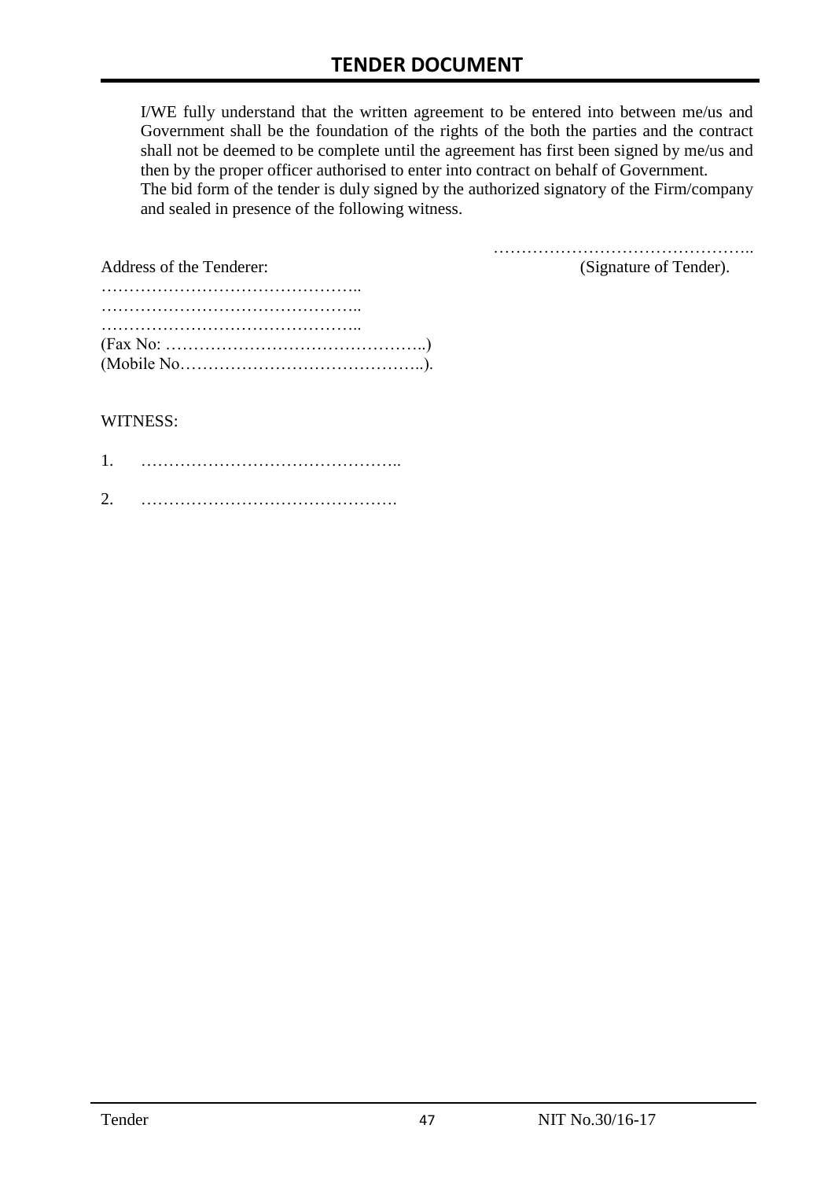I/WE fully understand that the written agreement to be entered into between me/us and Government shall be the foundation of the rights of the both the parties and the contract shall not be deemed to be complete until the agreement has first been signed by me/us and then by the proper officer authorised to enter into contract on behalf of Government.
The bid form of the tender is duly signed by the authorized signatory of the Firm/company and sealed in presence of the following witness.

………………………………………..
(Signature of Tender).

Address of the Tenderer:
………………………………………..
………………………………………..
………………………………………..
(Fax No: ………………………………………..)
(Mobile No……………………………………..).

WITNESS:

1. ………………………………………..

2. ……………………………………….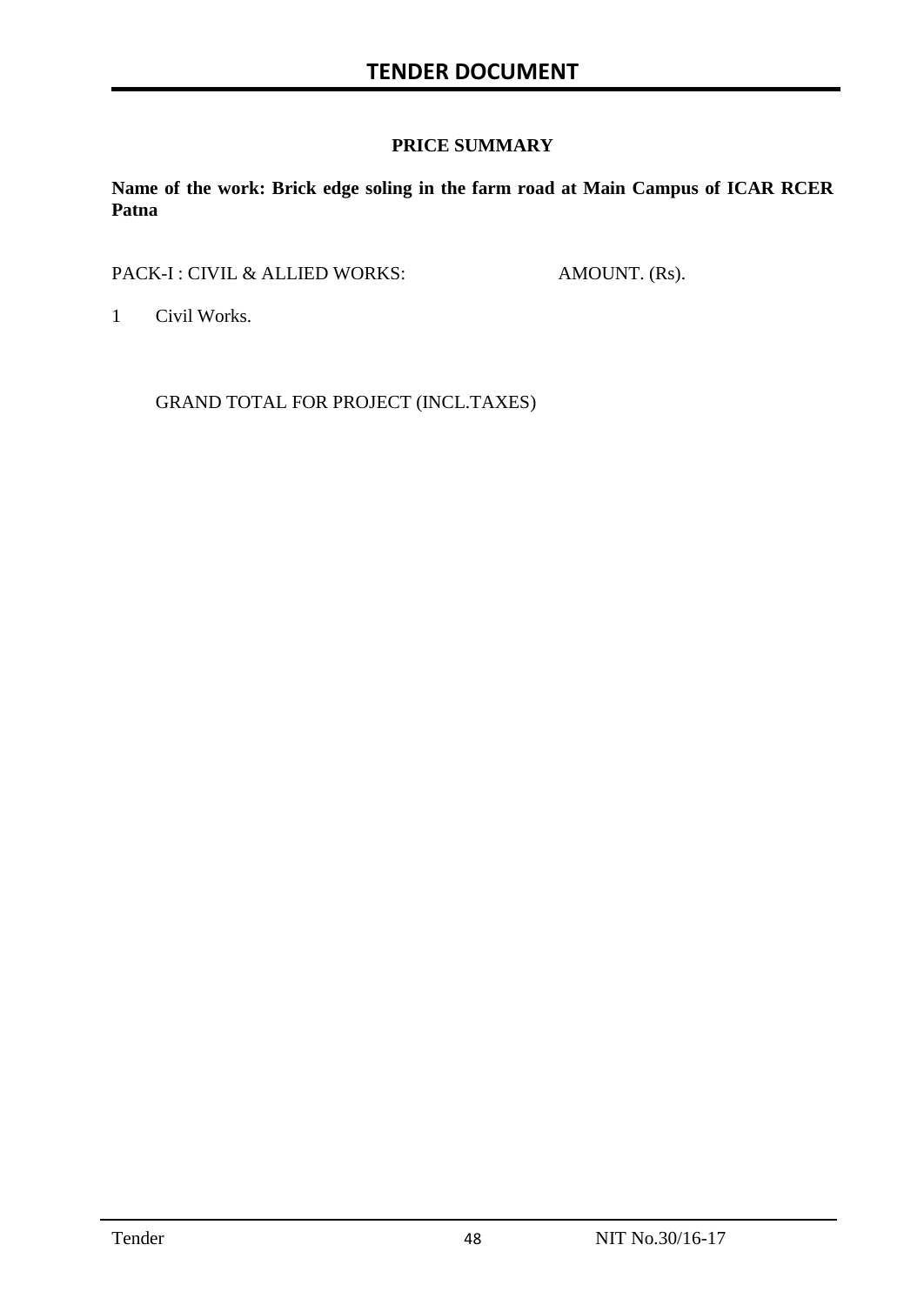**PRICE SUMMARY**

**Name of the work: Brick edge soling in the farm road at Main Campus of ICAR RCER Patna**

| PACK-I : CIVIL & ALLIED WORKS: | AMOUNT. (Rs). |
|---|---|
| 1 Civil Works. | |
| GRAND TOTAL FOR PROJECT (INCL.TAXES) | |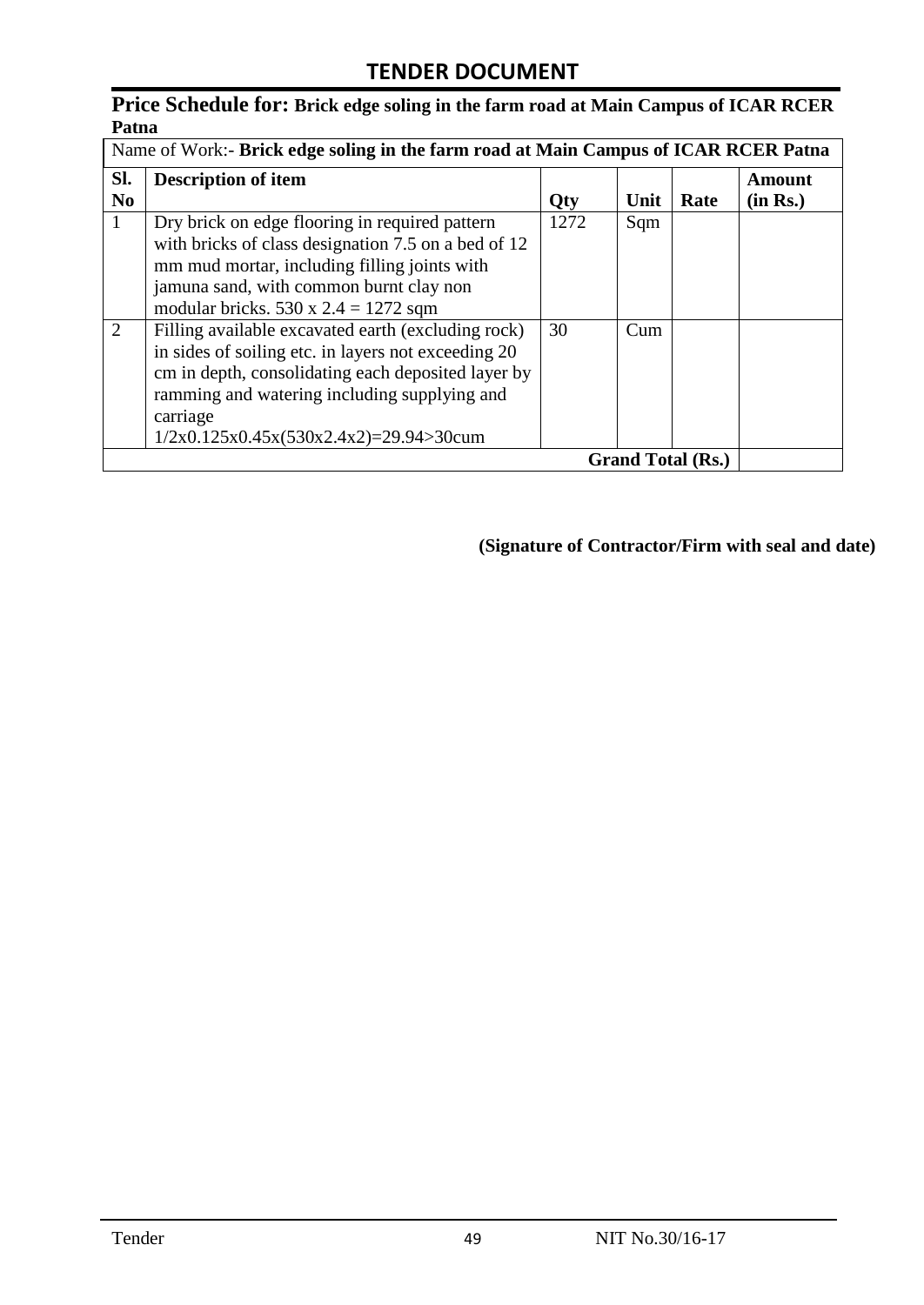## TENDER DOCUMENT

### Price Schedule for: Brick edge soling in the farm road at Main Campus of ICAR RCER Patna

| Name of Work:- **Brick edge soling in the farm road at Main Campus of ICAR RCER Patna** | | | | | |
|---|---|---|---|---|---|
| **Sl. No** | **Description of item** | **Qty** | **Unit** | **Rate** | **Amount (in Rs.)** |
| 1 | Dry brick on edge flooring in required pattern with bricks of class designation 7.5 on a bed of 12 mm mud mortar, including filling joints with jamuna sand, with common burnt clay non modular bricks. 530 x 2.4 = 1272 sqm | 1272 | Sqm | | |
| 2 | Filling available excavated earth (excluding rock) in sides of soiling etc. in layers not exceeding 20 cm in depth, consolidating each deposited layer by ramming and watering including supplying and carriage 1/2x0.125x0.45x(530x2.4x2)=29.94>30cum | 30 | Cum | | |
| | | | | **Grand Total (Rs.)** | |

**(Signature of Contractor/Firm with seal and date)**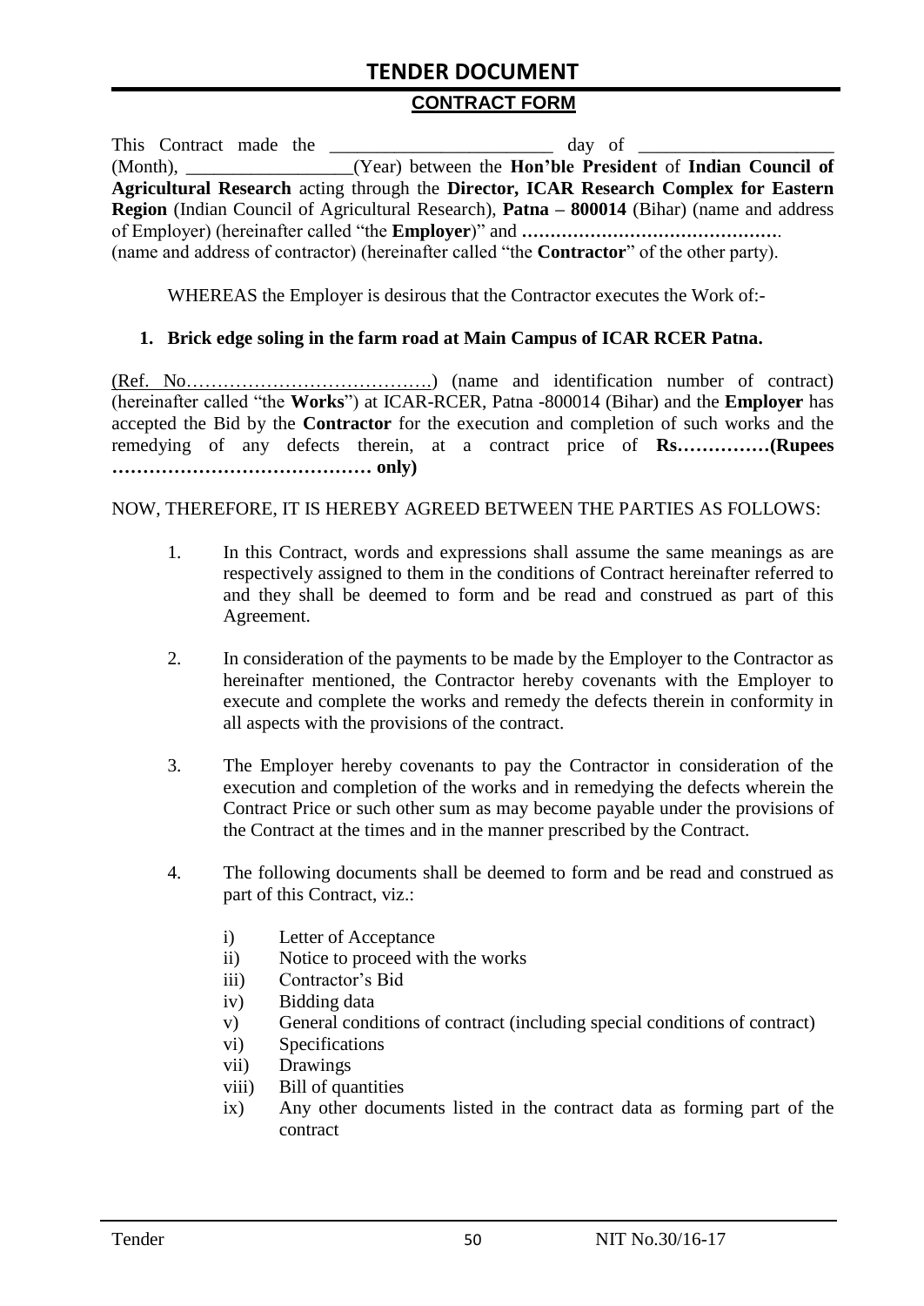# TENDER DOCUMENT

## CONTRACT FORM

This Contract made the ________________________ day of ____________________ (Month), __________________(Year) between the **Hon'ble President** of **Indian Council of Agricultural Research** acting through the **Director, ICAR Research Complex for Eastern Region** (Indian Council of Agricultural Research), **Patna – 800014** (Bihar) (name and address of Employer) (hereinafter called "the **Employer**)" and **………………………………………**. (name and address of contractor) (hereinafter called "the **Contractor**" of the other party).

WHEREAS the Employer is desirous that the Contractor executes the Work of:-

1. **Brick edge soling in the farm road at Main Campus of ICAR RCER Patna.**

(Ref. No…………………………………….) (name and identification number of contract) (hereinafter called "the **Works**") at ICAR-RCER, Patna -800014 (Bihar) and the **Employer** has accepted the Bid by the **Contractor** for the execution and completion of such works and the remedying of any defects therein, at a contract price of **Rs……………(Rupees …………………………………… only)**

NOW, THEREFORE, IT IS HEREBY AGREED BETWEEN THE PARTIES AS FOLLOWS:

1. In this Contract, words and expressions shall assume the same meanings as are respectively assigned to them in the conditions of Contract hereinafter referred to and they shall be deemed to form and be read and construed as part of this Agreement.

2. In consideration of the payments to be made by the Employer to the Contractor as hereinafter mentioned, the Contractor hereby covenants with the Employer to execute and complete the works and remedy the defects therein in conformity in all aspects with the provisions of the contract.

3. The Employer hereby covenants to pay the Contractor in consideration of the execution and completion of the works and in remedying the defects wherein the Contract Price or such other sum as may become payable under the provisions of the Contract at the times and in the manner prescribed by the Contract.

4. The following documents shall be deemed to form and be read and construed as part of this Contract, viz.:

   i) Letter of Acceptance
   ii) Notice to proceed with the works
   iii) Contractor's Bid
   iv) Bidding data
   v) General conditions of contract (including special conditions of contract)
   vi) Specifications
   vii) Drawings
   viii) Bill of quantities
   ix) Any other documents listed in the contract data as forming part of the contract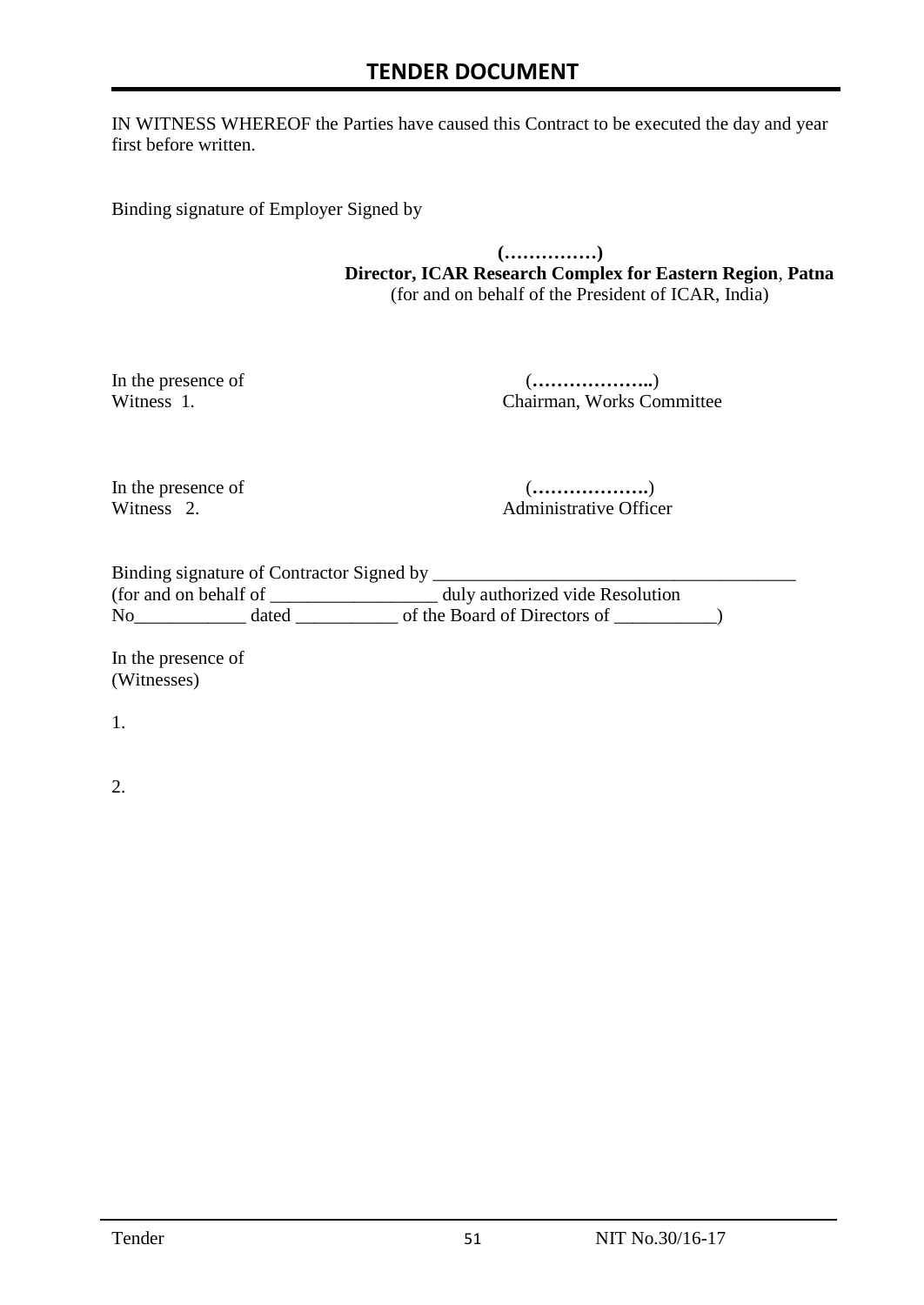IN WITNESS WHEREOF the Parties have caused this Contract to be executed the day and year first before written.

Binding signature of Employer Signed by

**(……………)**
**Director, ICAR Research Complex for Eastern Region**, **Patna**
(for and on behalf of the President of ICAR, India)

In the presence of
Witness 1.

(**………………..**)
Chairman, Works Committee

In the presence of
Witness 2.

(**……………….**)
Administrative Officer

Binding signature of Contractor Signed by _______________________________________
(for and on behalf of _________________ duly authorized vide Resolution
No____________ dated ___________ of the Board of Directors of ___________)

In the presence of
(Witnesses)

1.

2.